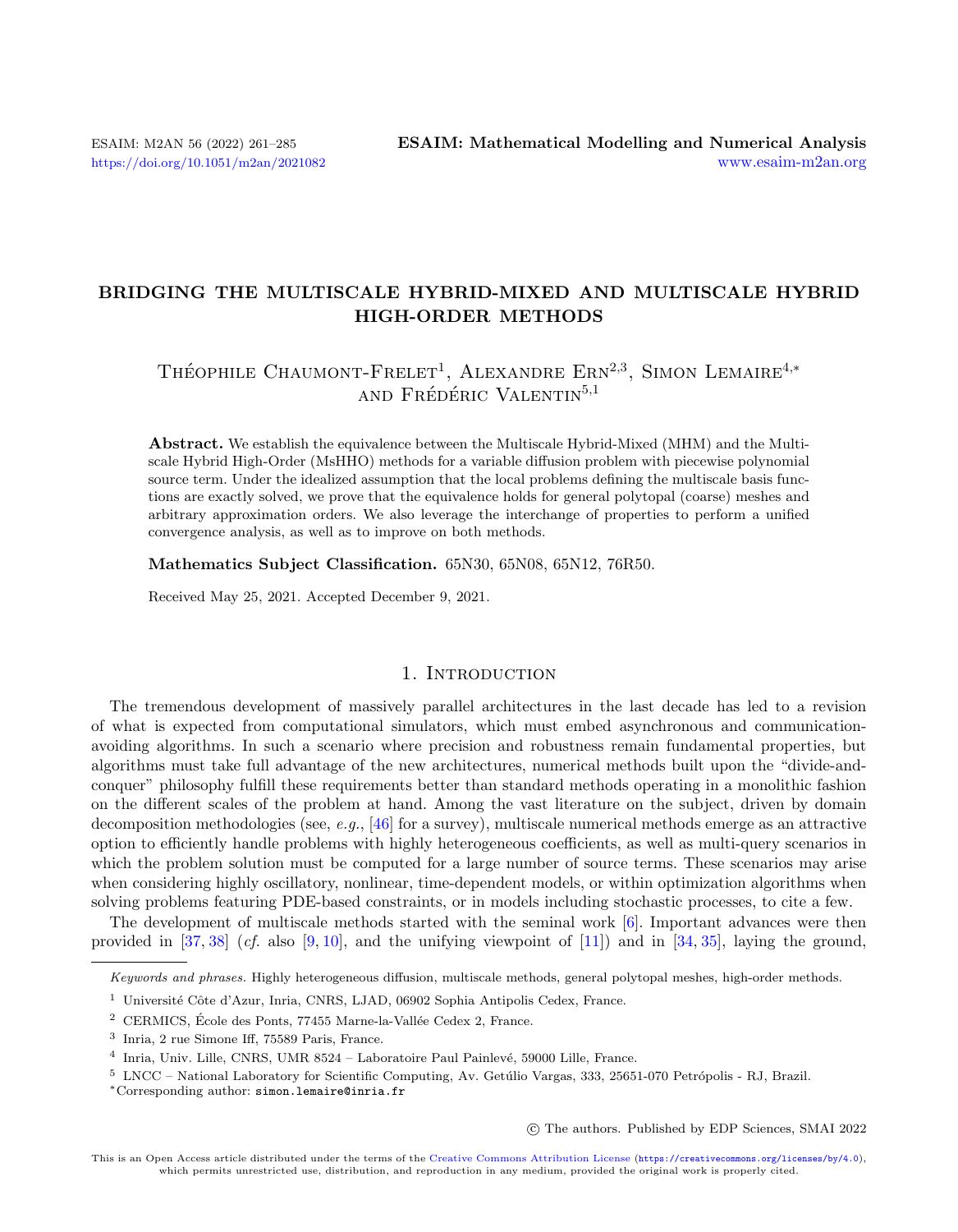# BRIDGING THE MULTISCALE HYBRID-MIXED AND MULTISCALE HYBRID HIGH-ORDER METHODS

Théophile Chaumont-Frelet[1], Alexandre Ern[2,3], Simon Lemaire[4,*] and Frédéric Valentin[5,1]

**Abstract.** We establish the equivalence between the Multiscale Hybrid-Mixed (MHM) and the Multiscale Hybrid High-Order (MsHHO) methods for a variable diffusion problem with piecewise polynomial source term. Under the idealized assumption that the local problems defining the multiscale basis functions are exactly solved, we prove that the equivalence holds for general polytopal (coarse) meshes and arbitrary approximation orders. We also leverage the interchange of properties to perform a unified convergence analysis, as well as to improve on both methods.

**Mathematics Subject Classification.** 65N30, 65N08, 65N12, 76R50.

Received May 25, 2021. Accepted December 9, 2021.

## 1. Introduction

The tremendous development of massively parallel architectures in the last decade has led to a revision of what is expected from computational simulators, which must embed asynchronous and communication-avoiding algorithms. In such a scenario where precision and robustness remain fundamental properties, but algorithms must take full advantage of the new architectures, numerical methods built upon the "divide-and-conquer" philosophy fulfill these requirements better than standard methods operating in a monolithic fashion on the different scales of the problem at hand. Among the vast literature on the subject, driven by domain decomposition methodologies (see, *e.g.*, [46] for a survey), multiscale numerical methods emerge as an attractive option to efficiently handle problems with highly heterogeneous coefficients, as well as multi-query scenarios in which the problem solution must be computed for a large number of source terms. These scenarios may arise when considering highly oscillatory, nonlinear, time-dependent models, or within optimization algorithms when solving problems featuring PDE-based constraints, or in models including stochastic processes, to cite a few.

The development of multiscale methods started with the seminal work [6]. Important advances were then provided in [37, 38] (*cf.* also [9, 10], and the unifying viewpoint of [11]) and in [34, 35], laying the ground,

*Keywords and phrases.* Highly heterogeneous diffusion, multiscale methods, general polytopal meshes, high-order methods.

[1] Université Côte d'Azur, Inria, CNRS, LJAD, 06902 Sophia Antipolis Cedex, France.

[2] CERMICS, École des Ponts, 77455 Marne-la-Vallée Cedex 2, France.

[3] Inria, 2 rue Simone Iff, 75589 Paris, France.

[4] Inria, Univ. Lille, CNRS, UMR 8524 – Laboratoire Paul Painlevé, 59000 Lille, France.

[5] LNCC – National Laboratory for Scientific Computing, Av. Getúlio Vargas, 333, 25651-070 Petrópolis - RJ, Brazil.

[*]Corresponding author: simon.lemaire@inria.fr

© The authors. Published by EDP Sciences, SMAI 2022

This is an Open Access article distributed under the terms of the Creative Commons Attribution License (https://creativecommons.org/licenses/by/4.0), which permits unrestricted use, distribution, and reproduction in any medium, provided the original work is properly cited.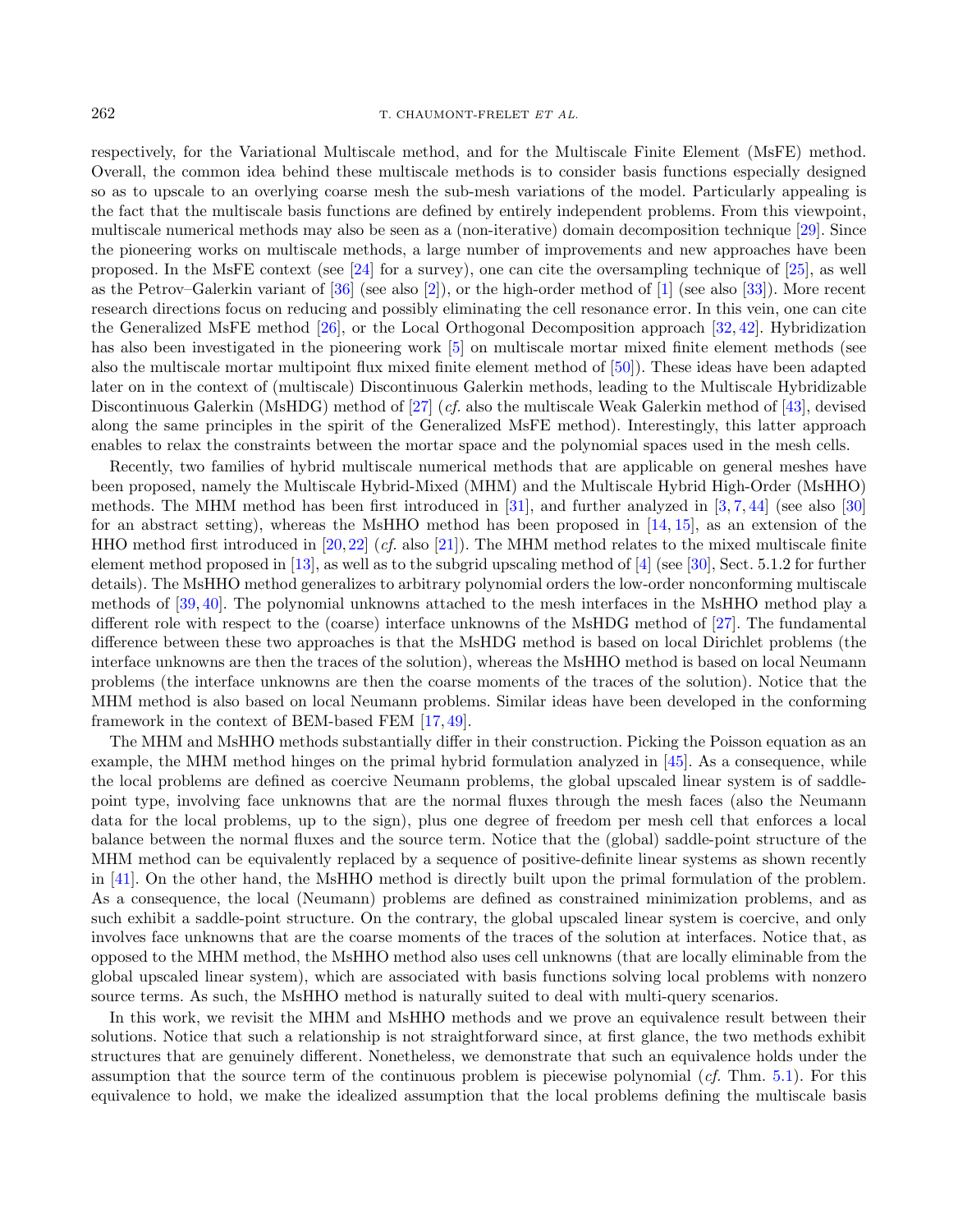respectively, for the Variational Multiscale method, and for the Multiscale Finite Element (MsFE) method. Overall, the common idea behind these multiscale methods is to consider basis functions especially designed so as to upscale to an overlying coarse mesh the sub-mesh variations of the model. Particularly appealing is the fact that the multiscale basis functions are defined by entirely independent problems. From this viewpoint, multiscale numerical methods may also be seen as a (non-iterative) domain decomposition technique [29]. Since the pioneering works on multiscale methods, a large number of improvements and new approaches have been proposed. In the MsFE context (see [24] for a survey), one can cite the oversampling technique of [25], as well as the Petrov–Galerkin variant of [36] (see also [2]), or the high-order method of [1] (see also [33]). More recent research directions focus on reducing and possibly eliminating the cell resonance error. In this vein, one can cite the Generalized MsFE method [26], or the Local Orthogonal Decomposition approach [32, 42]. Hybridization has also been investigated in the pioneering work [5] on multiscale mortar mixed finite element methods (see also the multiscale mortar multipoint flux mixed finite element method of [50]). These ideas have been adapted later on in the context of (multiscale) Discontinuous Galerkin methods, leading to the Multiscale Hybridizable Discontinuous Galerkin (MsHDG) method of [27] (*cf.* also the multiscale Weak Galerkin method of [43], devised along the same principles in the spirit of the Generalized MsFE method). Interestingly, this latter approach enables to relax the constraints between the mortar space and the polynomial spaces used in the mesh cells.

Recently, two families of hybrid multiscale numerical methods that are applicable on general meshes have been proposed, namely the Multiscale Hybrid-Mixed (MHM) and the Multiscale Hybrid High-Order (MsHHO) methods. The MHM method has been first introduced in [31], and further analyzed in [3, 7, 44] (see also [30] for an abstract setting), whereas the MsHHO method has been proposed in [14, 15], as an extension of the HHO method first introduced in [20, 22] (*cf.* also [21]). The MHM method relates to the mixed multiscale finite element method proposed in [13], as well as to the subgrid upscaling method of [4] (see [30], Sect. 5.1.2 for further details). The MsHHO method generalizes to arbitrary polynomial orders the low-order nonconforming multiscale methods of [39, 40]. The polynomial unknowns attached to the mesh interfaces in the MsHHO method play a different role with respect to the (coarse) interface unknowns of the MsHDG method of [27]. The fundamental difference between these two approaches is that the MsHDG method is based on local Dirichlet problems (the interface unknowns are then the traces of the solution), whereas the MsHHO method is based on local Neumann problems (the interface unknowns are then the coarse moments of the traces of the solution). Notice that the MHM method is also based on local Neumann problems. Similar ideas have been developed in the conforming framework in the context of BEM-based FEM [17, 49].

The MHM and MsHHO methods substantially differ in their construction. Picking the Poisson equation as an example, the MHM method hinges on the primal hybrid formulation analyzed in [45]. As a consequence, while the local problems are defined as coercive Neumann problems, the global upscaled linear system is of saddle-point type, involving face unknowns that are the normal fluxes through the mesh faces (also the Neumann data for the local problems, up to the sign), plus one degree of freedom per mesh cell that enforces a local balance between the normal fluxes and the source term. Notice that the (global) saddle-point structure of the MHM method can be equivalently replaced by a sequence of positive-definite linear systems as shown recently in [41]. On the other hand, the MsHHO method is directly built upon the primal formulation of the problem. As a consequence, the local (Neumann) problems are defined as constrained minimization problems, and as such exhibit a saddle-point structure. On the contrary, the global upscaled linear system is coercive, and only involves face unknowns that are the coarse moments of the traces of the solution at interfaces. Notice that, as opposed to the MHM method, the MsHHO method also uses cell unknowns (that are locally eliminable from the global upscaled linear system), which are associated with basis functions solving local problems with nonzero source terms. As such, the MsHHO method is naturally suited to deal with multi-query scenarios.

In this work, we revisit the MHM and MsHHO methods and we prove an equivalence result between their solutions. Notice that such a relationship is not straightforward since, at first glance, the two methods exhibit structures that are genuinely different. Nonetheless, we demonstrate that such an equivalence holds under the assumption that the source term of the continuous problem is piecewise polynomial (*cf.* Thm. 5.1). For this equivalence to hold, we make the idealized assumption that the local problems defining the multiscale basis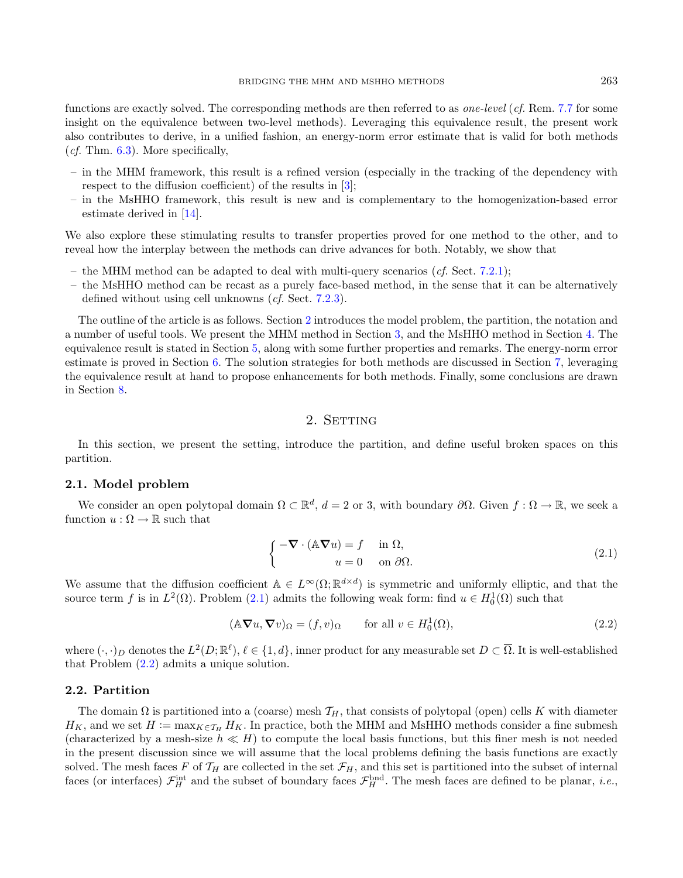functions are exactly solved. The corresponding methods are then referred to as *one-level* (*cf.* Rem. 7.7 for some insight on the equivalence between two-level methods). Leveraging this equivalence result, the present work also contributes to derive, in a unified fashion, an energy-norm error estimate that is valid for both methods (*cf.* Thm. 6.3). More specifically,

– in the MHM framework, this result is a refined version (especially in the tracking of the dependency with respect to the diffusion coefficient) of the results in [3];
– in the MsHHO framework, this result is new and is complementary to the homogenization-based error estimate derived in [14].

We also explore these stimulating results to transfer properties proved for one method to the other, and to reveal how the interplay between the methods can drive advances for both. Notably, we show that

– the MHM method can be adapted to deal with multi-query scenarios (*cf.* Sect. 7.2.1);
– the MsHHO method can be recast as a purely face-based method, in the sense that it can be alternatively defined without using cell unknowns (*cf.* Sect. 7.2.3).

The outline of the article is as follows. Section 2 introduces the model problem, the partition, the notation and a number of useful tools. We present the MHM method in Section 3, and the MsHHO method in Section 4. The equivalence result is stated in Section 5, along with some further properties and remarks. The energy-norm error estimate is proved in Section 6. The solution strategies for both methods are discussed in Section 7, leveraging the equivalence result at hand to propose enhancements for both methods. Finally, some conclusions are drawn in Section 8.

## 2. Setting

In this section, we present the setting, introduce the partition, and define useful broken spaces on this partition.

### 2.1. Model problem

We consider an open polytopal domain $\Omega \subset \mathbb{R}^d$, $d = 2$ or $3$, with boundary $\partial\Omega$. Given $f : \Omega \to \mathbb{R}$, we seek a function $u : \Omega \to \mathbb{R}$ such that

$$\begin{cases} -\boldsymbol{\nabla} \cdot (\mathbb{A} \boldsymbol{\nabla} u) = f & \text{in } \Omega, \\ \qquad\qquad\quad u = 0 & \text{on } \partial\Omega. \end{cases} \tag{2.1}$$

We assume that the diffusion coefficient $\mathbb{A} \in L^\infty(\Omega; \mathbb{R}^{d \times d})$ is symmetric and uniformly elliptic, and that the source term $f$ is in $L^2(\Omega)$. Problem (2.1) admits the following weak form: find $u \in H^1_0(\Omega)$ such that

$$(\mathbb{A} \boldsymbol{\nabla} u, \boldsymbol{\nabla} v)_\Omega = (f, v)_\Omega \qquad \text{for all } v \in H^1_0(\Omega), \tag{2.2}$$

where $(\cdot,\cdot)_D$ denotes the $L^2(D; \mathbb{R}^\ell)$, $\ell \in \{1, d\}$, inner product for any measurable set $D \subset \overline{\Omega}$. It is well-established that Problem (2.2) admits a unique solution.

### 2.2. Partition

The domain $\Omega$ is partitioned into a (coarse) mesh $\mathcal{T}_H$, that consists of polytopal (open) cells $K$ with diameter $H_K$, and we set $H := \max_{K \in \mathcal{T}_H} H_K$. In practice, both the MHM and MsHHO methods consider a fine submesh (characterized by a mesh-size $h \ll H$) to compute the local basis functions, but this finer mesh is not needed in the present discussion since we will assume that the local problems defining the basis functions are exactly solved. The mesh faces $F$ of $\mathcal{T}_H$ are collected in the set $\mathcal{F}_H$, and this set is partitioned into the subset of internal faces (or interfaces) $\mathcal{F}_H^{\text{int}}$ and the subset of boundary faces $\mathcal{F}_H^{\text{bnd}}$. The mesh faces are defined to be planar, *i.e.*,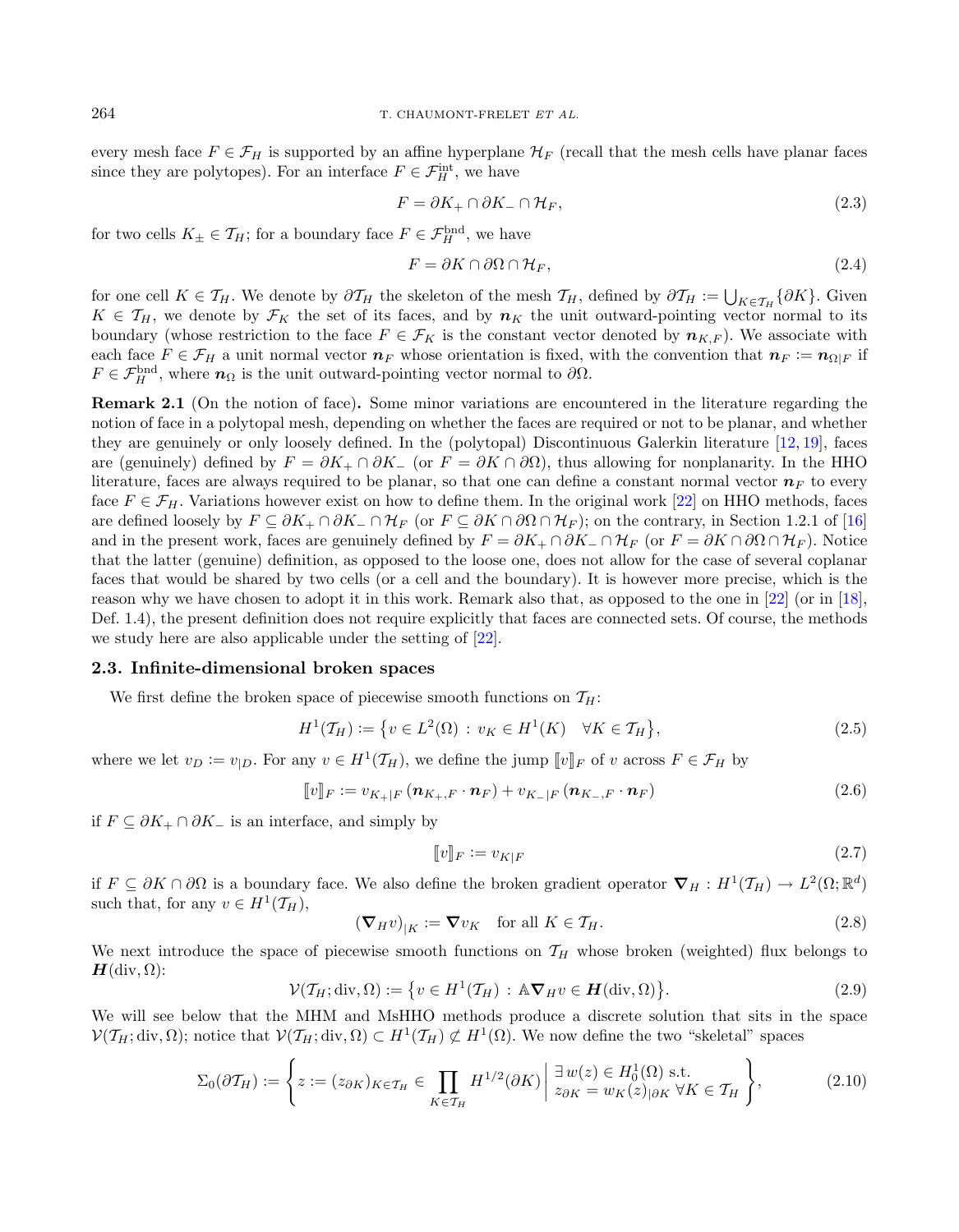every mesh face $F \in \mathcal{F}_H$ is supported by an affine hyperplane $\mathcal{H}_F$ (recall that the mesh cells have planar faces since they are polytopes). For an interface $F \in \mathcal{F}_H^{\rm int}$, we have

$$
F = \partial K_+ \cap \partial K_- \cap \mathcal{H}_F, \tag{2.3}
$$

for two cells $K_\pm \in \mathcal{T}_H$; for a boundary face $F \in \mathcal{F}_H^{\rm bnd}$, we have

$$
F = \partial K \cap \partial \Omega \cap \mathcal{H}_F, \tag{2.4}
$$

for one cell $K \in \mathcal{T}_H$. We denote by $\partial\mathcal{T}_H$ the skeleton of the mesh $\mathcal{T}_H$, defined by $\partial\mathcal{T}_H := \bigcup_{K\in\mathcal{T}_H}\{\partial K\}$. Given $K \in \mathcal{T}_H$, we denote by $\mathcal{F}_K$ the set of its faces, and by $\boldsymbol{n}_K$ the unit outward-pointing vector normal to its boundary (whose restriction to the face $F \in \mathcal{F}_K$ is the constant vector denoted by $\boldsymbol{n}_{K,F}$). We associate with each face $F \in \mathcal{F}_H$ a unit normal vector $\boldsymbol{n}_F$ whose orientation is fixed, with the convention that $\boldsymbol{n}_F := \boldsymbol{n}_{\Omega|F}$ if $F \in \mathcal{F}_H^{\rm bnd}$, where $\boldsymbol{n}_\Omega$ is the unit outward-pointing vector normal to $\partial\Omega$.

**Remark 2.1** (On the notion of face)**.** Some minor variations are encountered in the literature regarding the notion of face in a polytopal mesh, depending on whether the faces are required or not to be planar, and whether they are genuinely or only loosely defined. In the (polytopal) Discontinuous Galerkin literature [12, 19], faces are (genuinely) defined by $F = \partial K_+ \cap \partial K_-$ (or $F = \partial K \cap \partial\Omega$), thus allowing for nonplanarity. In the HHO literature, faces are always required to be planar, so that one can define a constant normal vector $\boldsymbol{n}_F$ to every face $F \in \mathcal{F}_H$. Variations however exist on how to define them. In the original work [22] on HHO methods, faces are defined loosely by $F \subseteq \partial K_+ \cap \partial K_- \cap \mathcal{H}_F$ (or $F \subseteq \partial K \cap \partial\Omega \cap \mathcal{H}_F$); on the contrary, in Section 1.2.1 of [16] and in the present work, faces are genuinely defined by $F = \partial K_+ \cap \partial K_- \cap \mathcal{H}_F$ (or $F = \partial K \cap \partial\Omega \cap \mathcal{H}_F$). Notice that the latter (genuine) definition, as opposed to the loose one, does not allow for the case of several coplanar faces that would be shared by two cells (or a cell and the boundary). It is however more precise, which is the reason why we have chosen to adopt it in this work. Remark also that, as opposed to the one in [22] (or in [18], Def. 1.4), the present definition does not require explicitly that faces are connected sets. Of course, the methods we study here are also applicable under the setting of [22].

### 2.3. Infinite-dimensional broken spaces

We first define the broken space of piecewise smooth functions on $\mathcal{T}_H$:

$$
H^1(\mathcal{T}_H) := \left\{ v \in L^2(\Omega) \,:\, v_K \in H^1(K) \quad \forall K \in \mathcal{T}_H \right\}, \tag{2.5}
$$

where we let $v_D := v_{|D}$. For any $v \in H^1(\mathcal{T}_H)$, we define the jump $[\![v]\!]_F$ of $v$ across $F \in \mathcal{F}_H$ by

$$
[\![v]\!]_F := v_{K_+|F}\,(\boldsymbol{n}_{K_+,F}\cdot\boldsymbol{n}_F) + v_{K_-|F}\,(\boldsymbol{n}_{K_-,F}\cdot\boldsymbol{n}_F) \tag{2.6}
$$

if $F \subseteq \partial K_+ \cap \partial K_-$ is an interface, and simply by

$$
[\![v]\!]_F := v_{K|F} \tag{2.7}
$$

if $F \subseteq \partial K \cap \partial\Omega$ is a boundary face. We also define the broken gradient operator $\boldsymbol{\nabla}_H : H^1(\mathcal{T}_H) \to L^2(\Omega;\mathbb{R}^d)$ such that, for any $v \in H^1(\mathcal{T}_H)$,

$$
(\boldsymbol{\nabla}_H v)_{|K} := \boldsymbol{\nabla} v_K \quad \text{for all } K \in \mathcal{T}_H. \tag{2.8}
$$

We next introduce the space of piecewise smooth functions on $\mathcal{T}_H$ whose broken (weighted) flux belongs to $\boldsymbol{H}(\mathrm{div},\Omega)$:

$$
\mathcal{V}(\mathcal{T}_H;\mathrm{div},\Omega) := \left\{ v \in H^1(\mathcal{T}_H) \,:\, \mathbb{A}\boldsymbol{\nabla}_H v \in \boldsymbol{H}(\mathrm{div},\Omega) \right\}. \tag{2.9}
$$

We will see below that the MHM and MsHHO methods produce a discrete solution that sits in the space $\mathcal{V}(\mathcal{T}_H;\mathrm{div},\Omega)$; notice that $\mathcal{V}(\mathcal{T}_H;\mathrm{div},\Omega) \subset H^1(\mathcal{T}_H) \not\subset H^1(\Omega)$. We now define the two "skeletal" spaces

$$
\Sigma_0(\partial\mathcal{T}_H) := \left\{ z := (z_{\partial K})_{K\in\mathcal{T}_H} \in \prod_{K\in\mathcal{T}_H} H^{1/2}(\partial K) \;\middle|\; \begin{array}{l} \exists\, w(z) \in H_0^1(\Omega) \text{ s.t.} \\ z_{\partial K} = w_K(z)_{|\partial K}\ \forall K \in \mathcal{T}_H \end{array} \right\}, \tag{2.10}
$$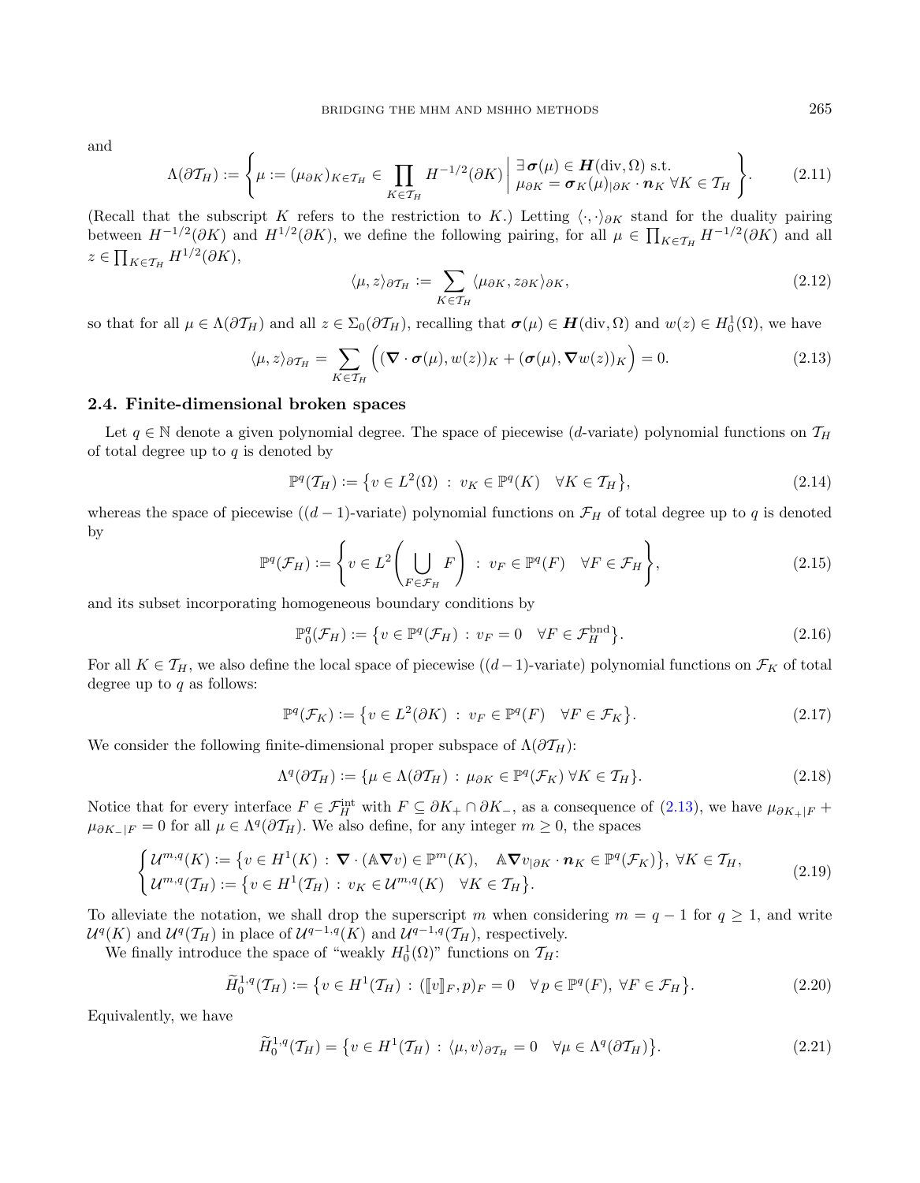and

$$\Lambda(\partial\mathcal{T}_H) := \left\{ \mu := (\mu_{\partial K})_{K\in\mathcal{T}_H} \in \prod_{K\in\mathcal{T}_H} H^{-1/2}(\partial K) \;\middle|\; \begin{array}{l} \exists\, \boldsymbol{\sigma}(\mu) \in \boldsymbol{H}(\mathrm{div},\Omega) \text{ s.t.} \\ \mu_{\partial K} = \boldsymbol{\sigma}_K(\mu)_{|\partial K} \cdot \boldsymbol{n}_K \;\forall K \in \mathcal{T}_H \end{array} \right\}. \tag{2.11}$$

(Recall that the subscript $K$ refers to the restriction to $K$.) Letting $\langle\cdot,\cdot\rangle_{\partial K}$ stand for the duality pairing between $H^{-1/2}(\partial K)$ and $H^{1/2}(\partial K)$, we define the following pairing, for all $\mu \in \prod_{K\in\mathcal{T}_H} H^{-1/2}(\partial K)$ and all $z \in \prod_{K\in\mathcal{T}_H} H^{1/2}(\partial K)$,

$$\langle \mu, z\rangle_{\partial\mathcal{T}_H} := \sum_{K\in\mathcal{T}_H} \langle \mu_{\partial K}, z_{\partial K}\rangle_{\partial K}, \tag{2.12}$$

so that for all $\mu \in \Lambda(\partial\mathcal{T}_H)$ and all $z \in \Sigma_0(\partial\mathcal{T}_H)$, recalling that $\boldsymbol{\sigma}(\mu) \in \boldsymbol{H}(\mathrm{div},\Omega)$ and $w(z) \in H^1_0(\Omega)$, we have

$$\langle \mu, z\rangle_{\partial\mathcal{T}_H} = \sum_{K\in\mathcal{T}_H} \Big( (\boldsymbol{\nabla}\cdot\boldsymbol{\sigma}(\mu), w(z))_K + (\boldsymbol{\sigma}(\mu), \boldsymbol{\nabla} w(z))_K \Big) = 0. \tag{2.13}$$

### 2.4. Finite-dimensional broken spaces

Let $q \in \mathbb{N}$ denote a given polynomial degree. The space of piecewise ($d$-variate) polynomial functions on $\mathcal{T}_H$ of total degree up to $q$ is denoted by

$$\mathbb{P}^q(\mathcal{T}_H) := \left\{ v \in L^2(\Omega) \;:\; v_K \in \mathbb{P}^q(K) \quad \forall K \in \mathcal{T}_H \right\}, \tag{2.14}$$

whereas the space of piecewise ($(d-1)$-variate) polynomial functions on $\mathcal{F}_H$ of total degree up to $q$ is denoted by

$$\mathbb{P}^q(\mathcal{F}_H) := \left\{ v \in L^2\left( \bigcup_{F\in\mathcal{F}_H} F \right) \;:\; v_F \in \mathbb{P}^q(F) \quad \forall F \in \mathcal{F}_H \right\}, \tag{2.15}$$

and its subset incorporating homogeneous boundary conditions by

$$\mathbb{P}^q_0(\mathcal{F}_H) := \left\{ v \in \mathbb{P}^q(\mathcal{F}_H) \;:\; v_F = 0 \quad \forall F \in \mathcal{F}^{\mathrm{bnd}}_H \right\}. \tag{2.16}$$

For all $K \in \mathcal{T}_H$, we also define the local space of piecewise ($(d-1)$-variate) polynomial functions on $\mathcal{F}_K$ of total degree up to $q$ as follows:

$$\mathbb{P}^q(\mathcal{F}_K) := \left\{ v \in L^2(\partial K) \;:\; v_F \in \mathbb{P}^q(F) \quad \forall F \in \mathcal{F}_K \right\}. \tag{2.17}$$

We consider the following finite-dimensional proper subspace of $\Lambda(\partial\mathcal{T}_H)$:

$$\Lambda^q(\partial\mathcal{T}_H) := \{ \mu \in \Lambda(\partial\mathcal{T}_H) \;:\; \mu_{\partial K} \in \mathbb{P}^q(\mathcal{F}_K) \;\forall K \in \mathcal{T}_H \}. \tag{2.18}$$

Notice that for every interface $F \in \mathcal{F}^{\mathrm{int}}_H$ with $F \subseteq \partial K_+ \cap \partial K_-$, as a consequence of (2.13), we have $\mu_{\partial K_+|F} + \mu_{\partial K_-|F} = 0$ for all $\mu \in \Lambda^q(\partial\mathcal{T}_H)$. We also define, for any integer $m \geq 0$, the spaces

$$\begin{cases} \mathcal{U}^{m,q}(K) := \left\{ v \in H^1(K) \;:\; \boldsymbol{\nabla}\cdot(\mathbb{A}\boldsymbol{\nabla} v) \in \mathbb{P}^m(K), \quad \mathbb{A}\boldsymbol{\nabla} v_{|\partial K} \cdot \boldsymbol{n}_K \in \mathbb{P}^q(\mathcal{F}_K) \right\}, \; \forall K \in \mathcal{T}_H, \\ \mathcal{U}^{m,q}(\mathcal{T}_H) := \left\{ v \in H^1(\mathcal{T}_H) \;:\; v_K \in \mathcal{U}^{m,q}(K) \quad \forall K \in \mathcal{T}_H \right\}. \end{cases} \tag{2.19}$$

To alleviate the notation, we shall drop the superscript $m$ when considering $m = q-1$ for $q \geq 1$, and write $\mathcal{U}^q(K)$ and $\mathcal{U}^q(\mathcal{T}_H)$ in place of $\mathcal{U}^{q-1,q}(K)$ and $\mathcal{U}^{q-1,q}(\mathcal{T}_H)$, respectively.

We finally introduce the space of "weakly $H^1_0(\Omega)$" functions on $\mathcal{T}_H$:

$$\widetilde{H}^{1,q}_0(\mathcal{T}_H) := \left\{ v \in H^1(\mathcal{T}_H) \;:\; ([\![v]\!]_F, p)_F = 0 \quad \forall\, p \in \mathbb{P}^q(F), \; \forall F \in \mathcal{F}_H \right\}. \tag{2.20}$$

Equivalently, we have

$$\widetilde{H}^{1,q}_0(\mathcal{T}_H) = \left\{ v \in H^1(\mathcal{T}_H) \;:\; \langle \mu, v\rangle_{\partial\mathcal{T}_H} = 0 \quad \forall \mu \in \Lambda^q(\partial\mathcal{T}_H) \right\}. \tag{2.21}$$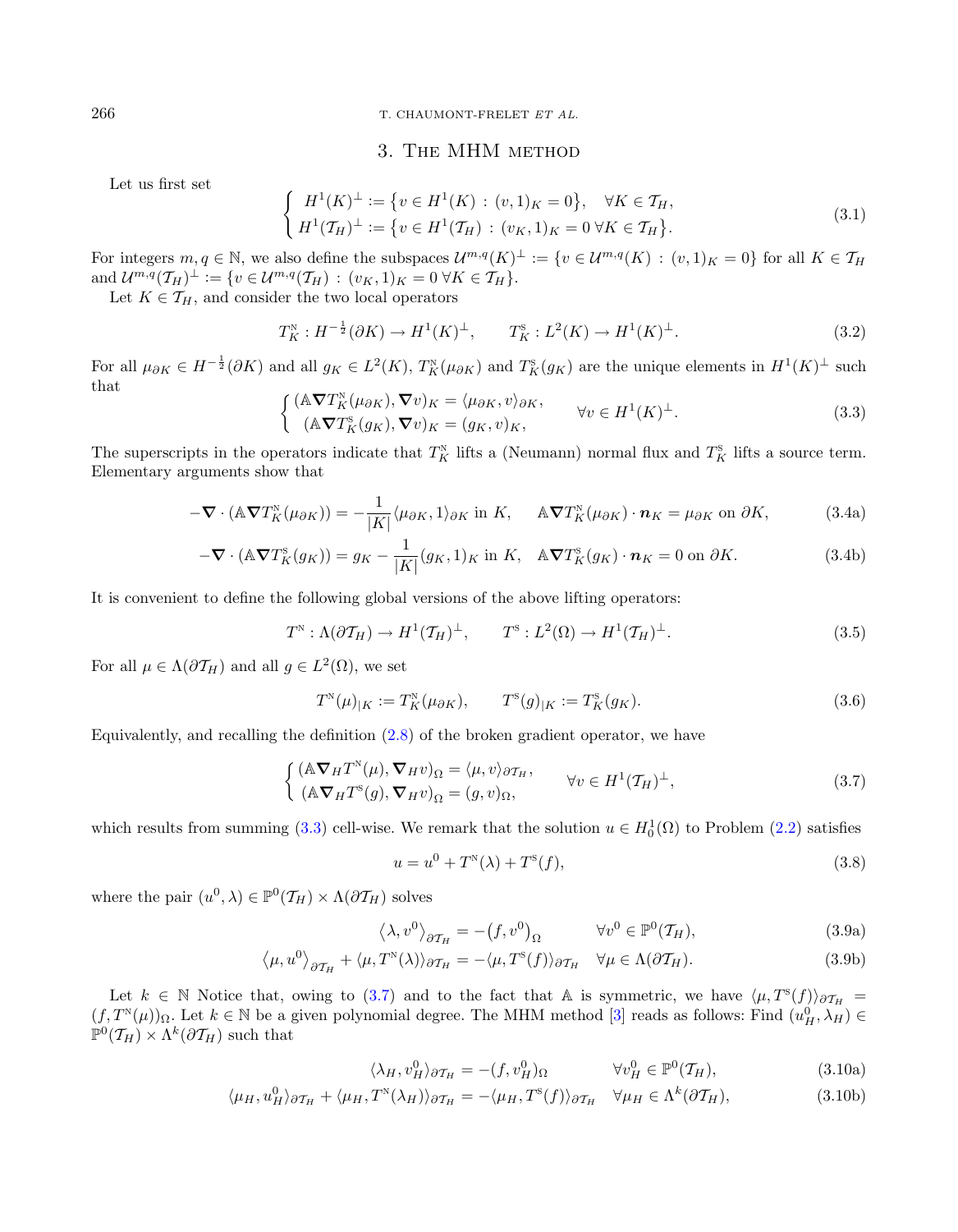## 3. The MHM method

Let us first set

$$
\begin{cases} H^1(K)^\perp := \{v \in H^1(K) : (v,1)_K = 0\}, & \forall K \in \mathcal{T}_H, \\ H^1(\mathcal{T}_H)^\perp := \{v \in H^1(\mathcal{T}_H) : (v_K,1)_K = 0 \; \forall K \in \mathcal{T}_H\}. \end{cases} \tag{3.1}
$$

For integers $m, q \in \mathbb{N}$, we also define the subspaces $\mathcal{U}^{m,q}(K)^\perp := \{v \in \mathcal{U}^{m,q}(K) : (v,1)_K = 0\}$ for all $K \in \mathcal{T}_H$ and $\mathcal{U}^{m,q}(\mathcal{T}_H)^\perp := \{v \in \mathcal{U}^{m,q}(\mathcal{T}_H) : (v_K,1)_K = 0 \; \forall K \in \mathcal{T}_H\}$.

Let $K \in \mathcal{T}_H$, and consider the two local operators

$$
T_K^{\mathrm{N}} : H^{-\frac{1}{2}}(\partial K) \to H^1(K)^\perp, \qquad T_K^{\mathrm{S}} : L^2(K) \to H^1(K)^\perp. \tag{3.2}
$$

For all $\mu_{\partial K} \in H^{-\frac{1}{2}}(\partial K)$ and all $g_K \in L^2(K)$, $T_K^{\mathrm{N}}(\mu_{\partial K})$ and $T_K^{\mathrm{S}}(g_K)$ are the unique elements in $H^1(K)^\perp$ such that

$$
\begin{cases} (\mathbb{A}\boldsymbol{\nabla} T_K^{\mathrm{N}}(\mu_{\partial K}), \boldsymbol{\nabla} v)_K = \langle \mu_{\partial K}, v\rangle_{\partial K}, \\ (\mathbb{A}\boldsymbol{\nabla} T_K^{\mathrm{S}}(g_K), \boldsymbol{\nabla} v)_K = (g_K, v)_K, \end{cases} \qquad \forall v \in H^1(K)^\perp. \tag{3.3}
$$

The superscripts in the operators indicate that $T_K^{\mathrm{N}}$ lifts a (Neumann) normal flux and $T_K^{\mathrm{S}}$ lifts a source term. Elementary arguments show that

$$
-\boldsymbol{\nabla}\cdot(\mathbb{A}\boldsymbol{\nabla} T_K^{\mathrm{N}}(\mu_{\partial K})) = -\frac{1}{|K|}\langle \mu_{\partial K}, 1\rangle_{\partial K} \text{ in } K, \qquad \mathbb{A}\boldsymbol{\nabla} T_K^{\mathrm{N}}(\mu_{\partial K})\cdot \boldsymbol{n}_K = \mu_{\partial K} \text{ on } \partial K, \tag{3.4a}
$$

$$
-\boldsymbol{\nabla}\cdot(\mathbb{A}\boldsymbol{\nabla} T_K^{\mathrm{S}}(g_K)) = g_K - \frac{1}{|K|}(g_K, 1)_K \text{ in } K, \quad \mathbb{A}\boldsymbol{\nabla} T_K^{\mathrm{S}}(g_K)\cdot \boldsymbol{n}_K = 0 \text{ on } \partial K. \tag{3.4b}
$$

It is convenient to define the following global versions of the above lifting operators:

$$
T^{\mathrm{N}} : \Lambda(\partial\mathcal{T}_H) \to H^1(\mathcal{T}_H)^\perp, \qquad T^{\mathrm{S}} : L^2(\Omega) \to H^1(\mathcal{T}_H)^\perp. \tag{3.5}
$$

For all $\mu \in \Lambda(\partial\mathcal{T}_H)$ and all $g \in L^2(\Omega)$, we set

$$
T^{\mathrm{N}}(\mu)_{|K} := T_K^{\mathrm{N}}(\mu_{\partial K}), \qquad T^{\mathrm{S}}(g)_{|K} := T_K^{\mathrm{S}}(g_K). \tag{3.6}
$$

Equivalently, and recalling the definition (2.8) of the broken gradient operator, we have

$$
\begin{cases} (\mathbb{A}\boldsymbol{\nabla}_H T^{\mathrm{N}}(\mu), \boldsymbol{\nabla}_H v)_\Omega = \langle \mu, v\rangle_{\partial\mathcal{T}_H}, \\ (\mathbb{A}\boldsymbol{\nabla}_H T^{\mathrm{S}}(g), \boldsymbol{\nabla}_H v)_\Omega = (g, v)_\Omega, \end{cases} \qquad \forall v \in H^1(\mathcal{T}_H)^\perp, \tag{3.7}
$$

which results from summing (3.3) cell-wise. We remark that the solution $u \in H_0^1(\Omega)$ to Problem (2.2) satisfies

$$
u = u^0 + T^{\mathrm{N}}(\lambda) + T^{\mathrm{S}}(f), \tag{3.8}
$$

where the pair $(u^0, \lambda) \in \mathbb{P}^0(\mathcal{T}_H) \times \Lambda(\partial\mathcal{T}_H)$ solves

$$
\langle \lambda, v^0\rangle_{\partial\mathcal{T}_H} = -(f, v^0)_\Omega \qquad \forall v^0 \in \mathbb{P}^0(\mathcal{T}_H), \tag{3.9a}
$$

$$
\langle \mu, u^0\rangle_{\partial\mathcal{T}_H} + \langle \mu, T^{\mathrm{N}}(\lambda)\rangle_{\partial\mathcal{T}_H} = -\langle \mu, T^{\mathrm{S}}(f)\rangle_{\partial\mathcal{T}_H} \quad \forall \mu \in \Lambda(\partial\mathcal{T}_H). \tag{3.9b}
$$

Let $k \in \mathbb{N}$ Notice that, owing to (3.7) and to the fact that $\mathbb{A}$ is symmetric, we have $\langle \mu, T^{\mathrm{S}}(f)\rangle_{\partial\mathcal{T}_H} = (f, T^{\mathrm{N}}(\mu))_\Omega$. Let $k \in \mathbb{N}$ be a given polynomial degree. The MHM method [3] reads as follows: Find $(u_H^0, \lambda_H) \in \mathbb{P}^0(\mathcal{T}_H) \times \Lambda^k(\partial\mathcal{T}_H)$ such that

$$
\langle \lambda_H, v_H^0\rangle_{\partial\mathcal{T}_H} = -(f, v_H^0)_\Omega \qquad \forall v_H^0 \in \mathbb{P}^0(\mathcal{T}_H), \tag{3.10a}
$$

$$
\langle \mu_H, u_H^0\rangle_{\partial\mathcal{T}_H} + \langle \mu_H, T^{\mathrm{N}}(\lambda_H)\rangle_{\partial\mathcal{T}_H} = -\langle \mu_H, T^{\mathrm{S}}(f)\rangle_{\partial\mathcal{T}_H} \quad \forall \mu_H \in \Lambda^k(\partial\mathcal{T}_H), \tag{3.10b}
$$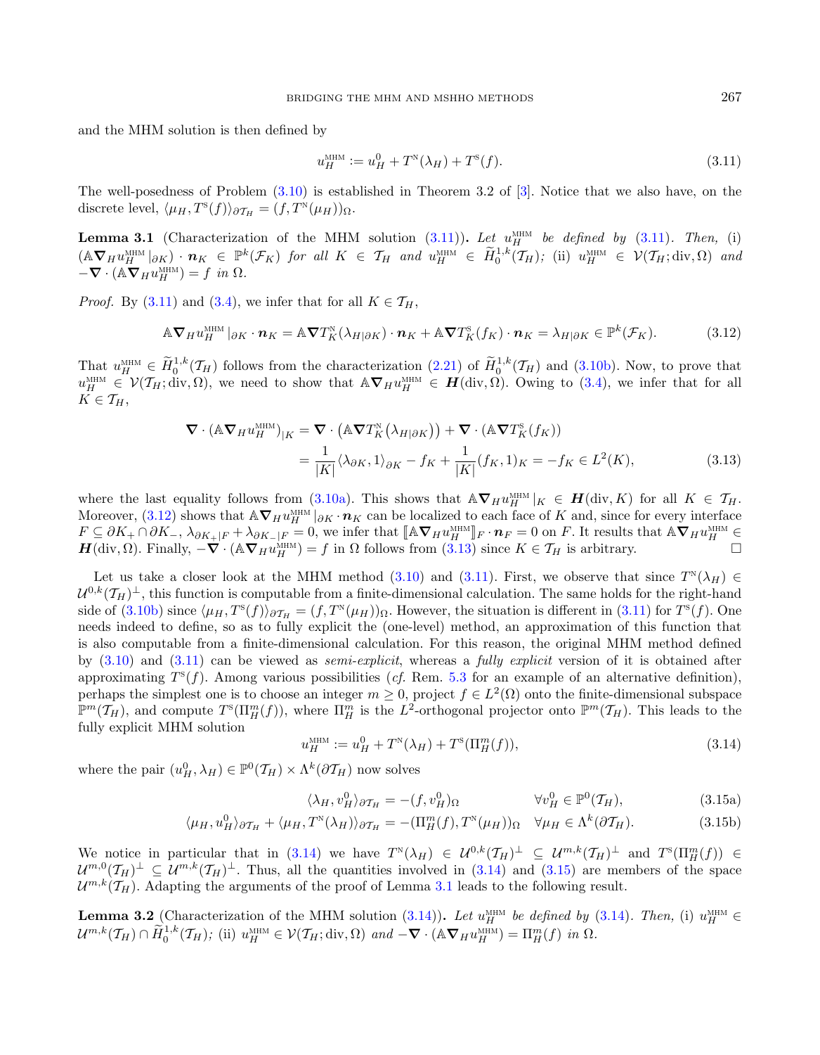and the MHM solution is then defined by

$$u_H^{\text{MHM}} := u_H^0 + T^{\text{N}}(\lambda_H) + T^{\text{S}}(f). \tag{3.11}$$

The well-posedness of Problem (3.10) is established in Theorem 3.2 of [3]. Notice that we also have, on the discrete level, $\langle \mu_H, T^{\text{S}}(f)\rangle_{\partial\mathcal{T}_H} = (f, T^{\text{N}}(\mu_H))_\Omega$.

**Lemma 3.1** (Characterization of the MHM solution (3.11))**.** *Let $u_H^{\text{MHM}}$ be defined by (3.11). Then,* (i) $(\mathbb{A}\boldsymbol{\nabla}_H u_H^{\text{MHM}}|_{\partial K}) \cdot \boldsymbol{n}_K \in \mathbb{P}^k(\mathcal{F}_K)$ *for all $K \in \mathcal{T}_H$ and $u_H^{\text{MHM}} \in \widetilde{H}_0^{1,k}(\mathcal{T}_H)$;* (ii) $u_H^{\text{MHM}} \in \mathcal{V}(\mathcal{T}_H; \text{div}, \Omega)$ *and* $-\boldsymbol{\nabla}\cdot(\mathbb{A}\boldsymbol{\nabla}_H u_H^{\text{MHM}}) = f$ *in* $\Omega$.

*Proof.* By (3.11) and (3.4), we infer that for all $K \in \mathcal{T}_H$,

$$\mathbb{A}\boldsymbol{\nabla}_H u_H^{\text{MHM}}|_{\partial K} \cdot \boldsymbol{n}_K = \mathbb{A}\boldsymbol{\nabla} T_K^{\text{N}}(\lambda_{H|\partial K}) \cdot \boldsymbol{n}_K + \mathbb{A}\boldsymbol{\nabla} T_K^{\text{S}}(f_K) \cdot \boldsymbol{n}_K = \lambda_{H|\partial K} \in \mathbb{P}^k(\mathcal{F}_K). \tag{3.12}$$

That $u_H^{\text{MHM}} \in \widetilde{H}_0^{1,k}(\mathcal{T}_H)$ follows from the characterization (2.21) of $\widetilde{H}_0^{1,k}(\mathcal{T}_H)$ and (3.10b). Now, to prove that $u_H^{\text{MHM}} \in \mathcal{V}(\mathcal{T}_H; \text{div}, \Omega)$, we need to show that $\mathbb{A}\boldsymbol{\nabla}_H u_H^{\text{MHM}} \in \boldsymbol{H}(\text{div}, \Omega)$. Owing to (3.4), we infer that for all $K \in \mathcal{T}_H$,

$$\begin{aligned}
\boldsymbol{\nabla}\cdot(\mathbb{A}\boldsymbol{\nabla}_H u_H^{\text{MHM}})_{|K} &= \boldsymbol{\nabla}\cdot\left(\mathbb{A}\boldsymbol{\nabla} T_K^{\text{N}}\big(\lambda_{H|\partial K}\big)\right) + \boldsymbol{\nabla}\cdot(\mathbb{A}\boldsymbol{\nabla} T_K^{\text{S}}(f_K)) \\
&= \frac{1}{|K|}\langle \lambda_{\partial K}, 1\rangle_{\partial K} - f_K + \frac{1}{|K|}(f_K, 1)_K = -f_K \in L^2(K),
\end{aligned} \tag{3.13}$$

where the last equality follows from (3.10a). This shows that $\mathbb{A}\boldsymbol{\nabla}_H u_H^{\text{MHM}}|_K \in \boldsymbol{H}(\text{div}, K)$ for all $K \in \mathcal{T}_H$. Moreover, (3.12) shows that $\mathbb{A}\boldsymbol{\nabla}_H u_H^{\text{MHM}}|_{\partial K} \cdot \boldsymbol{n}_K$ can be localized to each face of $K$ and, since for every interface $F \subseteq \partial K_+ \cap \partial K_-$, $\lambda_{\partial K_+|F} + \lambda_{\partial K_-|F} = 0$, we infer that $[\![\mathbb{A}\boldsymbol{\nabla}_H u_H^{\text{MHM}}]\!]_F \cdot \boldsymbol{n}_F = 0$ on $F$. It results that $\mathbb{A}\boldsymbol{\nabla}_H u_H^{\text{MHM}} \in \boldsymbol{H}(\text{div}, \Omega)$. Finally, $-\boldsymbol{\nabla}\cdot(\mathbb{A}\boldsymbol{\nabla}_H u_H^{\text{MHM}}) = f$ in $\Omega$ follows from (3.13) since $K \in \mathcal{T}_H$ is arbitrary. $\square$

Let us take a closer look at the MHM method (3.10) and (3.11). First, we observe that since $T^{\text{N}}(\lambda_H) \in \mathcal{U}^{0,k}(\mathcal{T}_H)^\perp$, this function is computable from a finite-dimensional calculation. The same holds for the right-hand side of (3.10b) since $\langle \mu_H, T^{\text{S}}(f)\rangle_{\partial\mathcal{T}_H} = (f, T^{\text{N}}(\mu_H))_\Omega$. However, the situation is different in (3.11) for $T^{\text{S}}(f)$. One needs indeed to define, so as to fully explicit the (one-level) method, an approximation of this function that is also computable from a finite-dimensional calculation. For this reason, the original MHM method defined by (3.10) and (3.11) can be viewed as *semi-explicit*, whereas a *fully explicit* version of it is obtained after approximating $T^{\text{S}}(f)$. Among various possibilities (*cf.* Rem. 5.3 for an example of an alternative definition), perhaps the simplest one is to choose an integer $m \geq 0$, project $f \in L^2(\Omega)$ onto the finite-dimensional subspace $\mathbb{P}^m(\mathcal{T}_H)$, and compute $T^{\text{S}}(\Pi_H^m(f))$, where $\Pi_H^m$ is the $L^2$-orthogonal projector onto $\mathbb{P}^m(\mathcal{T}_H)$. This leads to the fully explicit MHM solution

$$u_H^{\text{MHM}} := u_H^0 + T^{\text{N}}(\lambda_H) + T^{\text{S}}(\Pi_H^m(f)), \tag{3.14}$$

where the pair $(u_H^0, \lambda_H) \in \mathbb{P}^0(\mathcal{T}_H) \times \Lambda^k(\partial\mathcal{T}_H)$ now solves

$$\langle \lambda_H, v_H^0\rangle_{\partial\mathcal{T}_H} = -(f, v_H^0)_\Omega \qquad \forall v_H^0 \in \mathbb{P}^0(\mathcal{T}_H), \tag{3.15a}$$

$$\langle \mu_H, u_H^0\rangle_{\partial\mathcal{T}_H} + \langle \mu_H, T^{\text{N}}(\lambda_H)\rangle_{\partial\mathcal{T}_H} = -(\Pi_H^m(f), T^{\text{N}}(\mu_H))_\Omega \quad \forall \mu_H \in \Lambda^k(\partial\mathcal{T}_H). \tag{3.15b}$$

We notice in particular that in (3.14) we have $T^{\text{N}}(\lambda_H) \in \mathcal{U}^{0,k}(\mathcal{T}_H)^\perp \subseteq \mathcal{U}^{m,k}(\mathcal{T}_H)^\perp$ and $T^{\text{S}}(\Pi_H^m(f)) \in \mathcal{U}^{m,0}(\mathcal{T}_H)^\perp \subseteq \mathcal{U}^{m,k}(\mathcal{T}_H)^\perp$. Thus, all the quantities involved in (3.14) and (3.15) are members of the space $\mathcal{U}^{m,k}(\mathcal{T}_H)$. Adapting the arguments of the proof of Lemma 3.1 leads to the following result.

**Lemma 3.2** (Characterization of the MHM solution (3.14))**.** *Let $u_H^{\text{MHM}}$ be defined by (3.14). Then,* (i) $u_H^{\text{MHM}} \in \mathcal{U}^{m,k}(\mathcal{T}_H) \cap \widetilde{H}_0^{1,k}(\mathcal{T}_H)$*;* (ii) $u_H^{\text{MHM}} \in \mathcal{V}(\mathcal{T}_H; \text{div}, \Omega)$ *and* $-\boldsymbol{\nabla}\cdot(\mathbb{A}\boldsymbol{\nabla}_H u_H^{\text{MHM}}) = \Pi_H^m(f)$ *in* $\Omega$.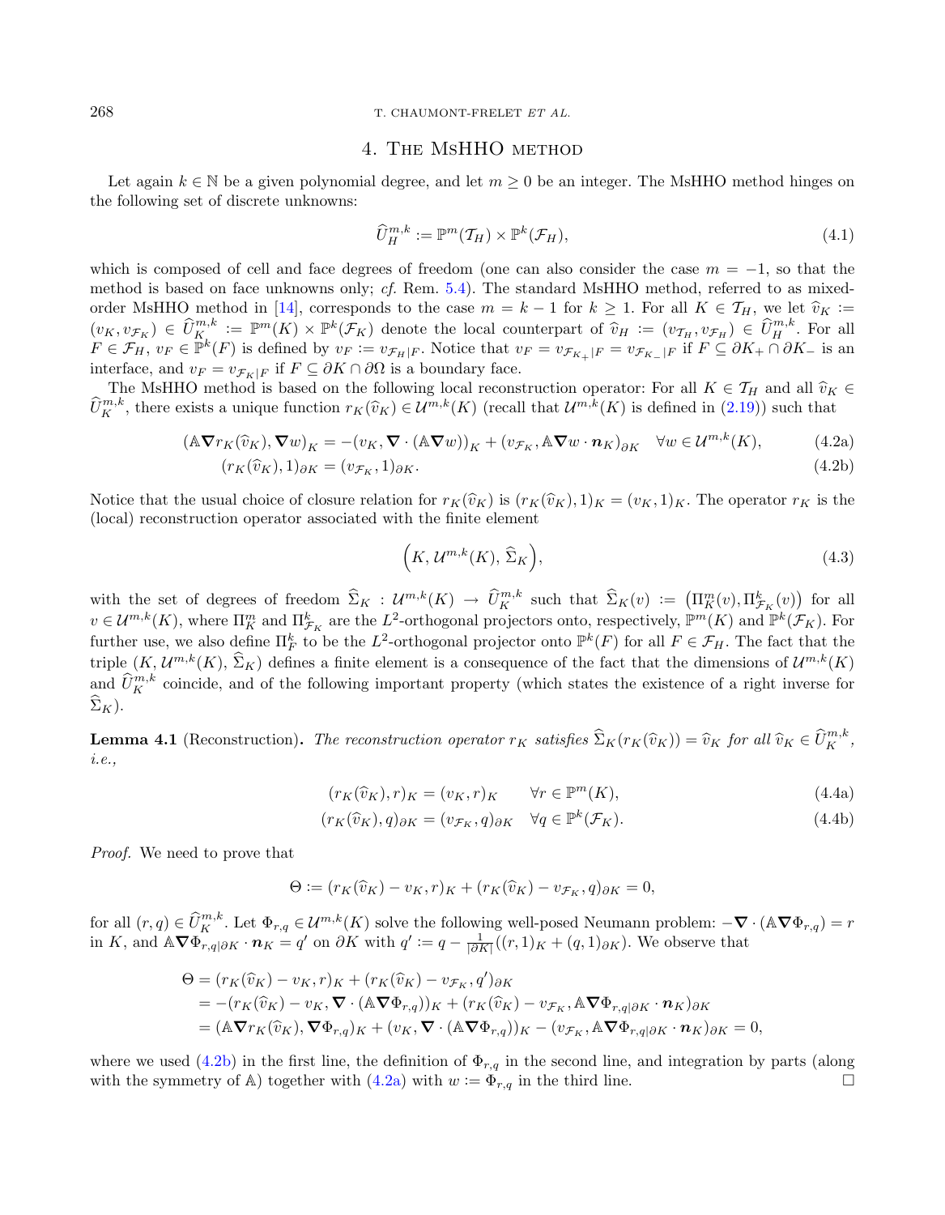## 4. The MsHHO method

Let again $k \in \mathbb{N}$ be a given polynomial degree, and let $m \geq 0$ be an integer. The MsHHO method hinges on the following set of discrete unknowns:

$$\widehat{U}_H^{m,k} := \mathbb{P}^m(\mathcal{T}_H) \times \mathbb{P}^k(\mathcal{F}_H), \tag{4.1}$$

which is composed of cell and face degrees of freedom (one can also consider the case $m = -1$, so that the method is based on face unknowns only; *cf.* Rem. 5.4). The standard MsHHO method, referred to as mixed-order MsHHO method in [14], corresponds to the case $m = k - 1$ for $k \geq 1$. For all $K \in \mathcal{T}_H$, we let $\widehat{v}_K := (v_K, v_{\mathcal{F}_K}) \in \widehat{U}_K^{m,k} := \mathbb{P}^m(K) \times \mathbb{P}^k(\mathcal{F}_K)$ denote the local counterpart of $\widehat{v}_H := (v_{\mathcal{T}_H}, v_{\mathcal{F}_H}) \in \widehat{U}_H^{m,k}$. For all $F \in \mathcal{F}_H$, $v_F \in \mathbb{P}^k(F)$ is defined by $v_F := v_{\mathcal{F}_H|F}$. Notice that $v_F = v_{\mathcal{F}_{K_+}|F} = v_{\mathcal{F}_{K_-}|F}$ if $F \subseteq \partial K_+ \cap \partial K_-$ is an interface, and $v_F = v_{\mathcal{F}_K|F}$ if $F \subseteq \partial K \cap \partial\Omega$ is a boundary face.

The MsHHO method is based on the following local reconstruction operator: For all $K \in \mathcal{T}_H$ and all $\widehat{v}_K \in \widehat{U}_K^{m,k}$, there exists a unique function $r_K(\widehat{v}_K) \in \mathcal{U}^{m,k}(K)$ (recall that $\mathcal{U}^{m,k}(K)$ is defined in (2.19)) such that

$$(\mathbb{A}\nabla r_K(\widehat{v}_K), \nabla w)_K = -(v_K, \nabla\cdot(\mathbb{A}\nabla w))_K + (v_{\mathcal{F}_K}, \mathbb{A}\nabla w\cdot \boldsymbol{n}_K)_{\partial K} \quad \forall w \in \mathcal{U}^{m,k}(K), \tag{4.2a}$$

$$(r_K(\widehat{v}_K), 1)_{\partial K} = (v_{\mathcal{F}_K}, 1)_{\partial K}. \tag{4.2b}$$

Notice that the usual choice of closure relation for $r_K(\widehat{v}_K)$ is $(r_K(\widehat{v}_K), 1)_K = (v_K, 1)_K$. The operator $r_K$ is the (local) reconstruction operator associated with the finite element

$$\Big(K, \mathcal{U}^{m,k}(K), \widehat{\Sigma}_K\Big), \tag{4.3}$$

with the set of degrees of freedom $\widehat{\Sigma}_K : \mathcal{U}^{m,k}(K) \to \widehat{U}_K^{m,k}$ such that $\widehat{\Sigma}_K(v) := \big(\Pi_K^m(v), \Pi_{\mathcal{F}_K}^k(v)\big)$ for all $v \in \mathcal{U}^{m,k}(K)$, where $\Pi_K^m$ and $\Pi_{\mathcal{F}_K}^k$ are the $L^2$-orthogonal projectors onto, respectively, $\mathbb{P}^m(K)$ and $\mathbb{P}^k(\mathcal{F}_K)$. For further use, we also define $\Pi_F^k$ to be the $L^2$-orthogonal projector onto $\mathbb{P}^k(F)$ for all $F \in \mathcal{F}_H$. The fact that the triple $(K, \mathcal{U}^{m,k}(K), \widehat{\Sigma}_K)$ defines a finite element is a consequence of the fact that the dimensions of $\mathcal{U}^{m,k}(K)$ and $\widehat{U}_K^{m,k}$ coincide, and of the following important property (which states the existence of a right inverse for $\widehat{\Sigma}_K$).

**Lemma 4.1** (Reconstruction)**.** *The reconstruction operator $r_K$ satisfies $\widehat{\Sigma}_K(r_K(\widehat{v}_K)) = \widehat{v}_K$ for all $\widehat{v}_K \in \widehat{U}_K^{m,k}$, i.e.,*

$$(r_K(\widehat{v}_K), r)_K = (v_K, r)_K \qquad \forall r \in \mathbb{P}^m(K), \tag{4.4a}$$

$$(r_K(\widehat{v}_K), q)_{\partial K} = (v_{\mathcal{F}_K}, q)_{\partial K} \quad \forall q \in \mathbb{P}^k(\mathcal{F}_K). \tag{4.4b}$$

*Proof.* We need to prove that

$$\Theta := (r_K(\widehat{v}_K) - v_K, r)_K + (r_K(\widehat{v}_K) - v_{\mathcal{F}_K}, q)_{\partial K} = 0,$$

for all $(r,q) \in \widehat{U}_K^{m,k}$. Let $\Phi_{r,q} \in \mathcal{U}^{m,k}(K)$ solve the following well-posed Neumann problem: $-\nabla\cdot(\mathbb{A}\nabla\Phi_{r,q}) = r$ in $K$, and $\mathbb{A}\nabla\Phi_{r,q|\partial K}\cdot\boldsymbol{n}_K = q'$ on $\partial K$ with $q' := q - \frac{1}{|\partial K|}((r,1)_K + (q,1)_{\partial K})$. We observe that

$$\begin{aligned}
\Theta &= (r_K(\widehat{v}_K) - v_K, r)_K + (r_K(\widehat{v}_K) - v_{\mathcal{F}_K}, q')_{\partial K} \\
&= -(r_K(\widehat{v}_K) - v_K, \nabla\cdot(\mathbb{A}\nabla\Phi_{r,q}))_K + (r_K(\widehat{v}_K) - v_{\mathcal{F}_K}, \mathbb{A}\nabla\Phi_{r,q|\partial K}\cdot\boldsymbol{n}_K)_{\partial K} \\
&= (\mathbb{A}\nabla r_K(\widehat{v}_K), \nabla\Phi_{r,q})_K + (v_K, \nabla\cdot(\mathbb{A}\nabla\Phi_{r,q}))_K - (v_{\mathcal{F}_K}, \mathbb{A}\nabla\Phi_{r,q|\partial K}\cdot\boldsymbol{n}_K)_{\partial K} = 0,
\end{aligned}$$

where we used (4.2b) in the first line, the definition of $\Phi_{r,q}$ in the second line, and integration by parts (along with the symmetry of $\mathbb{A}$) together with (4.2a) with $w := \Phi_{r,q}$ in the third line. $\square$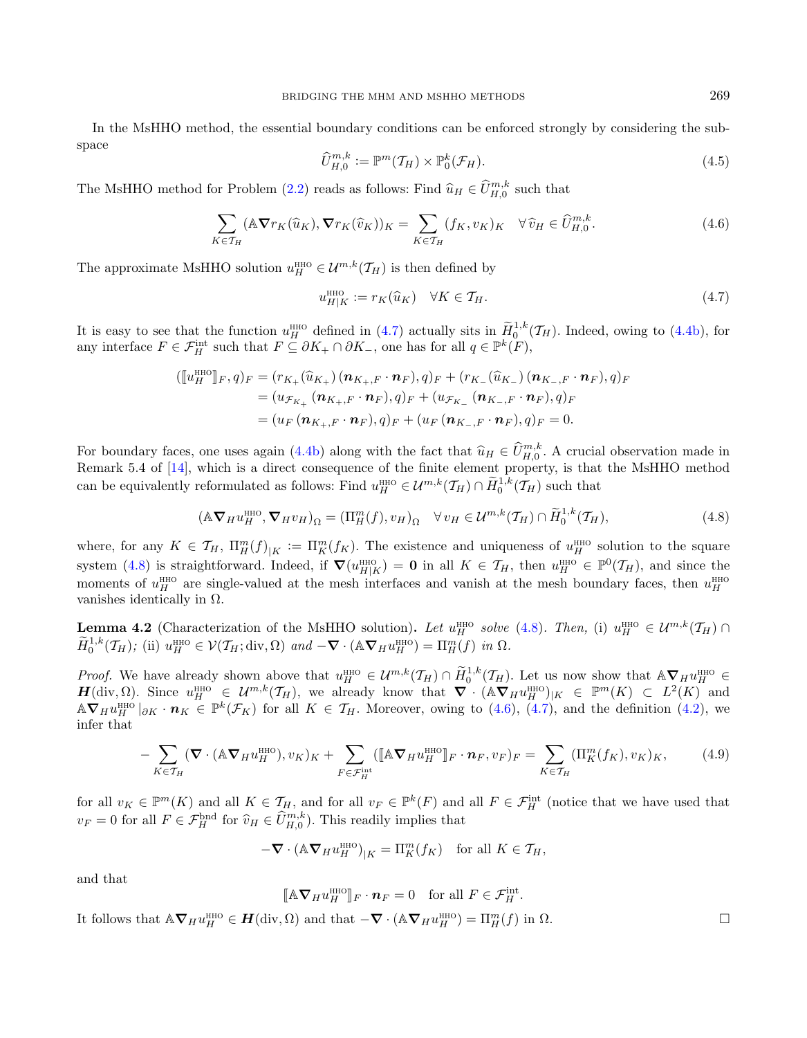In the MsHHO method, the essential boundary conditions can be enforced strongly by considering the subspace

$$\widehat{U}_{H,0}^{m,k} := \mathbb{P}^m(\mathcal{T}_H) \times \mathbb{P}_0^k(\mathcal{F}_H). \tag{4.5}$$

The MsHHO method for Problem (2.2) reads as follows: Find $\widehat{u}_H \in \widehat{U}_{H,0}^{m,k}$ such that

$$\sum_{K\in\mathcal{T}_H} (\mathbb{A}\boldsymbol{\nabla} r_K(\widehat{u}_K), \boldsymbol{\nabla} r_K(\widehat{v}_K))_K = \sum_{K\in\mathcal{T}_H} (f_K, v_K)_K \quad \forall \widehat{v}_H \in \widehat{U}_{H,0}^{m,k}. \tag{4.6}$$

The approximate MsHHO solution $u_H^{\text{HHO}} \in \mathcal{U}^{m,k}(\mathcal{T}_H)$ is then defined by

$$u_{H|K}^{\text{HHO}} := r_K(\widehat{u}_K) \quad \forall K \in \mathcal{T}_H. \tag{4.7}$$

It is easy to see that the function $u_H^{\text{HHO}}$ defined in (4.7) actually sits in $\widetilde{H}_0^{1,k}(\mathcal{T}_H)$. Indeed, owing to (4.4b), for any interface $F \in \mathcal{F}_H^{\text{int}}$ such that $F \subseteq \partial K_+ \cap \partial K_-$, one has for all $q \in \mathbb{P}^k(F)$,

$$\begin{aligned}
([\![u_H^{\text{HHO}}]\!]_F, q)_F &= (r_{K_+}(\widehat{u}_{K_+})\,(\boldsymbol{n}_{K_+,F}\cdot\boldsymbol{n}_F), q)_F + (r_{K_-}(\widehat{u}_{K_-})\,(\boldsymbol{n}_{K_-,F}\cdot\boldsymbol{n}_F), q)_F \\
&= (u_{\mathcal{F}_{K_+}}\,(\boldsymbol{n}_{K_+,F}\cdot\boldsymbol{n}_F), q)_F + (u_{\mathcal{F}_{K_-}}\,(\boldsymbol{n}_{K_-,F}\cdot\boldsymbol{n}_F), q)_F \\
&= (u_F\,(\boldsymbol{n}_{K_+,F}\cdot\boldsymbol{n}_F), q)_F + (u_F\,(\boldsymbol{n}_{K_-,F}\cdot\boldsymbol{n}_F), q)_F = 0.
\end{aligned}$$

For boundary faces, one uses again (4.4b) along with the fact that $\widehat{u}_H \in \widehat{U}_{H,0}^{m,k}$. A crucial observation made in Remark 5.4 of [14], which is a direct consequence of the finite element property, is that the MsHHO method can be equivalently reformulated as follows: Find $u_H^{\text{HHO}} \in \mathcal{U}^{m,k}(\mathcal{T}_H) \cap \widetilde{H}_0^{1,k}(\mathcal{T}_H)$ such that

$$(\mathbb{A}\boldsymbol{\nabla}_H u_H^{\text{HHO}}, \boldsymbol{\nabla}_H v_H)_\Omega = (\Pi_H^m(f), v_H)_\Omega \quad \forall v_H \in \mathcal{U}^{m,k}(\mathcal{T}_H) \cap \widetilde{H}_0^{1,k}(\mathcal{T}_H), \tag{4.8}$$

where, for any $K \in \mathcal{T}_H$, $\Pi_H^m(f)_{|K} := \Pi_K^m(f_K)$. The existence and uniqueness of $u_H^{\text{HHO}}$ solution to the square system (4.8) is straightforward. Indeed, if $\boldsymbol{\nabla}(u_{H|K}^{\text{HHO}}) = \boldsymbol{0}$ in all $K \in \mathcal{T}_H$, then $u_H^{\text{HHO}} \in \mathbb{P}^0(\mathcal{T}_H)$, and since the moments of $u_H^{\text{HHO}}$ are single-valued at the mesh interfaces and vanish at the mesh boundary faces, then $u_H^{\text{HHO}}$ vanishes identically in $\Omega$.

**Lemma 4.2** (Characterization of the MsHHO solution)**.** *Let $u_H^{\text{HHO}}$ solve (4.8). Then,* (i) *$u_H^{\text{HHO}} \in \mathcal{U}^{m,k}(\mathcal{T}_H) \cap \widetilde{H}_0^{1,k}(\mathcal{T}_H)$;* (ii) *$u_H^{\text{HHO}} \in \mathcal{V}(\mathcal{T}_H; \text{div}, \Omega)$ and $-\boldsymbol{\nabla}\cdot(\mathbb{A}\boldsymbol{\nabla}_H u_H^{\text{HHO}}) = \Pi_H^m(f)$ in $\Omega$.*

*Proof.* We have already shown above that $u_H^{\text{HHO}} \in \mathcal{U}^{m,k}(\mathcal{T}_H) \cap \widetilde{H}_0^{1,k}(\mathcal{T}_H)$. Let us now show that $\mathbb{A}\boldsymbol{\nabla}_H u_H^{\text{HHO}} \in \boldsymbol{H}(\text{div}, \Omega)$. Since $u_H^{\text{HHO}} \in \mathcal{U}^{m,k}(\mathcal{T}_H)$, we already know that $\boldsymbol{\nabla}\cdot(\mathbb{A}\boldsymbol{\nabla}_H u_H^{\text{HHO}})_{|K} \in \mathbb{P}^m(K) \subset L^2(K)$ and $\mathbb{A}\boldsymbol{\nabla}_H u_H^{\text{HHO}}{}_{|\partial K}\cdot\boldsymbol{n}_K \in \mathbb{P}^k(\mathcal{F}_K)$ for all $K \in \mathcal{T}_H$. Moreover, owing to (4.6), (4.7), and the definition (4.2), we infer that

$$-\sum_{K\in\mathcal{T}_H} (\boldsymbol{\nabla}\cdot(\mathbb{A}\boldsymbol{\nabla}_H u_H^{\text{HHO}}), v_K)_K + \sum_{F\in\mathcal{F}_H^{\text{int}}} ([\![\mathbb{A}\boldsymbol{\nabla}_H u_H^{\text{HHO}}]\!]_F\cdot\boldsymbol{n}_F, v_F)_F = \sum_{K\in\mathcal{T}_H} (\Pi_K^m(f_K), v_K)_K, \tag{4.9}$$

for all $v_K \in \mathbb{P}^m(K)$ and all $K \in \mathcal{T}_H$, and for all $v_F \in \mathbb{P}^k(F)$ and all $F \in \mathcal{F}_H^{\text{int}}$ (notice that we have used that $v_F = 0$ for all $F \in \mathcal{F}_H^{\text{bnd}}$ for $\widehat{v}_H \in \widehat{U}_{H,0}^{m,k}$). This readily implies that

$$-\boldsymbol{\nabla}\cdot(\mathbb{A}\boldsymbol{\nabla}_H u_H^{\text{HHO}})_{|K} = \Pi_K^m(f_K) \quad \text{for all } K \in \mathcal{T}_H,$$

and that

$$[\![\mathbb{A}\boldsymbol{\nabla}_H u_H^{\text{HHO}}]\!]_F\cdot\boldsymbol{n}_F = 0 \quad \text{for all } F \in \mathcal{F}_H^{\text{int}}.$$

It follows that $\mathbb{A}\boldsymbol{\nabla}_H u_H^{\text{HHO}} \in \boldsymbol{H}(\text{div}, \Omega)$ and that $-\boldsymbol{\nabla}\cdot(\mathbb{A}\boldsymbol{\nabla}_H u_H^{\text{HHO}}) = \Pi_H^m(f)$ in $\Omega$. $\square$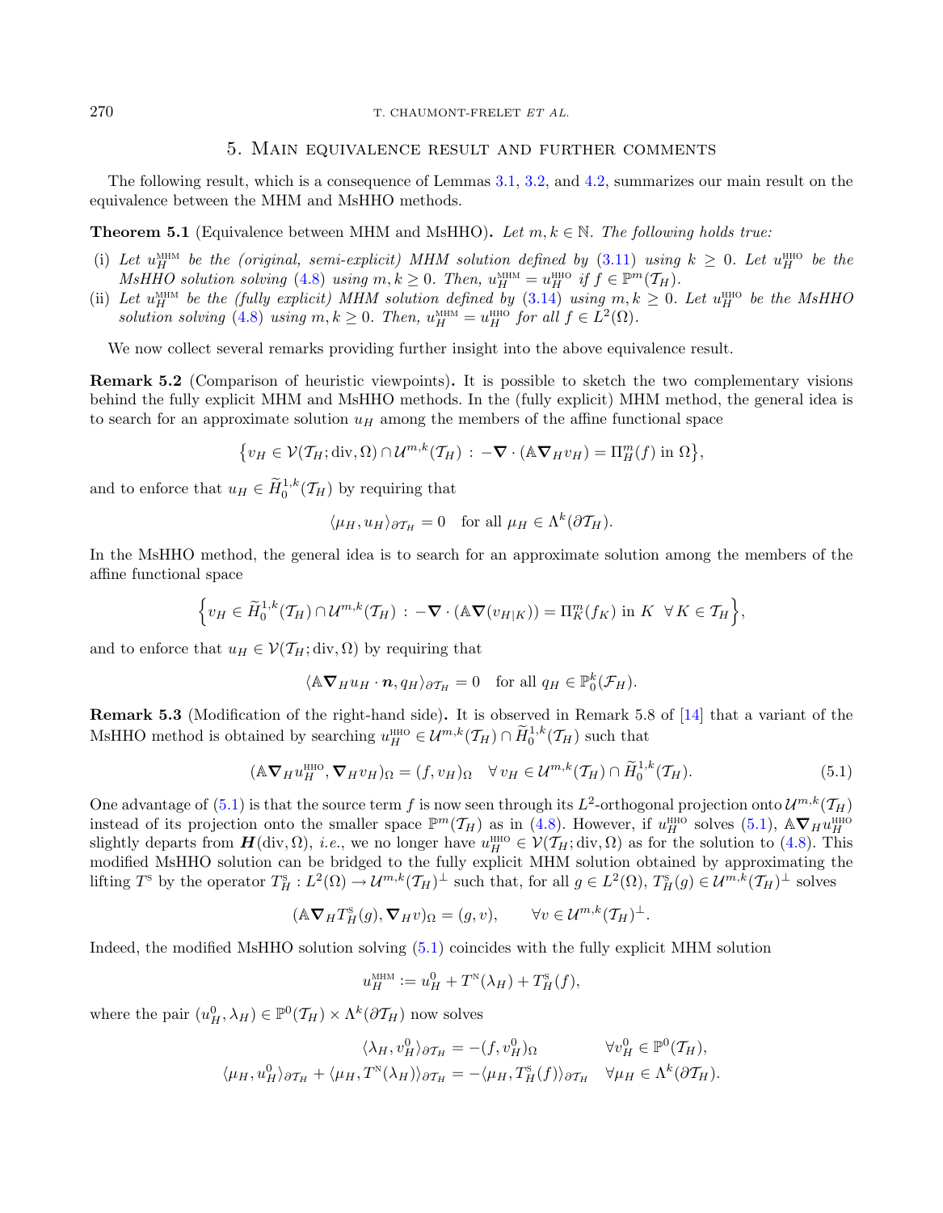## 5. Main equivalence result and further comments

The following result, which is a consequence of Lemmas 3.1, 3.2, and 4.2, summarizes our main result on the equivalence between the MHM and MsHHO methods.

**Theorem 5.1** (Equivalence between MHM and MsHHO)**.** *Let $m, k \in \mathbb{N}$. The following holds true:*

(i) *Let $u_H^{\text{MHM}}$ be the (original, semi-explicit) MHM solution defined by (3.11) using $k \geq 0$. Let $u_H^{\text{HHO}}$ be the MsHHO solution solving (4.8) using $m, k \geq 0$. Then, $u_H^{\text{MHM}} = u_H^{\text{HHO}}$ if $f \in \mathbb{P}^m(\mathcal{T}_H)$.*

(ii) *Let $u_H^{\text{MHM}}$ be the (fully explicit) MHM solution defined by (3.14) using $m, k \geq 0$. Let $u_H^{\text{HHO}}$ be the MsHHO solution solving (4.8) using $m, k \geq 0$. Then, $u_H^{\text{MHM}} = u_H^{\text{HHO}}$ for all $f \in L^2(\Omega)$.*

We now collect several remarks providing further insight into the above equivalence result.

**Remark 5.2** (Comparison of heuristic viewpoints)**.** It is possible to sketch the two complementary visions behind the fully explicit MHM and MsHHO methods. In the (fully explicit) MHM method, the general idea is to search for an approximate solution $u_H$ among the members of the affine functional space

$$\left\{ v_H \in \mathcal{V}(\mathcal{T}_H; \operatorname{div}, \Omega) \cap \mathcal{U}^{m,k}(\mathcal{T}_H) \,:\, -\boldsymbol{\nabla} \cdot (\mathbb{A} \boldsymbol{\nabla}_H v_H) = \Pi_H^m(f) \text{ in } \Omega \right\},$$

and to enforce that $u_H \in \widetilde{H}_0^{1,k}(\mathcal{T}_H)$ by requiring that

$$\langle \mu_H, u_H \rangle_{\partial \mathcal{T}_H} = 0 \quad \text{for all } \mu_H \in \Lambda^k(\partial \mathcal{T}_H).$$

In the MsHHO method, the general idea is to search for an approximate solution among the members of the affine functional space

$$\left\{ v_H \in \widetilde{H}_0^{1,k}(\mathcal{T}_H) \cap \mathcal{U}^{m,k}(\mathcal{T}_H) \,:\, -\boldsymbol{\nabla} \cdot (\mathbb{A} \boldsymbol{\nabla}(v_{H|K})) = \Pi_K^m(f_K) \text{ in } K \;\; \forall\, K \in \mathcal{T}_H \right\},$$

and to enforce that $u_H \in \mathcal{V}(\mathcal{T}_H; \operatorname{div}, \Omega)$ by requiring that

$$\langle \mathbb{A} \boldsymbol{\nabla}_H u_H \cdot \boldsymbol{n}, q_H \rangle_{\partial \mathcal{T}_H} = 0 \quad \text{for all } q_H \in \mathbb{P}_0^k(\mathcal{F}_H).$$

**Remark 5.3** (Modification of the right-hand side)**.** It is observed in Remark 5.8 of [14] that a variant of the MsHHO method is obtained by searching $u_H^{\text{HHO}} \in \mathcal{U}^{m,k}(\mathcal{T}_H) \cap \widetilde{H}_0^{1,k}(\mathcal{T}_H)$ such that

$$(\mathbb{A} \boldsymbol{\nabla}_H u_H^{\text{HHO}}, \boldsymbol{\nabla}_H v_H)_\Omega = (f, v_H)_\Omega \quad \forall\, v_H \in \mathcal{U}^{m,k}(\mathcal{T}_H) \cap \widetilde{H}_0^{1,k}(\mathcal{T}_H). \tag{5.1}$$

One advantage of (5.1) is that the source term $f$ is now seen through its $L^2$-orthogonal projection onto $\mathcal{U}^{m,k}(\mathcal{T}_H)$ instead of its projection onto the smaller space $\mathbb{P}^m(\mathcal{T}_H)$ as in (4.8). However, if $u_H^{\text{HHO}}$ solves (5.1), $\mathbb{A} \boldsymbol{\nabla}_H u_H^{\text{HHO}}$ slightly departs from $\boldsymbol{H}(\operatorname{div}, \Omega)$, *i.e.*, we no longer have $u_H^{\text{HHO}} \in \mathcal{V}(\mathcal{T}_H; \operatorname{div}, \Omega)$ as for the solution to (4.8). This modified MsHHO solution can be bridged to the fully explicit MHM solution obtained by approximating the lifting $T^{\text{S}}$ by the operator $T_H^{\text{S}} : L^2(\Omega) \to \mathcal{U}^{m,k}(\mathcal{T}_H)^\perp$ such that, for all $g \in L^2(\Omega)$, $T_H^{\text{S}}(g) \in \mathcal{U}^{m,k}(\mathcal{T}_H)^\perp$ solves

$$(\mathbb{A} \boldsymbol{\nabla}_H T_H^{\text{S}}(g), \boldsymbol{\nabla}_H v)_\Omega = (g, v), \qquad \forall v \in \mathcal{U}^{m,k}(\mathcal{T}_H)^\perp.$$

Indeed, the modified MsHHO solution solving (5.1) coincides with the fully explicit MHM solution

$$u_H^{\text{MHM}} := u_H^0 + T^{\text{N}}(\lambda_H) + T_H^{\text{S}}(f),$$

where the pair $(u_H^0, \lambda_H) \in \mathbb{P}^0(\mathcal{T}_H) \times \Lambda^k(\partial \mathcal{T}_H)$ now solves

$$\begin{aligned}
\langle \lambda_H, v_H^0 \rangle_{\partial \mathcal{T}_H} &= -(f, v_H^0)_\Omega & \forall v_H^0 \in \mathbb{P}^0(\mathcal{T}_H), \\
\langle \mu_H, u_H^0 \rangle_{\partial \mathcal{T}_H} + \langle \mu_H, T^{\text{N}}(\lambda_H) \rangle_{\partial \mathcal{T}_H} &= -\langle \mu_H, T_H^{\text{S}}(f) \rangle_{\partial \mathcal{T}_H} & \forall \mu_H \in \Lambda^k(\partial \mathcal{T}_H).
\end{aligned}$$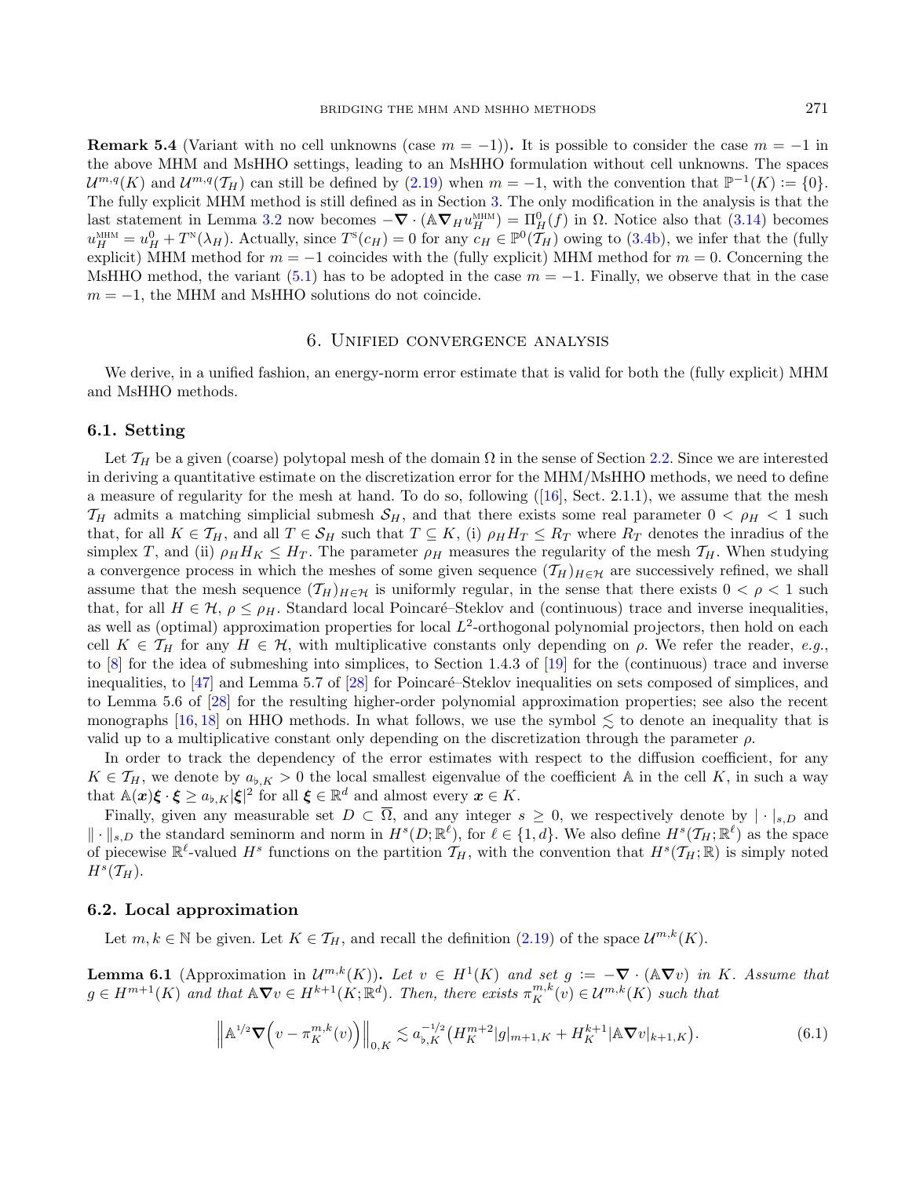**Remark 5.4** (Variant with no cell unknowns (case $m = -1$))**.** It is possible to consider the case $m = -1$ in the above MHM and MsHHO settings, leading to an MsHHO formulation without cell unknowns. The spaces $\mathcal{U}^{m,q}(K)$ and $\mathcal{U}^{m,q}(\mathcal{T}_H)$ can still be defined by (2.19) when $m = -1$, with the convention that $\mathbb{P}^{-1}(K) := \{0\}$. The fully explicit MHM method is still defined as in Section 3. The only modification in the analysis is that the last statement in Lemma 3.2 now becomes $-\boldsymbol{\nabla} \cdot (\mathbb{A}\boldsymbol{\nabla}_H u_H^{\text{MHM}}) = \Pi_H^0(f)$ in $\Omega$. Notice also that (3.14) becomes $u_H^{\text{MHM}} = u_H^0 + T^{\text{N}}(\lambda_H)$. Actually, since $T^{\text{S}}(c_H) = 0$ for any $c_H \in \mathbb{P}^0(\mathcal{T}_H)$ owing to (3.4b), we infer that the (fully explicit) MHM method for $m = -1$ coincides with the (fully explicit) MHM method for $m = 0$. Concerning the MsHHO method, the variant (5.1) has to be adopted in the case $m = -1$. Finally, we observe that in the case $m = -1$, the MHM and MsHHO solutions do not coincide.

## 6. Unified convergence analysis

We derive, in a unified fashion, an energy-norm error estimate that is valid for both the (fully explicit) MHM and MsHHO methods.

### 6.1. Setting

Let $\mathcal{T}_H$ be a given (coarse) polytopal mesh of the domain $\Omega$ in the sense of Section 2.2. Since we are interested in deriving a quantitative estimate on the discretization error for the MHM/MsHHO methods, we need to define a measure of regularity for the mesh at hand. To do so, following ([16], Sect. 2.1.1), we assume that the mesh $\mathcal{T}_H$ admits a matching simplicial submesh $\mathcal{S}_H$, and that there exists some real parameter $0 < \rho_H < 1$ such that, for all $K \in \mathcal{T}_H$, and all $T \in \mathcal{S}_H$ such that $T \subseteq K$, (i) $\rho_H H_T \leq R_T$ where $R_T$ denotes the inradius of the simplex $T$, and (ii) $\rho_H H_K \leq H_T$. The parameter $\rho_H$ measures the regularity of the mesh $\mathcal{T}_H$. When studying a convergence process in which the meshes of some given sequence $(\mathcal{T}_H)_{H\in\mathcal{H}}$ are successively refined, we shall assume that the mesh sequence $(\mathcal{T}_H)_{H\in\mathcal{H}}$ is uniformly regular, in the sense that there exists $0 < \rho < 1$ such that, for all $H \in \mathcal{H}$, $\rho \leq \rho_H$. Standard local Poincaré–Steklov and (continuous) trace and inverse inequalities, as well as (optimal) approximation properties for local $L^2$-orthogonal polynomial projectors, then hold on each cell $K \in \mathcal{T}_H$ for any $H \in \mathcal{H}$, with multiplicative constants only depending on $\rho$. We refer the reader, *e.g.*, to [8] for the idea of submeshing into simplices, to Section 1.4.3 of [19] for the (continuous) trace and inverse inequalities, to [47] and Lemma 5.7 of [28] for Poincaré–Steklov inequalities on sets composed of simplices, and to Lemma 5.6 of [28] for the resulting higher-order polynomial approximation properties; see also the recent monographs [16, 18] on HHO methods. In what follows, we use the symbol $\lesssim$ to denote an inequality that is valid up to a multiplicative constant only depending on the discretization through the parameter $\rho$.

In order to track the dependency of the error estimates with respect to the diffusion coefficient, for any $K \in \mathcal{T}_H$, we denote by $a_{\flat,K} > 0$ the local smallest eigenvalue of the coefficient $\mathbb{A}$ in the cell $K$, in such a way that $\mathbb{A}(\boldsymbol{x})\boldsymbol{\xi} \cdot \boldsymbol{\xi} \geq a_{\flat,K}|\boldsymbol{\xi}|^2$ for all $\boldsymbol{\xi} \in \mathbb{R}^d$ and almost every $\boldsymbol{x} \in K$.

Finally, given any measurable set $D \subset \overline{\Omega}$, and any integer $s \geq 0$, we respectively denote by $|\cdot|_{s,D}$ and $\|\cdot\|_{s,D}$ the standard seminorm and norm in $H^s(D;\mathbb{R}^\ell)$, for $\ell \in \{1, d\}$. We also define $H^s(\mathcal{T}_H;\mathbb{R}^\ell)$ as the space of piecewise $\mathbb{R}^\ell$-valued $H^s$ functions on the partition $\mathcal{T}_H$, with the convention that $H^s(\mathcal{T}_H;\mathbb{R})$ is simply noted $H^s(\mathcal{T}_H)$.

### 6.2. Local approximation

Let $m, k \in \mathbb{N}$ be given. Let $K \in \mathcal{T}_H$, and recall the definition (2.19) of the space $\mathcal{U}^{m,k}(K)$.

**Lemma 6.1** (Approximation in $\mathcal{U}^{m,k}(K)$)**.** *Let $v \in H^1(K)$ and set $g := -\boldsymbol{\nabla} \cdot (\mathbb{A}\boldsymbol{\nabla}v)$ in $K$. Assume that $g \in H^{m+1}(K)$ and that $\mathbb{A}\boldsymbol{\nabla}v \in H^{k+1}(K;\mathbb{R}^d)$. Then, there exists $\pi_K^{m,k}(v) \in \mathcal{U}^{m,k}(K)$ such that*

$$\left\|\mathbb{A}^{1/2}\boldsymbol{\nabla}\left(v - \pi_K^{m,k}(v)\right)\right\|_{0,K} \lesssim a_{\flat,K}^{-1/2}\left(H_K^{m+2}|g|_{m+1,K} + H_K^{k+1}|\mathbb{A}\boldsymbol{\nabla}v|_{k+1,K}\right). \tag{6.1}$$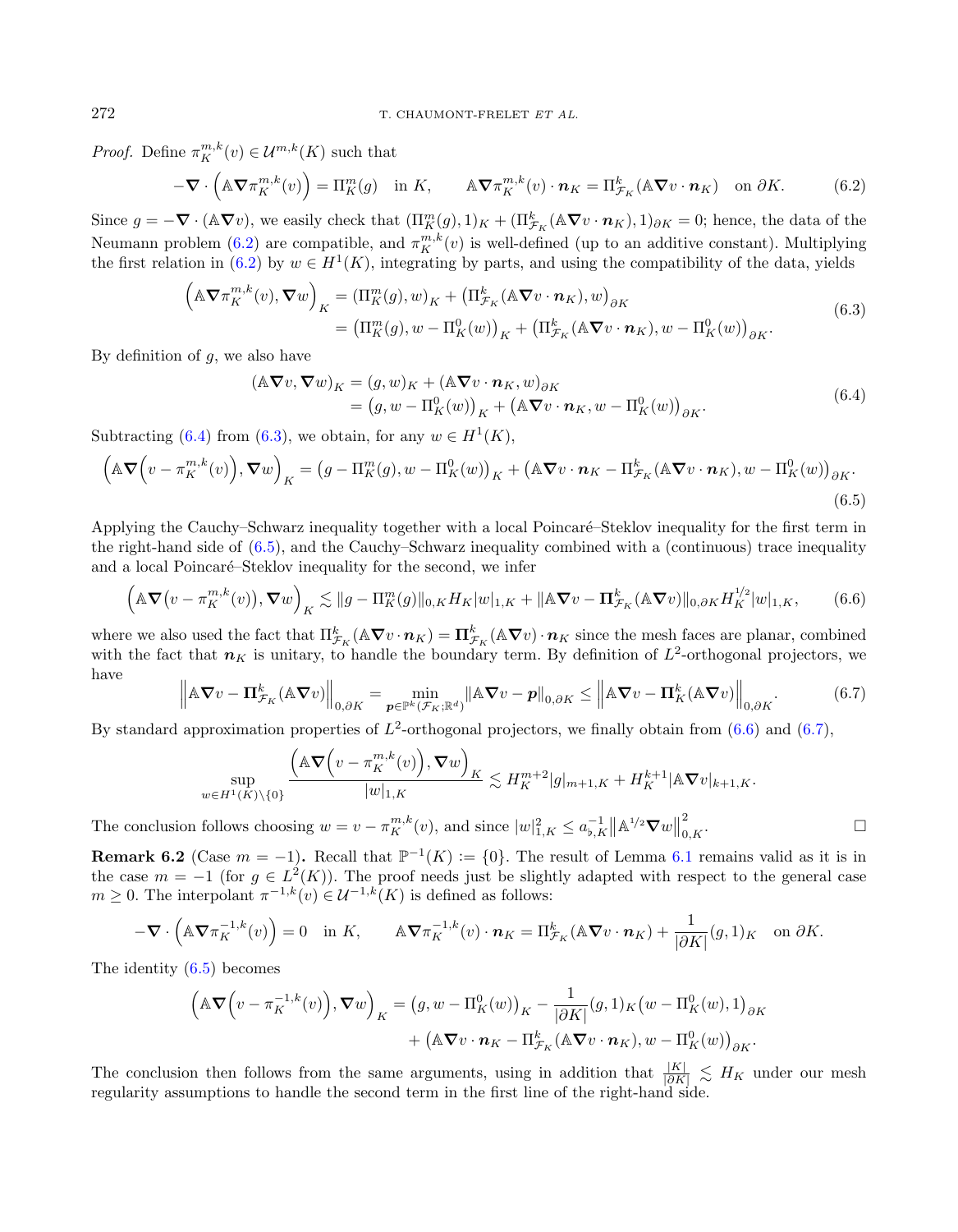*Proof.* Define $\pi_K^{m,k}(v) \in \mathcal{U}^{m,k}(K)$ such that

$$-\boldsymbol{\nabla}\cdot\left(\mathbb{A}\boldsymbol{\nabla}\pi_K^{m,k}(v)\right) = \Pi_K^m(g) \quad \text{in } K, \qquad \mathbb{A}\boldsymbol{\nabla}\pi_K^{m,k}(v)\cdot\boldsymbol{n}_K = \Pi_{\mathcal{F}_K}^k(\mathbb{A}\boldsymbol{\nabla}v\cdot\boldsymbol{n}_K) \quad \text{on } \partial K. \tag{6.2}$$

Since $g = -\boldsymbol{\nabla}\cdot(\mathbb{A}\boldsymbol{\nabla}v)$, we easily check that $(\Pi_K^m(g),1)_K + (\Pi_{\mathcal{F}_K}^k(\mathbb{A}\boldsymbol{\nabla}v\cdot\boldsymbol{n}_K),1)_{\partial K} = 0$; hence, the data of the Neumann problem (6.2) are compatible, and $\pi_K^{m,k}(v)$ is well-defined (up to an additive constant). Multiplying the first relation in (6.2) by $w \in H^1(K)$, integrating by parts, and using the compatibility of the data, yields

$$\begin{aligned}\left(\mathbb{A}\boldsymbol{\nabla}\pi_K^{m,k}(v),\boldsymbol{\nabla}w\right)_K &= (\Pi_K^m(g),w)_K + \left(\Pi_{\mathcal{F}_K}^k(\mathbb{A}\boldsymbol{\nabla}v\cdot\boldsymbol{n}_K),w\right)_{\partial K}\\ &= \left(\Pi_K^m(g),w-\Pi_K^0(w)\right)_K + \left(\Pi_{\mathcal{F}_K}^k(\mathbb{A}\boldsymbol{\nabla}v\cdot\boldsymbol{n}_K),w-\Pi_K^0(w)\right)_{\partial K}.\end{aligned} \tag{6.3}$$

By definition of $g$, we also have

$$\begin{aligned}(\mathbb{A}\boldsymbol{\nabla}v,\boldsymbol{\nabla}w)_K &= (g,w)_K + (\mathbb{A}\boldsymbol{\nabla}v\cdot\boldsymbol{n}_K,w)_{\partial K}\\ &= \left(g,w-\Pi_K^0(w)\right)_K + \left(\mathbb{A}\boldsymbol{\nabla}v\cdot\boldsymbol{n}_K,w-\Pi_K^0(w)\right)_{\partial K}.\end{aligned} \tag{6.4}$$

Subtracting (6.4) from (6.3), we obtain, for any $w \in H^1(K)$,

$$\left(\mathbb{A}\boldsymbol{\nabla}\left(v-\pi_K^{m,k}(v)\right),\boldsymbol{\nabla}w\right)_K = \left(g-\Pi_K^m(g),w-\Pi_K^0(w)\right)_K + \left(\mathbb{A}\boldsymbol{\nabla}v\cdot\boldsymbol{n}_K - \Pi_{\mathcal{F}_K}^k(\mathbb{A}\boldsymbol{\nabla}v\cdot\boldsymbol{n}_K),w-\Pi_K^0(w)\right)_{\partial K}. \tag{6.5}$$

Applying the Cauchy–Schwarz inequality together with a local Poincaré–Steklov inequality for the first term in the right-hand side of (6.5), and the Cauchy–Schwarz inequality combined with a (continuous) trace inequality and a local Poincaré–Steklov inequality for the second, we infer

$$\left(\mathbb{A}\boldsymbol{\nabla}\left(v-\pi_K^{m,k}(v)\right),\boldsymbol{\nabla}w\right)_K \lesssim \|g-\Pi_K^m(g)\|_{0,K}H_K|w|_{1,K} + \|\mathbb{A}\boldsymbol{\nabla}v - \boldsymbol{\Pi}_{\mathcal{F}_K}^k(\mathbb{A}\boldsymbol{\nabla}v)\|_{0,\partial K}H_K^{1/2}|w|_{1,K}, \tag{6.6}$$

where we also used the fact that $\Pi_{\mathcal{F}_K}^k(\mathbb{A}\boldsymbol{\nabla}v\cdot\boldsymbol{n}_K) = \boldsymbol{\Pi}_{\mathcal{F}_K}^k(\mathbb{A}\boldsymbol{\nabla}v)\cdot\boldsymbol{n}_K$ since the mesh faces are planar, combined with the fact that $\boldsymbol{n}_K$ is unitary, to handle the boundary term. By definition of $L^2$-orthogonal projectors, we have

$$\left\|\mathbb{A}\boldsymbol{\nabla}v - \boldsymbol{\Pi}_{\mathcal{F}_K}^k(\mathbb{A}\boldsymbol{\nabla}v)\right\|_{0,\partial K} = \min_{\boldsymbol{p}\in\mathbb{P}^k(\mathcal{F}_K;\mathbb{R}^d)}\|\mathbb{A}\boldsymbol{\nabla}v-\boldsymbol{p}\|_{0,\partial K} \le \left\|\mathbb{A}\boldsymbol{\nabla}v - \boldsymbol{\Pi}_K^k(\mathbb{A}\boldsymbol{\nabla}v)\right\|_{0,\partial K}. \tag{6.7}$$

By standard approximation properties of $L^2$-orthogonal projectors, we finally obtain from (6.6) and (6.7),

$$\sup_{w\in H^1(K)\setminus\{0\}}\frac{\left(\mathbb{A}\boldsymbol{\nabla}\left(v-\pi_K^{m,k}(v)\right),\boldsymbol{\nabla}w\right)_K}{|w|_{1,K}} \lesssim H_K^{m+2}|g|_{m+1,K} + H_K^{k+1}|\mathbb{A}\boldsymbol{\nabla}v|_{k+1,K}.$$

The conclusion follows choosing $w = v - \pi_K^{m,k}(v)$, and since $|w|_{1,K}^2 \le a_{\flat,K}^{-1}\left\|\mathbb{A}^{1/2}\boldsymbol{\nabla}w\right\|_{0,K}^2$. $\square$

**Remark 6.2** (Case $m=-1$)**.** Recall that $\mathbb{P}^{-1}(K) := \{0\}$. The result of Lemma 6.1 remains valid as it is in the case $m=-1$ (for $g \in L^2(K)$). The proof needs just be slightly adapted with respect to the general case $m \ge 0$. The interpolant $\pi^{-1,k}(v) \in \mathcal{U}^{-1,k}(K)$ is defined as follows:

$$-\boldsymbol{\nabla}\cdot\left(\mathbb{A}\boldsymbol{\nabla}\pi_K^{-1,k}(v)\right) = 0 \quad \text{in } K, \qquad \mathbb{A}\boldsymbol{\nabla}\pi_K^{-1,k}(v)\cdot\boldsymbol{n}_K = \Pi_{\mathcal{F}_K}^k(\mathbb{A}\boldsymbol{\nabla}v\cdot\boldsymbol{n}_K) + \frac{1}{|\partial K|}(g,1)_K \quad \text{on } \partial K.$$

The identity (6.5) becomes

$$\begin{aligned}\left(\mathbb{A}\boldsymbol{\nabla}\left(v-\pi_K^{-1,k}(v)\right),\boldsymbol{\nabla}w\right)_K &= \left(g,w-\Pi_K^0(w)\right)_K - \frac{1}{|\partial K|}(g,1)_K\left(w-\Pi_K^0(w),1\right)_{\partial K}\\ &\quad + \left(\mathbb{A}\boldsymbol{\nabla}v\cdot\boldsymbol{n}_K - \Pi_{\mathcal{F}_K}^k(\mathbb{A}\boldsymbol{\nabla}v\cdot\boldsymbol{n}_K),w-\Pi_K^0(w)\right)_{\partial K}.\end{aligned}$$

The conclusion then follows from the same arguments, using in addition that $\frac{|K|}{|\partial K|} \lesssim H_K$ under our mesh regularity assumptions to handle the second term in the first line of the right-hand side.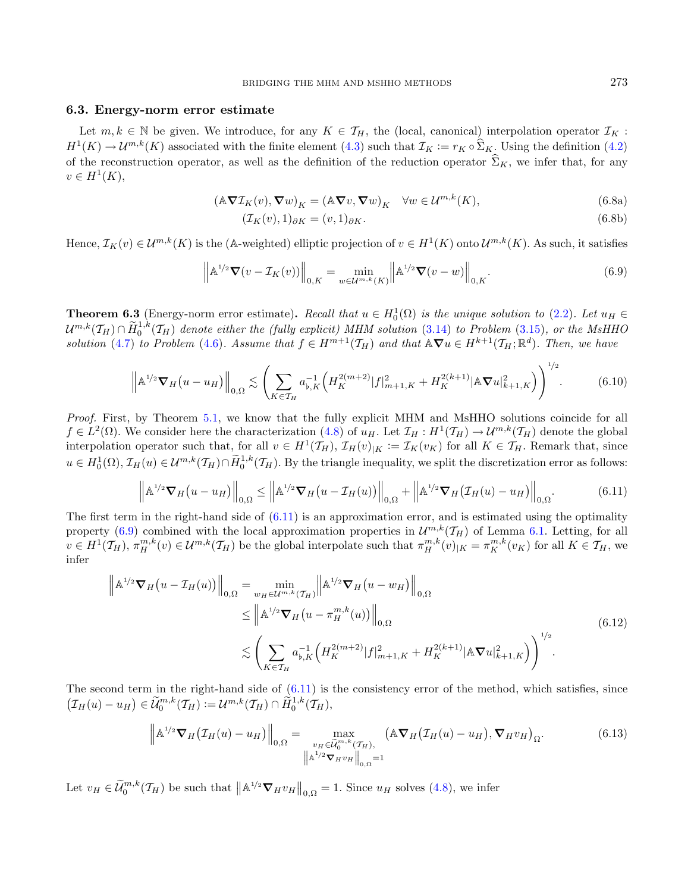### 6.3. Energy-norm error estimate

Let $m, k \in \mathbb{N}$ be given. We introduce, for any $K \in \mathcal{T}_H$, the (local, canonical) interpolation operator $\mathcal{I}_K : H^1(K) \to \mathcal{U}^{m,k}(K)$ associated with the finite element (4.3) such that $\mathcal{I}_K := r_K \circ \widehat{\Sigma}_K$. Using the definition (4.2) of the reconstruction operator, as well as the definition of the reduction operator $\widehat{\Sigma}_K$, we infer that, for any $v \in H^1(K)$,

$$(\mathbb{A}\boldsymbol{\nabla}\mathcal{I}_K(v), \boldsymbol{\nabla}w)_K = (\mathbb{A}\boldsymbol{\nabla}v, \boldsymbol{\nabla}w)_K \quad \forall w \in \mathcal{U}^{m,k}(K), \tag{6.8a}$$

$$(\mathcal{I}_K(v), 1)_{\partial K} = (v, 1)_{\partial K}. \tag{6.8b}$$

Hence, $\mathcal{I}_K(v) \in \mathcal{U}^{m,k}(K)$ is the ($\mathbb{A}$-weighted) elliptic projection of $v \in H^1(K)$ onto $\mathcal{U}^{m,k}(K)$. As such, it satisfies

$$\left\|\mathbb{A}^{1/2}\boldsymbol{\nabla}(v - \mathcal{I}_K(v))\right\|_{0,K} = \min_{w \in \mathcal{U}^{m,k}(K)} \left\|\mathbb{A}^{1/2}\boldsymbol{\nabla}(v - w)\right\|_{0,K}. \tag{6.9}$$

**Theorem 6.3** (Energy-norm error estimate). *Recall that $u \in H^1_0(\Omega)$ is the unique solution to (2.2). Let $u_H \in \mathcal{U}^{m,k}(\mathcal{T}_H) \cap \widetilde{H}^{1,k}_0(\mathcal{T}_H)$ denote either the (fully explicit) MHM solution (3.14) to Problem (3.15), or the MsHHO solution (4.7) to Problem (4.6). Assume that $f \in H^{m+1}(\mathcal{T}_H)$ and that $\mathbb{A}\boldsymbol{\nabla}u \in H^{k+1}(\mathcal{T}_H; \mathbb{R}^d)$. Then, we have*

$$\left\|\mathbb{A}^{1/2}\boldsymbol{\nabla}_H\big(u - u_H\big)\right\|_{0,\Omega} \lesssim \left(\sum_{K \in \mathcal{T}_H} a_{\flat,K}^{-1}\Big(H_K^{2(m+2)}|f|^2_{m+1,K} + H_K^{2(k+1)}|\mathbb{A}\boldsymbol{\nabla}u|^2_{k+1,K}\Big)\right)^{1/2}. \tag{6.10}$$

*Proof.* First, by Theorem 5.1, we know that the fully explicit MHM and MsHHO solutions coincide for all $f \in L^2(\Omega)$. We consider here the characterization (4.8) of $u_H$. Let $\mathcal{I}_H : H^1(\mathcal{T}_H) \to \mathcal{U}^{m,k}(\mathcal{T}_H)$ denote the global interpolation operator such that, for all $v \in H^1(\mathcal{T}_H)$, $\mathcal{I}_H(v)_{|K} := \mathcal{I}_K(v_K)$ for all $K \in \mathcal{T}_H$. Remark that, since $u \in H^1_0(\Omega)$, $\mathcal{I}_H(u) \in \mathcal{U}^{m,k}(\mathcal{T}_H) \cap \widetilde{H}^{1,k}_0(\mathcal{T}_H)$. By the triangle inequality, we split the discretization error as follows:

$$\left\|\mathbb{A}^{1/2}\boldsymbol{\nabla}_H\big(u - u_H\big)\right\|_{0,\Omega} \leq \left\|\mathbb{A}^{1/2}\boldsymbol{\nabla}_H\big(u - \mathcal{I}_H(u)\big)\right\|_{0,\Omega} + \left\|\mathbb{A}^{1/2}\boldsymbol{\nabla}_H\big(\mathcal{I}_H(u) - u_H\big)\right\|_{0,\Omega}. \tag{6.11}$$

The first term in the right-hand side of (6.11) is an approximation error, and is estimated using the optimality property (6.9) combined with the local approximation properties in $\mathcal{U}^{m,k}(\mathcal{T}_H)$ of Lemma 6.1. Letting, for all $v \in H^1(\mathcal{T}_H)$, $\pi^{m,k}_H(v) \in \mathcal{U}^{m,k}(\mathcal{T}_H)$ be the global interpolate such that $\pi^{m,k}_H(v)_{|K} = \pi^{m,k}_K(v_K)$ for all $K \in \mathcal{T}_H$, we infer

$$\begin{aligned}
\left\|\mathbb{A}^{1/2}\boldsymbol{\nabla}_H\big(u - \mathcal{I}_H(u)\big)\right\|_{0,\Omega} &= \min_{w_H \in \mathcal{U}^{m,k}(\mathcal{T}_H)} \left\|\mathbb{A}^{1/2}\boldsymbol{\nabla}_H\big(u - w_H\big)\right\|_{0,\Omega} \\
&\leq \left\|\mathbb{A}^{1/2}\boldsymbol{\nabla}_H\big(u - \pi^{m,k}_H(u)\big)\right\|_{0,\Omega} \\
&\lesssim \left(\sum_{K \in \mathcal{T}_H} a_{\flat,K}^{-1}\Big(H_K^{2(m+2)}|f|^2_{m+1,K} + H_K^{2(k+1)}|\mathbb{A}\boldsymbol{\nabla}u|^2_{k+1,K}\Big)\right)^{1/2}.
\end{aligned} \tag{6.12}$$

The second term in the right-hand side of (6.11) is the consistency error of the method, which satisfies, since $\big(\mathcal{I}_H(u) - u_H\big) \in \widetilde{\mathcal{U}}^{m,k}_0(\mathcal{T}_H) := \mathcal{U}^{m,k}(\mathcal{T}_H) \cap \widetilde{H}^{1,k}_0(\mathcal{T}_H)$,

$$\left\|\mathbb{A}^{1/2}\boldsymbol{\nabla}_H\big(\mathcal{I}_H(u) - u_H\big)\right\|_{0,\Omega} = \max_{\substack{v_H \in \widetilde{\mathcal{U}}^{m,k}_0(\mathcal{T}_H), \\ \left\|\mathbb{A}^{1/2}\boldsymbol{\nabla}_H v_H\right\|_{0,\Omega} = 1}} \big(\mathbb{A}\boldsymbol{\nabla}_H\big(\mathcal{I}_H(u) - u_H\big), \boldsymbol{\nabla}_H v_H\big)_\Omega. \tag{6.13}$$

Let $v_H \in \widetilde{\mathcal{U}}^{m,k}_0(\mathcal{T}_H)$ be such that $\left\|\mathbb{A}^{1/2}\boldsymbol{\nabla}_H v_H\right\|_{0,\Omega} = 1$. Since $u_H$ solves (4.8), we infer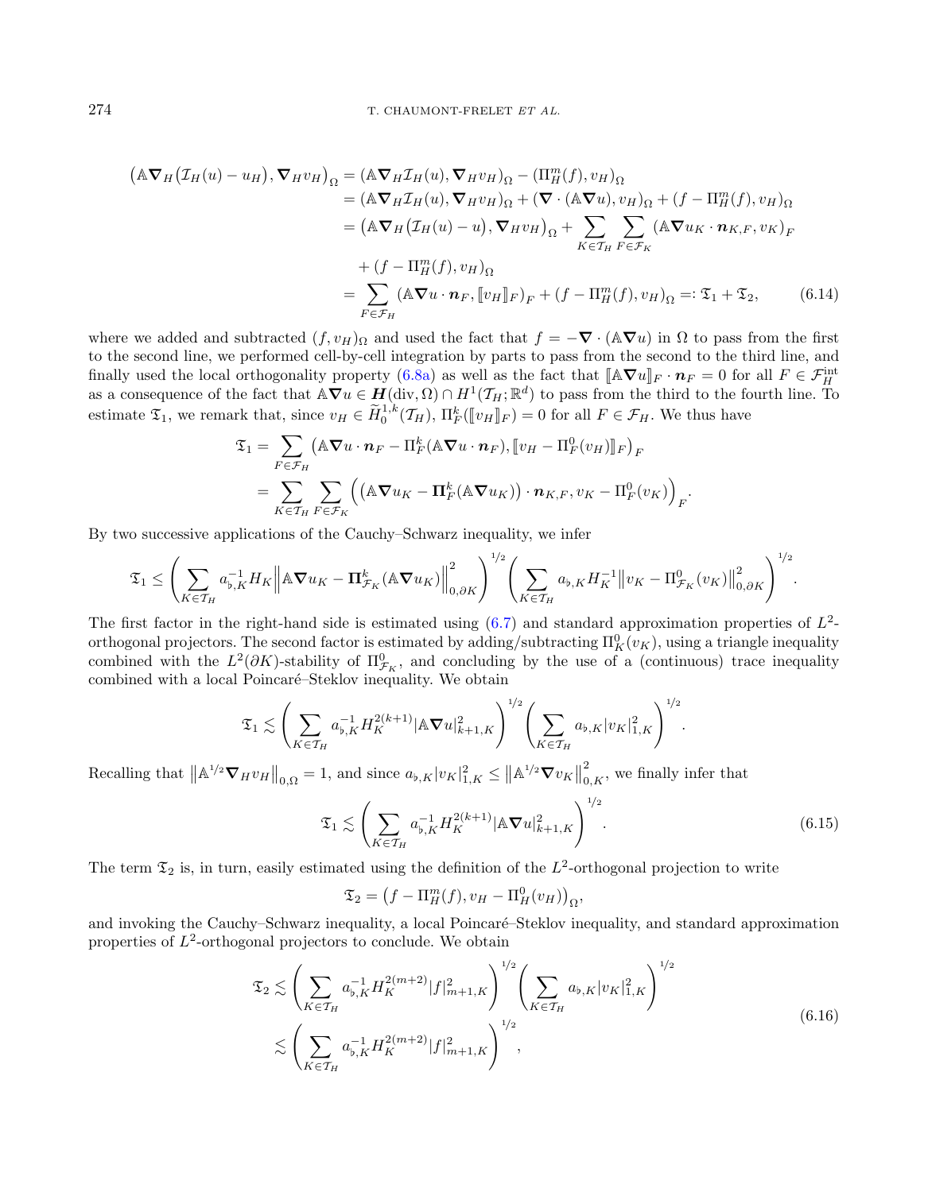$$
\begin{aligned}
\big(\mathbb{A}\boldsymbol{\nabla}_H\big(\mathcal{I}_H(u)-u_H\big),\boldsymbol{\nabla}_H v_H\big)_\Omega &= (\mathbb{A}\boldsymbol{\nabla}_H\mathcal{I}_H(u),\boldsymbol{\nabla}_H v_H)_\Omega - (\Pi_H^m(f),v_H)_\Omega\\
&= (\mathbb{A}\boldsymbol{\nabla}_H\mathcal{I}_H(u),\boldsymbol{\nabla}_H v_H)_\Omega + (\boldsymbol{\nabla}\cdot(\mathbb{A}\boldsymbol{\nabla}u),v_H)_\Omega + (f-\Pi_H^m(f),v_H)_\Omega\\
&= \big(\mathbb{A}\boldsymbol{\nabla}_H\big(\mathcal{I}_H(u)-u\big),\boldsymbol{\nabla}_H v_H\big)_\Omega + \sum_{K\in\mathcal{T}_H}\sum_{F\in\mathcal{F}_K}(\mathbb{A}\boldsymbol{\nabla}u_K\cdot\boldsymbol{n}_{K,F},v_K)_F\\
&\quad + (f-\Pi_H^m(f),v_H)_\Omega\\
&= \sum_{F\in\mathcal{F}_H}(\mathbb{A}\boldsymbol{\nabla}u\cdot\boldsymbol{n}_F,[\![v_H]\!]_F)_F + (f-\Pi_H^m(f),v_H)_\Omega =: \mathfrak{T}_1+\mathfrak{T}_2,
\end{aligned}
\tag{6.14}
$$

where we added and subtracted $(f,v_H)_\Omega$ and used the fact that $f=-\boldsymbol{\nabla}\cdot(\mathbb{A}\boldsymbol{\nabla}u)$ in $\Omega$ to pass from the first to the second line, we performed cell-by-cell integration by parts to pass from the second to the third line, and finally used the local orthogonality property (6.8a) as well as the fact that $[\![\mathbb{A}\boldsymbol{\nabla}u]\!]_F\cdot\boldsymbol{n}_F=0$ for all $F\in\mathcal{F}_H^{\text{int}}$ as a consequence of the fact that $\mathbb{A}\boldsymbol{\nabla}u\in\boldsymbol{H}(\text{div},\Omega)\cap H^1(\mathcal{T}_H;\mathbb{R}^d)$ to pass from the third to the fourth line. To estimate $\mathfrak{T}_1$, we remark that, since $v_H\in\widetilde{H}_0^{1,k}(\mathcal{T}_H)$, $\Pi_F^k([\![v_H]\!]_F)=0$ for all $F\in\mathcal{F}_H$. We thus have

$$
\begin{aligned}
\mathfrak{T}_1 &= \sum_{F\in\mathcal{F}_H}\big(\mathbb{A}\boldsymbol{\nabla}u\cdot\boldsymbol{n}_F-\Pi_F^k(\mathbb{A}\boldsymbol{\nabla}u\cdot\boldsymbol{n}_F),[\![v_H-\Pi_F^0(v_H)]\!]_F\big)_F\\
&= \sum_{K\in\mathcal{T}_H}\sum_{F\in\mathcal{F}_K}\Big(\big(\mathbb{A}\boldsymbol{\nabla}u_K-\boldsymbol{\Pi}_F^k(\mathbb{A}\boldsymbol{\nabla}u_K)\big)\cdot\boldsymbol{n}_{K,F},v_K-\Pi_F^0(v_K)\Big)_F.
\end{aligned}
$$

By two successive applications of the Cauchy–Schwarz inequality, we infer

$$
\mathfrak{T}_1 \le \left(\sum_{K\in\mathcal{T}_H}a_{\flat,K}^{-1}H_K\Big\|\mathbb{A}\boldsymbol{\nabla}u_K-\boldsymbol{\Pi}_{\mathcal{F}_K}^k(\mathbb{A}\boldsymbol{\nabla}u_K)\Big\|_{0,\partial K}^2\right)^{1/2}\left(\sum_{K\in\mathcal{T}_H}a_{\flat,K}H_K^{-1}\big\|v_K-\Pi_{\mathcal{F}_K}^0(v_K)\big\|_{0,\partial K}^2\right)^{1/2}.
$$

The first factor in the right-hand side is estimated using (6.7) and standard approximation properties of $L^2$-orthogonal projectors. The second factor is estimated by adding/subtracting $\Pi_K^0(v_K)$, using a triangle inequality combined with the $L^2(\partial K)$-stability of $\Pi_{\mathcal{F}_K}^0$, and concluding by the use of a (continuous) trace inequality combined with a local Poincaré–Steklov inequality. We obtain

$$
\mathfrak{T}_1 \lesssim \left(\sum_{K\in\mathcal{T}_H}a_{\flat,K}^{-1}H_K^{2(k+1)}|\mathbb{A}\boldsymbol{\nabla}u|_{k+1,K}^2\right)^{1/2}\left(\sum_{K\in\mathcal{T}_H}a_{\flat,K}|v_K|_{1,K}^2\right)^{1/2}.
$$

Recalling that $\big\|\mathbb{A}^{1/2}\boldsymbol{\nabla}_H v_H\big\|_{0,\Omega}=1$, and since $a_{\flat,K}|v_K|_{1,K}^2\le\big\|\mathbb{A}^{1/2}\boldsymbol{\nabla}v_K\big\|_{0,K}^2$, we finally infer that

$$
\mathfrak{T}_1 \lesssim \left(\sum_{K\in\mathcal{T}_H}a_{\flat,K}^{-1}H_K^{2(k+1)}|\mathbb{A}\boldsymbol{\nabla}u|_{k+1,K}^2\right)^{1/2}.
\tag{6.15}
$$

The term $\mathfrak{T}_2$ is, in turn, easily estimated using the definition of the $L^2$-orthogonal projection to write

$$
\mathfrak{T}_2 = \big(f-\Pi_H^m(f),v_H-\Pi_H^0(v_H)\big)_\Omega,
$$

and invoking the Cauchy–Schwarz inequality, a local Poincaré–Steklov inequality, and standard approximation properties of $L^2$-orthogonal projectors to conclude. We obtain

$$
\begin{aligned}
\mathfrak{T}_2 &\lesssim \left(\sum_{K\in\mathcal{T}_H}a_{\flat,K}^{-1}H_K^{2(m+2)}|f|_{m+1,K}^2\right)^{1/2}\left(\sum_{K\in\mathcal{T}_H}a_{\flat,K}|v_K|_{1,K}^2\right)^{1/2}\\
&\lesssim \left(\sum_{K\in\mathcal{T}_H}a_{\flat,K}^{-1}H_K^{2(m+2)}|f|_{m+1,K}^2\right)^{1/2},
\end{aligned}
\tag{6.16}
$$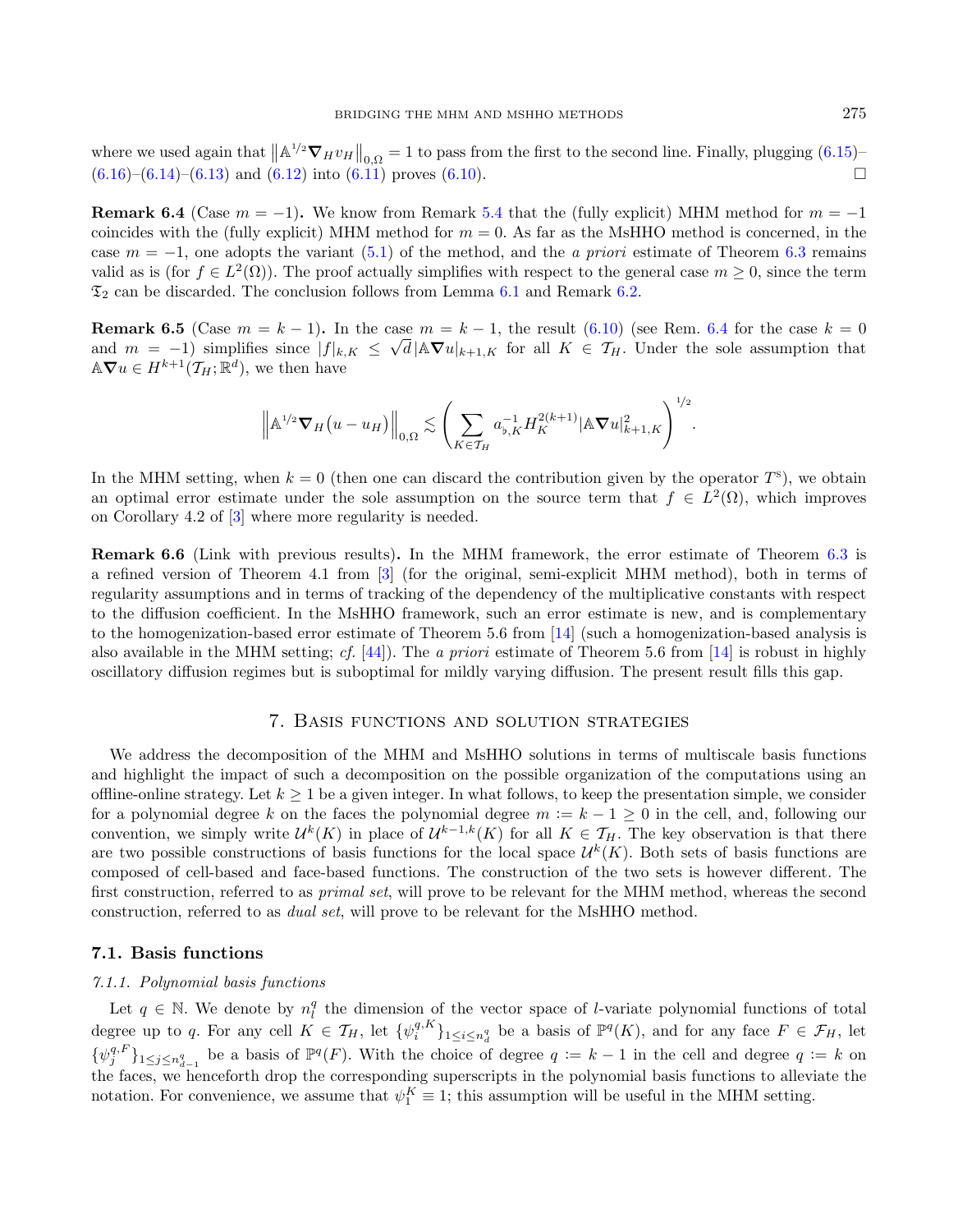where we used again that $\left\|\mathbb{A}^{1/2}\boldsymbol{\nabla}_H v_H\right\|_{0,\Omega} = 1$ to pass from the first to the second line. Finally, plugging (6.15)–(6.16)–(6.14)–(6.13) and (6.12) into (6.11) proves (6.10). □

**Remark 6.4** (Case $m = -1$)**.** We know from Remark 5.4 that the (fully explicit) MHM method for $m = -1$ coincides with the (fully explicit) MHM method for $m = 0$. As far as the MsHHO method is concerned, in the case $m = -1$, one adopts the variant (5.1) of the method, and the *a priori* estimate of Theorem 6.3 remains valid as is (for $f \in L^2(\Omega)$). The proof actually simplifies with respect to the general case $m \geq 0$, since the term $\mathfrak{T}_2$ can be discarded. The conclusion follows from Lemma 6.1 and Remark 6.2.

**Remark 6.5** (Case $m = k-1$)**.** In the case $m = k-1$, the result (6.10) (see Rem. 6.4 for the case $k = 0$ and $m = -1$) simplifies since $|f|_{k,K} \leq \sqrt{d}\,|\mathbb{A}\boldsymbol{\nabla} u|_{k+1,K}$ for all $K \in \mathcal{T}_H$. Under the sole assumption that $\mathbb{A}\boldsymbol{\nabla} u \in H^{k+1}(\mathcal{T}_H;\mathbb{R}^d)$, we then have

$$\left\|\mathbb{A}^{1/2}\boldsymbol{\nabla}_H\big(u - u_H\big)\right\|_{0,\Omega} \lesssim \left(\sum_{K\in\mathcal{T}_H} a_{\flat,K}^{-1} H_K^{2(k+1)} |\mathbb{A}\boldsymbol{\nabla} u|_{k+1,K}^2\right)^{1/2}.$$

In the MHM setting, when $k = 0$ (then one can discard the contribution given by the operator $T^{\mathrm{s}}$), we obtain an optimal error estimate under the sole assumption on the source term that $f \in L^2(\Omega)$, which improves on Corollary 4.2 of [3] where more regularity is needed.

**Remark 6.6** (Link with previous results)**.** In the MHM framework, the error estimate of Theorem 6.3 is a refined version of Theorem 4.1 from [3] (for the original, semi-explicit MHM method), both in terms of regularity assumptions and in terms of tracking of the dependency of the multiplicative constants with respect to the diffusion coefficient. In the MsHHO framework, such an error estimate is new, and is complementary to the homogenization-based error estimate of Theorem 5.6 from [14] (such a homogenization-based analysis is also available in the MHM setting; *cf.* [44]). The *a priori* estimate of Theorem 5.6 from [14] is robust in highly oscillatory diffusion regimes but is suboptimal for mildly varying diffusion. The present result fills this gap.

## 7. Basis functions and solution strategies

We address the decomposition of the MHM and MsHHO solutions in terms of multiscale basis functions and highlight the impact of such a decomposition on the possible organization of the computations using an offline-online strategy. Let $k \geq 1$ be a given integer. In what follows, to keep the presentation simple, we consider for a polynomial degree $k$ on the faces the polynomial degree $m := k-1 \geq 0$ in the cell, and, following our convention, we simply write $\mathcal{U}^k(K)$ in place of $\mathcal{U}^{k-1,k}(K)$ for all $K \in \mathcal{T}_H$. The key observation is that there are two possible constructions of basis functions for the local space $\mathcal{U}^k(K)$. Both sets of basis functions are composed of cell-based and face-based functions. The construction of the two sets is however different. The first construction, referred to as *primal set*, will prove to be relevant for the MHM method, whereas the second construction, referred to as *dual set*, will prove to be relevant for the MsHHO method.

### 7.1. Basis functions

#### 7.1.1. *Polynomial basis functions*

Let $q \in \mathbb{N}$. We denote by $n_l^q$ the dimension of the vector space of $l$-variate polynomial functions of total degree up to $q$. For any cell $K \in \mathcal{T}_H$, let $\{\psi_i^{q,K}\}_{1\leq i\leq n_d^q}$ be a basis of $\mathbb{P}^q(K)$, and for any face $F \in \mathcal{F}_H$, let $\{\psi_j^{q,F}\}_{1\leq j\leq n_{d-1}^q}$ be a basis of $\mathbb{P}^q(F)$. With the choice of degree $q := k-1$ in the cell and degree $q := k$ on the faces, we henceforth drop the corresponding superscripts in the polynomial basis functions to alleviate the notation. For convenience, we assume that $\psi_1^K \equiv 1$; this assumption will be useful in the MHM setting.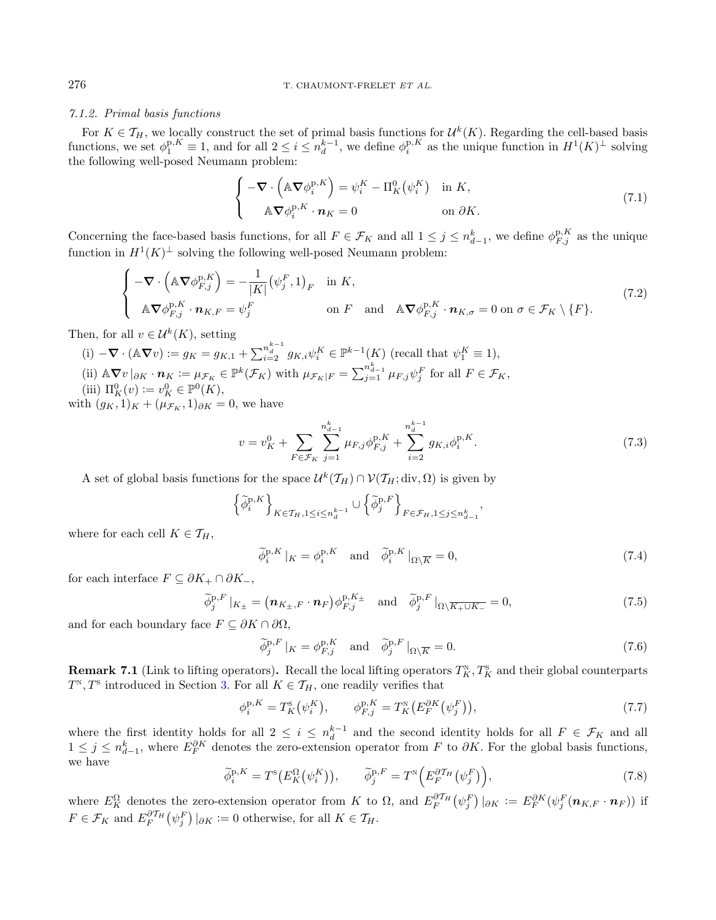### 7.1.2. Primal basis functions

For $K \in \mathcal{T}_H$, we locally construct the set of primal basis functions for $\mathcal{U}^k(K)$. Regarding the cell-based basis functions, we set $\phi_1^{\mathrm{p},K} \equiv 1$, and for all $2 \leq i \leq n_d^{k-1}$, we define $\phi_i^{\mathrm{p},K}$ as the unique function in $H^1(K)^\perp$ solving the following well-posed Neumann problem:

$$\begin{cases} -\boldsymbol{\nabla} \cdot \left( \mathbb{A} \boldsymbol{\nabla} \phi_i^{\mathrm{p},K} \right) = \psi_i^K - \Pi_K^0 \big( \psi_i^K \big) & \text{in } K, \\ \quad \mathbb{A} \boldsymbol{\nabla} \phi_i^{\mathrm{p},K} \cdot \boldsymbol{n}_K = 0 & \text{on } \partial K. \end{cases} \tag{7.1}$$

Concerning the face-based basis functions, for all $F \in \mathcal{F}_K$ and all $1 \leq j \leq n_{d-1}^k$, we define $\phi_{F,j}^{\mathrm{p},K}$ as the unique function in $H^1(K)^\perp$ solving the following well-posed Neumann problem:

$$\begin{cases} -\boldsymbol{\nabla} \cdot \left( \mathbb{A} \boldsymbol{\nabla} \phi_{F,j}^{\mathrm{p},K} \right) = -\dfrac{1}{|K|} \big( \psi_j^F, 1 \big)_F & \text{in } K, \\ \quad \mathbb{A} \boldsymbol{\nabla} \phi_{F,j}^{\mathrm{p},K} \cdot \boldsymbol{n}_{K,F} = \psi_j^F & \text{on } F \quad \text{and} \quad \mathbb{A} \boldsymbol{\nabla} \phi_{F,j}^{\mathrm{p},K} \cdot \boldsymbol{n}_{K,\sigma} = 0 \text{ on } \sigma \in \mathcal{F}_K \setminus \{F\}. \end{cases} \tag{7.2}$$

Then, for all $v \in \mathcal{U}^k(K)$, setting

(i) $-\boldsymbol{\nabla} \cdot (\mathbb{A} \boldsymbol{\nabla} v) := g_K = g_{K,1} + \sum_{i=2}^{n_d^{k-1}} g_{K,i} \psi_i^K \in \mathbb{P}^{k-1}(K)$ (recall that $\psi_1^K \equiv 1$),

(ii) $\mathbb{A} \boldsymbol{\nabla} v \,|_{\partial K} \cdot \boldsymbol{n}_K := \mu_{\mathcal{F}_K} \in \mathbb{P}^k(\mathcal{F}_K)$ with $\mu_{\mathcal{F}_K|F} = \sum_{j=1}^{n_{d-1}^k} \mu_{F,j} \psi_j^F$ for all $F \in \mathcal{F}_K$,

(iii) $\Pi_K^0(v) := v_K^0 \in \mathbb{P}^0(K)$,

with $(g_K, 1)_K + (\mu_{\mathcal{F}_K}, 1)_{\partial K} = 0$, we have

$$v = v_K^0 + \sum_{F \in \mathcal{F}_K} \sum_{j=1}^{n_{d-1}^k} \mu_{F,j} \phi_{F,j}^{\mathrm{p},K} + \sum_{i=2}^{n_d^{k-1}} g_{K,i} \phi_i^{\mathrm{p},K}. \tag{7.3}$$

A set of global basis functions for the space $\mathcal{U}^k(\mathcal{T}_H) \cap \mathcal{V}(\mathcal{T}_H; \mathrm{div}, \Omega)$ is given by

$$\left\{ \widetilde{\phi}_i^{\mathrm{p},K} \right\}_{K \in \mathcal{T}_H, 1 \leq i \leq n_d^{k-1}} \cup \left\{ \widetilde{\phi}_j^{\mathrm{p},F} \right\}_{F \in \mathcal{F}_H, 1 \leq j \leq n_{d-1}^k},$$

where for each cell $K \in \mathcal{T}_H$,

$$\widetilde{\phi}_i^{\mathrm{p},K} \,|_K = \phi_i^{\mathrm{p},K} \quad \text{and} \quad \widetilde{\phi}_i^{\mathrm{p},K} \,|_{\Omega \setminus \overline{K}} = 0, \tag{7.4}$$

for each interface $F \subseteq \partial K_+ \cap \partial K_-$,

$$\widetilde{\phi}_j^{\mathrm{p},F} \,|_{K_\pm} = \big( \boldsymbol{n}_{K_\pm,F} \cdot \boldsymbol{n}_F \big) \phi_{F,j}^{\mathrm{p},K_\pm} \quad \text{and} \quad \widetilde{\phi}_j^{\mathrm{p},F} \,|_{\Omega \setminus \overline{K_+ \cup K_-}} = 0, \tag{7.5}$$

and for each boundary face $F \subseteq \partial K \cap \partial \Omega$,

$$\widetilde{\phi}_j^{\mathrm{p},F} \,|_K = \phi_{F,j}^{\mathrm{p},K} \quad \text{and} \quad \widetilde{\phi}_j^{\mathrm{p},F} \,|_{\Omega \setminus \overline{K}} = 0. \tag{7.6}$$

**Remark 7.1** (Link to lifting operators)**.** Recall the local lifting operators $T_K^{\mathrm{N}}, T_K^{\mathrm{S}}$ and their global counterparts $T^{\mathrm{N}}, T^{\mathrm{S}}$ introduced in Section 3. For all $K \in \mathcal{T}_H$, one readily verifies that

$$\phi_i^{\mathrm{p},K} = T_K^{\mathrm{S}} \big( \psi_i^K \big), \qquad \phi_{F,j}^{\mathrm{p},K} = T_K^{\mathrm{N}} \big( E_F^{\partial K} \big( \psi_j^F \big) \big), \tag{7.7}$$

where the first identity holds for all $2 \leq i \leq n_d^{k-1}$ and the second identity holds for all $F \in \mathcal{F}_K$ and all $1 \leq j \leq n_{d-1}^k$, where $E_F^{\partial K}$ denotes the zero-extension operator from $F$ to $\partial K$. For the global basis functions, we have

$$\widetilde{\phi}_i^{\mathrm{p},K} = T^{\mathrm{S}} \big( E_K^{\Omega} \big( \psi_i^K \big) \big), \qquad \widetilde{\phi}_j^{\mathrm{p},F} = T^{\mathrm{N}} \Big( E_F^{\partial \mathcal{T}_H} \big( \psi_j^F \big) \Big), \tag{7.8}$$

where $E_K^{\Omega}$ denotes the zero-extension operator from $K$ to $\Omega$, and $E_F^{\partial \mathcal{T}_H} \big( \psi_j^F \big) \,|_{\partial K} := E_F^{\partial K} \big( \psi_j^F ( \boldsymbol{n}_{K,F} \cdot \boldsymbol{n}_F ) \big)$ if $F \in \mathcal{F}_K$ and $E_F^{\partial \mathcal{T}_H} \big( \psi_j^F \big) \,|_{\partial K} := 0$ otherwise, for all $K \in \mathcal{T}_H$.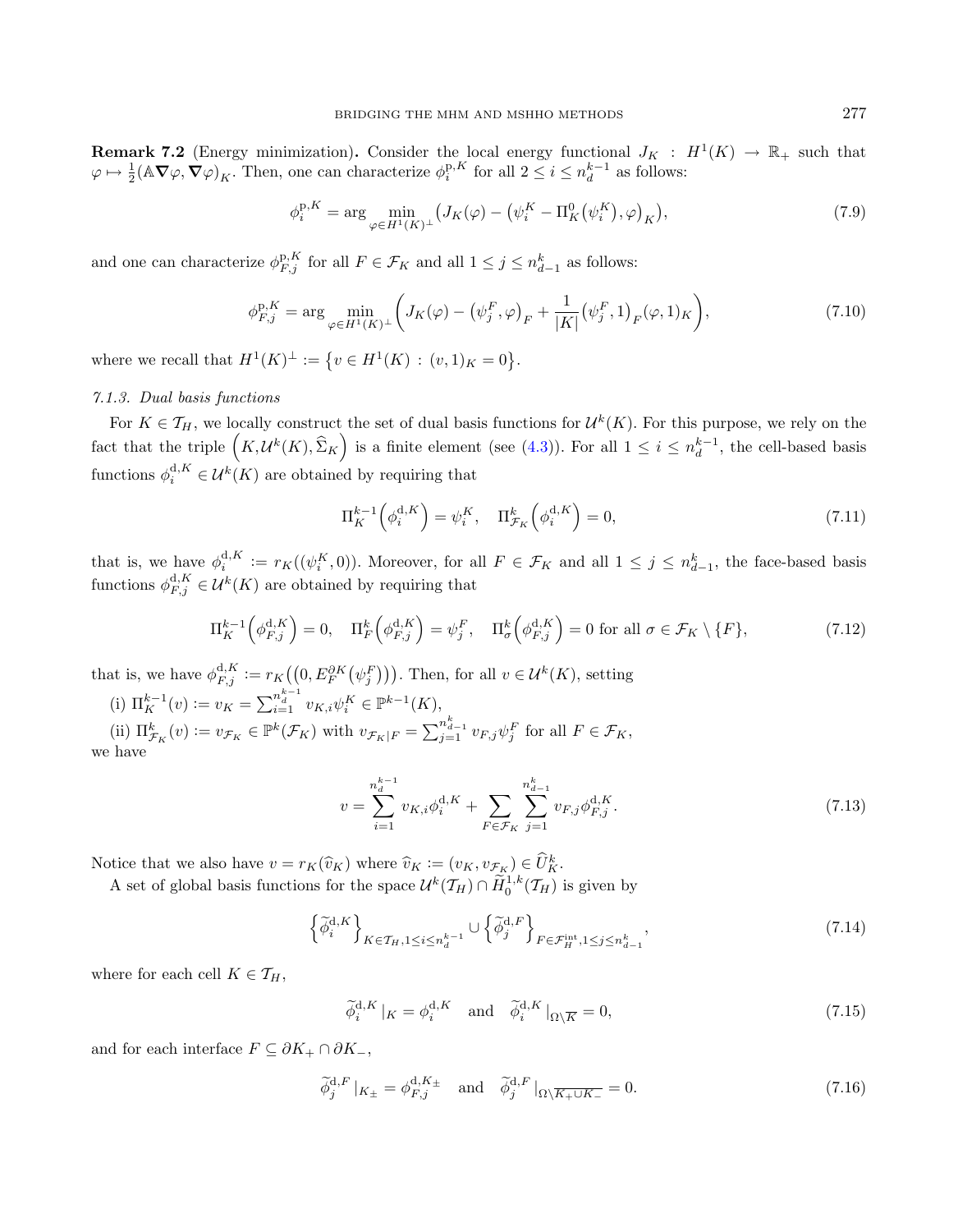**Remark 7.2** (Energy minimization)**.** Consider the local energy functional $J_K : H^1(K) \to \mathbb{R}_+$ such that $\varphi \mapsto \frac{1}{2}(\mathbb{A}\boldsymbol{\nabla}\varphi, \boldsymbol{\nabla}\varphi)_K$. Then, one can characterize $\phi_i^{\mathrm{p},K}$ for all $2 \le i \le n_d^{k-1}$ as follows:

$$
\phi_i^{\mathrm{p},K} = \arg\min_{\varphi \in H^1(K)^\perp} \big( J_K(\varphi) - \big(\psi_i^K - \Pi_K^0\big(\psi_i^K\big), \varphi\big)_K \big), \tag{7.9}
$$

and one can characterize $\phi_{F,j}^{\mathrm{p},K}$ for all $F \in \mathcal{F}_K$ and all $1 \le j \le n_{d-1}^k$ as follows:

$$
\phi_{F,j}^{\mathrm{p},K} = \arg\min_{\varphi \in H^1(K)^\perp} \left( J_K(\varphi) - \big(\psi_j^F, \varphi\big)_F + \frac{1}{|K|}\big(\psi_j^F, 1\big)_F (\varphi, 1)_K \right), \tag{7.10}
$$

where we recall that $H^1(K)^\perp := \{ v \in H^1(K) : (v,1)_K = 0 \}$.

*7.1.3. Dual basis functions*

For $K \in \mathcal{T}_H$, we locally construct the set of dual basis functions for $\mathcal{U}^k(K)$. For this purpose, we rely on the fact that the triple $\left(K, \mathcal{U}^k(K), \widehat{\Sigma}_K\right)$ is a finite element (see (4.3)). For all $1 \le i \le n_d^{k-1}$, the cell-based basis functions $\phi_i^{\mathrm{d},K} \in \mathcal{U}^k(K)$ are obtained by requiring that

$$
\Pi_K^{k-1}\Big(\phi_i^{\mathrm{d},K}\Big) = \psi_i^K, \quad \Pi_{\mathcal{F}_K}^k\Big(\phi_i^{\mathrm{d},K}\Big) = 0, \tag{7.11}
$$

that is, we have $\phi_i^{\mathrm{d},K} := r_K((\psi_i^K, 0))$. Moreover, for all $F \in \mathcal{F}_K$ and all $1 \le j \le n_{d-1}^k$, the face-based basis functions $\phi_{F,j}^{\mathrm{d},K} \in \mathcal{U}^k(K)$ are obtained by requiring that

$$
\Pi_K^{k-1}\Big(\phi_{F,j}^{\mathrm{d},K}\Big) = 0, \quad \Pi_F^k\Big(\phi_{F,j}^{\mathrm{d},K}\Big) = \psi_j^F, \quad \Pi_\sigma^k\Big(\phi_{F,j}^{\mathrm{d},K}\Big) = 0 \text{ for all } \sigma \in \mathcal{F}_K \setminus \{F\}, \tag{7.12}
$$

that is, we have $\phi_{F,j}^{\mathrm{d},K} := r_K\big(\big(0, E_F^{\partial K}\big(\psi_j^F\big)\big)\big)$. Then, for all $v \in \mathcal{U}^k(K)$, setting

(i) $\Pi_K^{k-1}(v) := v_K = \sum_{i=1}^{n_d^{k-1}} v_{K,i}\psi_i^K \in \mathbb{P}^{k-1}(K)$,

(ii) $\Pi_{\mathcal{F}_K}^k(v) := v_{\mathcal{F}_K} \in \mathbb{P}^k(\mathcal{F}_K)$ with $v_{\mathcal{F}_K|F} = \sum_{j=1}^{n_{d-1}^k} v_{F,j}\psi_j^F$ for all $F \in \mathcal{F}_K$,

we have

$$
v = \sum_{i=1}^{n_d^{k-1}} v_{K,i}\phi_i^{\mathrm{d},K} + \sum_{F \in \mathcal{F}_K} \sum_{j=1}^{n_{d-1}^k} v_{F,j}\phi_{F,j}^{\mathrm{d},K}. \tag{7.13}
$$

Notice that we also have $v = r_K(\widehat{v}_K)$ where $\widehat{v}_K := (v_K, v_{\mathcal{F}_K}) \in \widehat{U}_K^k$.

A set of global basis functions for the space $\mathcal{U}^k(\mathcal{T}_H) \cap \widetilde{H}_0^{1,k}(\mathcal{T}_H)$ is given by

$$
\left\{\widetilde{\phi}_i^{\mathrm{d},K}\right\}_{K \in \mathcal{T}_H, 1 \le i \le n_d^{k-1}} \cup \left\{\widetilde{\phi}_j^{\mathrm{d},F}\right\}_{F \in \mathcal{F}_H^{\mathrm{int}}, 1 \le j \le n_{d-1}^k}, \tag{7.14}
$$

where for each cell $K \in \mathcal{T}_H$,

$$
\widetilde{\phi}_i^{\mathrm{d},K}|_K = \phi_i^{\mathrm{d},K} \quad \text{and} \quad \widetilde{\phi}_i^{\mathrm{d},K}|_{\Omega \setminus \overline{K}} = 0, \tag{7.15}
$$

and for each interface $F \subseteq \partial K_+ \cap \partial K_-$,

$$
\widetilde{\phi}_j^{\mathrm{d},F}|_{K_\pm} = \phi_{F,j}^{\mathrm{d},K_\pm} \quad \text{and} \quad \widetilde{\phi}_j^{\mathrm{d},F}|_{\Omega \setminus \overline{K_+ \cup K_-}} = 0. \tag{7.16}
$$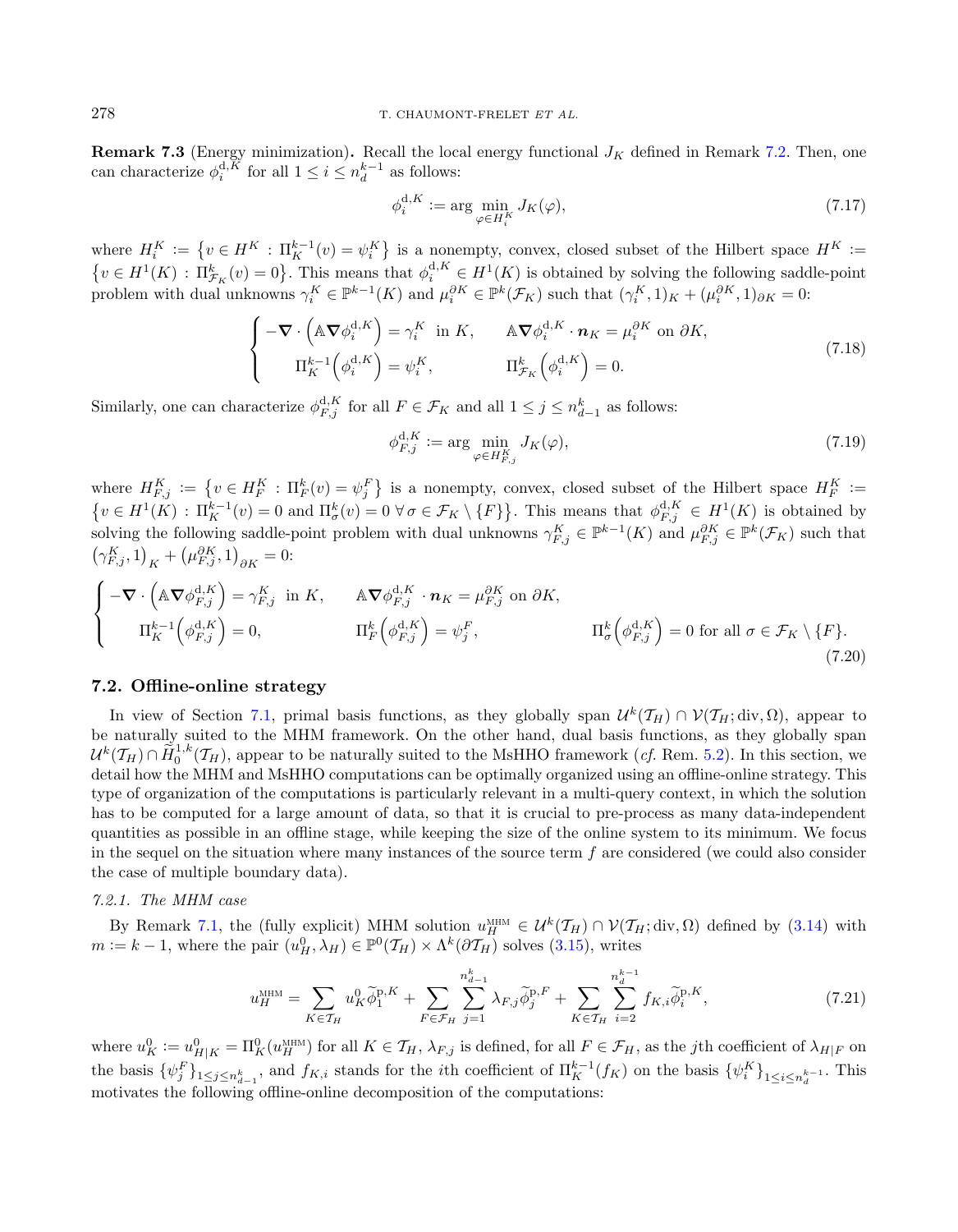**Remark 7.3** (Energy minimization)**.** Recall the local energy functional $J_K$ defined in Remark 7.2. Then, one can characterize $\phi_i^{\mathrm{d},K}$ for all $1 \le i \le n_d^{k-1}$ as follows:

$$
\phi_i^{\mathrm{d},K} := \arg \min_{\varphi \in H_i^K} J_K(\varphi), \tag{7.17}
$$

where $H_i^K := \left\{ v \in H^K : \Pi_K^{k-1}(v) = \psi_i^K \right\}$ is a nonempty, convex, closed subset of the Hilbert space $H^K := \left\{ v \in H^1(K) : \Pi_{\mathcal{F}_K}^k(v) = 0 \right\}$. This means that $\phi_i^{\mathrm{d},K} \in H^1(K)$ is obtained by solving the following saddle-point problem with dual unknowns $\gamma_i^K \in \mathbb{P}^{k-1}(K)$ and $\mu_i^{\partial K} \in \mathbb{P}^k(\mathcal{F}_K)$ such that $(\gamma_i^K, 1)_K + (\mu_i^{\partial K}, 1)_{\partial K} = 0$:

$$
\left\{
\begin{aligned}
&-\boldsymbol{\nabla} \cdot \left( \mathbb{A} \boldsymbol{\nabla} \phi_i^{\mathrm{d},K} \right) = \gamma_i^K \ \text{ in } K, && \mathbb{A} \boldsymbol{\nabla} \phi_i^{\mathrm{d},K} \cdot \boldsymbol{n}_K = \mu_i^{\partial K} \text{ on } \partial K,\\
&\qquad \Pi_K^{k-1}\left( \phi_i^{\mathrm{d},K} \right) = \psi_i^K, && \Pi_{\mathcal{F}_K}^k \left( \phi_i^{\mathrm{d},K} \right) = 0.
\end{aligned}
\right. \tag{7.18}
$$

Similarly, one can characterize $\phi_{F,j}^{\mathrm{d},K}$ for all $F \in \mathcal{F}_K$ and all $1 \le j \le n_{d-1}^k$ as follows:

$$
\phi_{F,j}^{\mathrm{d},K} := \arg \min_{\varphi \in H_{F,j}^K} J_K(\varphi), \tag{7.19}
$$

where $H_{F,j}^K := \left\{ v \in H_F^K : \Pi_F^k(v) = \psi_j^F \right\}$ is a nonempty, convex, closed subset of the Hilbert space $H_F^K := \left\{ v \in H^1(K) : \Pi_K^{k-1}(v) = 0 \text{ and } \Pi_\sigma^k(v) = 0 \ \forall \, \sigma \in \mathcal{F}_K \setminus \{F\} \right\}$. This means that $\phi_{F,j}^{\mathrm{d},K} \in H^1(K)$ is obtained by solving the following saddle-point problem with dual unknowns $\gamma_{F,j}^K \in \mathbb{P}^{k-1}(K)$ and $\mu_{F,j}^{\partial K} \in \mathbb{P}^k(\mathcal{F}_K)$ such that $\left( \gamma_{F,j}^K, 1 \right)_K + \left( \mu_{F,j}^{\partial K}, 1 \right)_{\partial K} = 0$:

$$
\left\{
\begin{aligned}
&-\boldsymbol{\nabla} \cdot \left( \mathbb{A} \boldsymbol{\nabla} \phi_{F,j}^{\mathrm{d},K} \right) = \gamma_{F,j}^K \ \text{ in } K, && \mathbb{A} \boldsymbol{\nabla} \phi_{F,j}^{\mathrm{d},K} \cdot \boldsymbol{n}_K = \mu_{F,j}^{\partial K} \text{ on } \partial K,\\
&\qquad \Pi_K^{k-1}\left( \phi_{F,j}^{\mathrm{d},K} \right) = 0, && \Pi_F^k \left( \phi_{F,j}^{\mathrm{d},K} \right) = \psi_j^F, \qquad \Pi_\sigma^k \left( \phi_{F,j}^{\mathrm{d},K} \right) = 0 \text{ for all } \sigma \in \mathcal{F}_K \setminus \{F\}.
\end{aligned}
\right. \tag{7.20}
$$

### 7.2. Offline-online strategy

In view of Section 7.1, primal basis functions, as they globally span $\mathcal{U}^k(\mathcal{T}_H) \cap \mathcal{V}(\mathcal{T}_H; \mathrm{div}, \Omega)$, appear to be naturally suited to the MHM framework. On the other hand, dual basis functions, as they globally span $\mathcal{U}^k(\mathcal{T}_H) \cap \widetilde{H}_0^{1,k}(\mathcal{T}_H)$, appear to be naturally suited to the MsHHO framework (*cf.* Rem. 5.2). In this section, we detail how the MHM and MsHHO computations can be optimally organized using an offline-online strategy. This type of organization of the computations is particularly relevant in a multi-query context, in which the solution has to be computed for a large amount of data, so that it is crucial to pre-process as many data-independent quantities as possible in an offline stage, while keeping the size of the online system to its minimum. We focus in the sequel on the situation where many instances of the source term $f$ are considered (we could also consider the case of multiple boundary data).

#### *7.2.1. The MHM case*

By Remark 7.1, the (fully explicit) MHM solution $u_H^{\mathrm{MHM}} \in \mathcal{U}^k(\mathcal{T}_H) \cap \mathcal{V}(\mathcal{T}_H; \mathrm{div}, \Omega)$ defined by (3.14) with $m := k-1$, where the pair $(u_H^0, \lambda_H) \in \mathbb{P}^0(\mathcal{T}_H) \times \Lambda^k(\partial \mathcal{T}_H)$ solves (3.15), writes

$$
u_H^{\mathrm{MHM}} = \sum_{K \in \mathcal{T}_H} u_K^0 \widetilde{\phi}_1^{\mathrm{p},K} + \sum_{F \in \mathcal{F}_H} \sum_{j=1}^{n_{d-1}^k} \lambda_{F,j} \widetilde{\phi}_j^{\mathrm{p},F} + \sum_{K \in \mathcal{T}_H} \sum_{i=2}^{n_d^{k-1}} f_{K,i} \widetilde{\phi}_i^{\mathrm{p},K}, \tag{7.21}
$$

where $u_K^0 := u_{H|K}^0 = \Pi_K^0(u_H^{\mathrm{MHM}})$ for all $K \in \mathcal{T}_H$, $\lambda_{F,j}$ is defined, for all $F \in \mathcal{F}_H$, as the $j$th coefficient of $\lambda_{H|F}$ on the basis $\{\psi_j^F\}_{1 \le j \le n_{d-1}^k}$, and $f_{K,i}$ stands for the $i$th coefficient of $\Pi_K^{k-1}(f_K)$ on the basis $\{\psi_i^K\}_{1 \le i \le n_d^{k-1}}$. This motivates the following offline-online decomposition of the computations: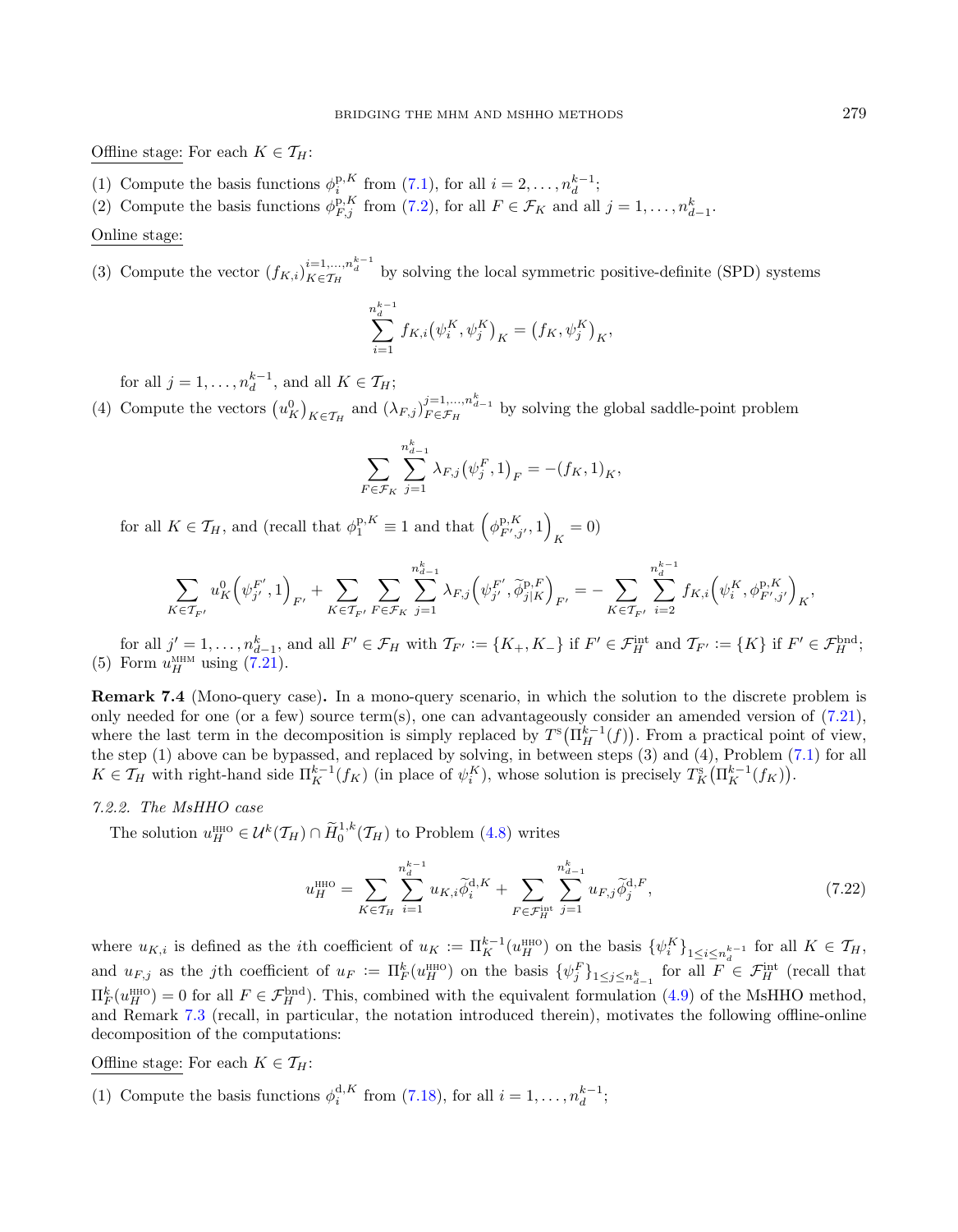Offline stage: For each $K \in \mathcal{T}_H$:

(1) Compute the basis functions $\phi_i^{\mathrm{p},K}$ from (7.1), for all $i = 2, \dots, n_d^{k-1}$;
(2) Compute the basis functions $\phi_{F,j}^{\mathrm{p},K}$ from (7.2), for all $F \in \mathcal{F}_K$ and all $j = 1, \dots, n_{d-1}^k$.

Online stage:

(3) Compute the vector $(f_{K,i})_{K \in \mathcal{T}_H}^{i=1,\dots,n_d^{k-1}}$ by solving the local symmetric positive-definite (SPD) systems

$$\sum_{i=1}^{n_d^{k-1}} f_{K,i}\big(\psi_i^K, \psi_j^K\big)_K = \big(f_K, \psi_j^K\big)_K,$$

for all $j = 1, \dots, n_d^{k-1}$, and all $K \in \mathcal{T}_H$;

(4) Compute the vectors $\big(u_K^0\big)_{K \in \mathcal{T}_H}$ and $(\lambda_{F,j})_{F \in \mathcal{F}_H}^{j=1,\dots,n_{d-1}^k}$ by solving the global saddle-point problem

$$\sum_{F \in \mathcal{F}_K} \sum_{j=1}^{n_{d-1}^k} \lambda_{F,j}\big(\psi_j^F, 1\big)_F = -(f_K, 1)_K,$$

for all $K \in \mathcal{T}_H$, and (recall that $\phi_1^{\mathrm{p},K} \equiv 1$ and that $\Big(\phi_{F',j'}^{\mathrm{p},K}, 1\Big)_K = 0$)

$$\sum_{K \in \mathcal{T}_{F'}} u_K^0\Big(\psi_{j'}^{F'}, 1\Big)_{F'} + \sum_{K \in \mathcal{T}_{F'}} \sum_{F \in \mathcal{F}_K} \sum_{j=1}^{n_{d-1}^k} \lambda_{F,j}\Big(\psi_{j'}^{F'}, \widetilde{\phi}_{j|K}^{\mathrm{p},F}\Big)_{F'} = -\sum_{K \in \mathcal{T}_{F'}} \sum_{i=2}^{n_d^{k-1}} f_{K,i}\Big(\psi_i^K, \phi_{F',j'}^{\mathrm{p},K}\Big)_K,$$

for all $j' = 1, \dots, n_{d-1}^k$, and all $F' \in \mathcal{F}_H$ with $\mathcal{T}_{F'} := \{K_+, K_-\}$ if $F' \in \mathcal{F}_H^{\mathrm{int}}$ and $\mathcal{T}_{F'} := \{K\}$ if $F' \in \mathcal{F}_H^{\mathrm{bnd}}$;

(5) Form $u_H^{\mathrm{MHM}}$ using (7.21).

**Remark 7.4** (Mono-query case)**.** In a mono-query scenario, in which the solution to the discrete problem is only needed for one (or a few) source term(s), one can advantageously consider an amended version of (7.21), where the last term in the decomposition is simply replaced by $T^{\mathrm{s}}\big(\Pi_H^{k-1}(f)\big)$. From a practical point of view, the step (1) above can be bypassed, and replaced by solving, in between steps (3) and (4), Problem (7.1) for all $K \in \mathcal{T}_H$ with right-hand side $\Pi_K^{k-1}(f_K)$ (in place of $\psi_i^K$), whose solution is precisely $T_K^{\mathrm{s}}\big(\Pi_K^{k-1}(f_K)\big)$.

*7.2.2. The MsHHO case*

The solution $u_H^{\mathrm{HHO}} \in \mathcal{U}^k(\mathcal{T}_H) \cap \widetilde{H}_0^{1,k}(\mathcal{T}_H)$ to Problem (4.8) writes

$$u_H^{\mathrm{HHO}} = \sum_{K \in \mathcal{T}_H} \sum_{i=1}^{n_d^{k-1}} u_{K,i}\widetilde{\phi}_i^{\mathrm{d},K} + \sum_{F \in \mathcal{F}_H^{\mathrm{int}}} \sum_{j=1}^{n_{d-1}^k} u_{F,j}\widetilde{\phi}_j^{\mathrm{d},F}, \tag{7.22}$$

where $u_{K,i}$ is defined as the $i$th coefficient of $u_K := \Pi_K^{k-1}(u_H^{\mathrm{HHO}})$ on the basis $\{\psi_i^K\}_{1 \le i \le n_d^{k-1}}$ for all $K \in \mathcal{T}_H$, and $u_{F,j}$ as the $j$th coefficient of $u_F := \Pi_F^k(u_H^{\mathrm{HHO}})$ on the basis $\{\psi_j^F\}_{1 \le j \le n_{d-1}^k}$ for all $F \in \mathcal{F}_H^{\mathrm{int}}$ (recall that $\Pi_F^k(u_H^{\mathrm{HHO}}) = 0$ for all $F \in \mathcal{F}_H^{\mathrm{bnd}}$). This, combined with the equivalent formulation (4.9) of the MsHHO method, and Remark 7.3 (recall, in particular, the notation introduced therein), motivates the following offline-online decomposition of the computations:

Offline stage: For each $K \in \mathcal{T}_H$:

(1) Compute the basis functions $\phi_i^{\mathrm{d},K}$ from (7.18), for all $i = 1, \dots, n_d^{k-1}$;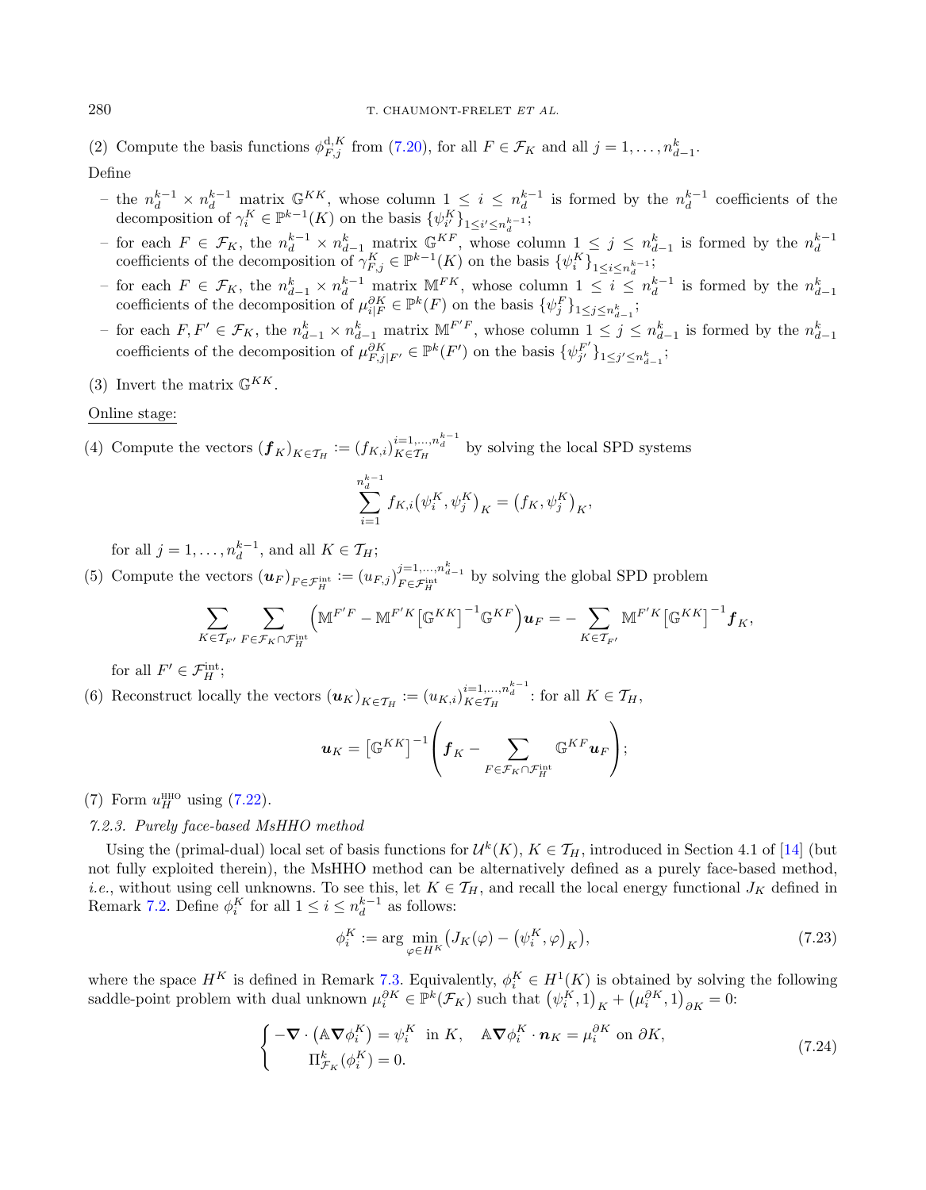(2) Compute the basis functions $\phi_{F,j}^{\mathrm{d},K}$ from (7.20), for all $F \in \mathcal{F}_K$ and all $j = 1, \ldots, n_{d-1}^k$.

Define

- the $n_d^{k-1} \times n_d^{k-1}$ matrix $\mathbb{G}^{KK}$, whose column $1 \leq i \leq n_d^{k-1}$ is formed by the $n_d^{k-1}$ coefficients of the decomposition of $\gamma_i^K \in \mathbb{P}^{k-1}(K)$ on the basis $\{\psi_{i'}^K\}_{1 \leq i' \leq n_d^{k-1}}$;
- for each $F \in \mathcal{F}_K$, the $n_d^{k-1} \times n_{d-1}^k$ matrix $\mathbb{G}^{KF}$, whose column $1 \leq j \leq n_{d-1}^k$ is formed by the $n_d^{k-1}$ coefficients of the decomposition of $\gamma_{F,j}^K \in \mathbb{P}^{k-1}(K)$ on the basis $\{\psi_i^K\}_{1 \leq i \leq n_d^{k-1}}$;
- for each $F \in \mathcal{F}_K$, the $n_{d-1}^k \times n_d^{k-1}$ matrix $\mathbb{M}^{FK}$, whose column $1 \leq i \leq n_d^{k-1}$ is formed by the $n_{d-1}^k$ coefficients of the decomposition of $\mu_{i|F}^{\partial K} \in \mathbb{P}^k(F)$ on the basis $\{\psi_j^F\}_{1 \leq j \leq n_{d-1}^k}$;
- for each $F, F' \in \mathcal{F}_K$, the $n_{d-1}^k \times n_{d-1}^k$ matrix $\mathbb{M}^{F'F}$, whose column $1 \leq j \leq n_{d-1}^k$ is formed by the $n_{d-1}^k$ coefficients of the decomposition of $\mu_{F,j|F'}^{\partial K} \in \mathbb{P}^k(F')$ on the basis $\{\psi_{j'}^{F'}\}_{1 \leq j' \leq n_{d-1}^k}$;

(3) Invert the matrix $\mathbb{G}^{KK}$.

Online stage:

(4) Compute the vectors $(\boldsymbol{f}_K)_{K \in \mathcal{T}_H} := (f_{K,i})_{K \in \mathcal{T}_H}^{i=1,\ldots,n_d^{k-1}}$ by solving the local SPD systems

$$\sum_{i=1}^{n_d^{k-1}} f_{K,i} \big(\psi_i^K, \psi_j^K\big)_K = \big(f_K, \psi_j^K\big)_K,$$

for all $j = 1, \ldots, n_d^{k-1}$, and all $K \in \mathcal{T}_H$;

(5) Compute the vectors $(\boldsymbol{u}_F)_{F \in \mathcal{F}_H^{\mathrm{int}}} := (u_{F,j})_{F \in \mathcal{F}_H^{\mathrm{int}}}^{j=1,\ldots,n_{d-1}^k}$ by solving the global SPD problem

$$\sum_{K \in \mathcal{T}_{F'}} \sum_{F \in \mathcal{F}_K \cap \mathcal{F}_H^{\mathrm{int}}} \Big(\mathbb{M}^{F'F} - \mathbb{M}^{F'K}\big[\mathbb{G}^{KK}\big]^{-1}\mathbb{G}^{KF}\Big)\boldsymbol{u}_F = -\sum_{K \in \mathcal{T}_{F'}} \mathbb{M}^{F'K}\big[\mathbb{G}^{KK}\big]^{-1}\boldsymbol{f}_K,$$

for all $F' \in \mathcal{F}_H^{\mathrm{int}}$;

(6) Reconstruct locally the vectors $(\boldsymbol{u}_K)_{K \in \mathcal{T}_H} := (u_{K,i})_{K \in \mathcal{T}_H}^{i=1,\ldots,n_d^{k-1}}$: for all $K \in \mathcal{T}_H$,

$$\boldsymbol{u}_K = \big[\mathbb{G}^{KK}\big]^{-1}\left(\boldsymbol{f}_K - \sum_{F \in \mathcal{F}_K \cap \mathcal{F}_H^{\mathrm{int}}} \mathbb{G}^{KF}\boldsymbol{u}_F\right);$$

(7) Form $u_H^{\mathrm{HHO}}$ using (7.22).

*7.2.3. Purely face-based MsHHO method*

Using the (primal-dual) local set of basis functions for $\mathcal{U}^k(K)$, $K \in \mathcal{T}_H$, introduced in Section 4.1 of [14] (but not fully exploited therein), the MsHHO method can be alternatively defined as a purely face-based method, *i.e.*, without using cell unknowns. To see this, let $K \in \mathcal{T}_H$, and recall the local energy functional $J_K$ defined in Remark 7.2. Define $\phi_i^K$ for all $1 \leq i \leq n_d^{k-1}$ as follows:

$$\phi_i^K := \arg\min_{\varphi \in H^K} \big(J_K(\varphi) - \big(\psi_i^K, \varphi\big)_K\big), \tag{7.23}$$

where the space $H^K$ is defined in Remark 7.3. Equivalently, $\phi_i^K \in H^1(K)$ is obtained by solving the following saddle-point problem with dual unknown $\mu_i^{\partial K} \in \mathbb{P}^k(\mathcal{F}_K)$ such that $\big(\psi_i^K, 1\big)_K + \big(\mu_i^{\partial K}, 1\big)_{\partial K} = 0$:

$$\begin{cases} -\boldsymbol{\nabla} \cdot \big(\mathbb{A}\boldsymbol{\nabla}\phi_i^K\big) = \psi_i^K \;\text{ in } K, \quad \mathbb{A}\boldsymbol{\nabla}\phi_i^K \cdot \boldsymbol{n}_K = \mu_i^{\partial K} \text{ on } \partial K, \\ \qquad \Pi_{\mathcal{F}_K}^k(\phi_i^K) = 0. \end{cases} \tag{7.24}$$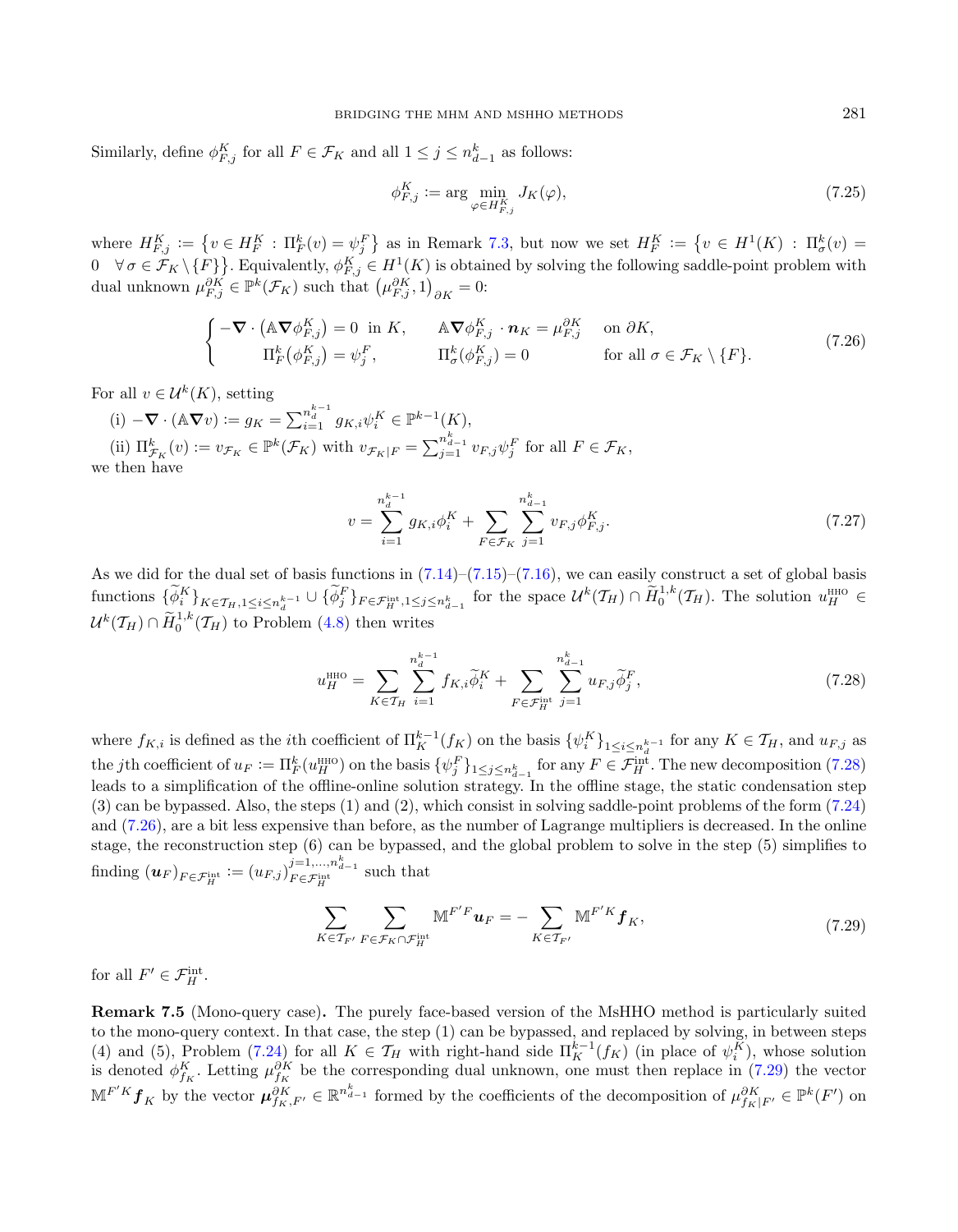Similarly, define $\phi^K_{F,j}$ for all $F \in \mathcal{F}_K$ and all $1 \le j \le n^k_{d-1}$ as follows:

$$\phi^K_{F,j} := \arg\min_{\varphi \in H^K_{F,j}} J_K(\varphi), \tag{7.25}$$

where $H^K_{F,j} := \left\{ v \in H^K_F : \Pi^k_F(v) = \psi^F_j \right\}$ as in Remark 7.3, but now we set $H^K_F := \left\{ v \in H^1(K) : \Pi^k_\sigma(v) = 0 \quad \forall \sigma \in \mathcal{F}_K \setminus \{F\} \right\}$. Equivalently, $\phi^K_{F,j} \in H^1(K)$ is obtained by solving the following saddle-point problem with dual unknown $\mu^{\partial K}_{F,j} \in \mathbb{P}^k(\mathcal{F}_K)$ such that $\left(\mu^{\partial K}_{F,j}, 1\right)_{\partial K} = 0$:

$$\begin{cases} -\boldsymbol{\nabla} \cdot \left( \mathbb{A} \boldsymbol{\nabla} \phi^K_{F,j} \right) = 0 \ \text{ in } K, & \mathbb{A} \boldsymbol{\nabla} \phi^K_{F,j} \cdot \boldsymbol{n}_K = \mu^{\partial K}_{F,j} \quad \text{on } \partial K, \\ \qquad \Pi^k_F\left(\phi^K_{F,j}\right) = \psi^F_j, & \Pi^k_\sigma(\phi^K_{F,j}) = 0 \qquad \text{for all } \sigma \in \mathcal{F}_K \setminus \{F\}. \end{cases} \tag{7.26}$$

For all $v \in \mathcal{U}^k(K)$, setting

(i) $-\boldsymbol{\nabla} \cdot (\mathbb{A} \boldsymbol{\nabla} v) := g_K = \sum_{i=1}^{n^{k-1}_d} g_{K,i} \psi^K_i \in \mathbb{P}^{k-1}(K)$,

(ii) $\Pi^k_{\mathcal{F}_K}(v) := v_{\mathcal{F}_K} \in \mathbb{P}^k(\mathcal{F}_K)$ with $v_{\mathcal{F}_K|F} = \sum_{j=1}^{n^k_{d-1}} v_{F,j} \psi^F_j$ for all $F \in \mathcal{F}_K$,

we then have

$$v = \sum_{i=1}^{n^{k-1}_d} g_{K,i} \phi^K_i + \sum_{F \in \mathcal{F}_K} \sum_{j=1}^{n^k_{d-1}} v_{F,j} \phi^K_{F,j}. \tag{7.27}$$

As we did for the dual set of basis functions in (7.14)–(7.15)–(7.16), we can easily construct a set of global basis functions $\{\widetilde{\phi}^K_i\}_{K \in \mathcal{T}_H, 1 \le i \le n^{k-1}_d} \cup \{\widetilde{\phi}^F_j\}_{F \in \mathcal{F}^{\text{int}}_H, 1 \le j \le n^k_{d-1}}$ for the space $\mathcal{U}^k(\mathcal{T}_H) \cap \widetilde{H}^{1,k}_0(\mathcal{T}_H)$. The solution $u^{\text{HHO}}_H \in \mathcal{U}^k(\mathcal{T}_H) \cap \widetilde{H}^{1,k}_0(\mathcal{T}_H)$ to Problem (4.8) then writes

$$u^{\text{HHO}}_H = \sum_{K \in \mathcal{T}_H} \sum_{i=1}^{n^{k-1}_d} f_{K,i} \widetilde{\phi}^K_i + \sum_{F \in \mathcal{F}^{\text{int}}_H} \sum_{j=1}^{n^k_{d-1}} u_{F,j} \widetilde{\phi}^F_j, \tag{7.28}$$

where $f_{K,i}$ is defined as the $i$th coefficient of $\Pi^{k-1}_K(f_K)$ on the basis $\{\psi^K_i\}_{1 \le i \le n^{k-1}_d}$ for any $K \in \mathcal{T}_H$, and $u_{F,j}$ as the $j$th coefficient of $u_F := \Pi^k_F(u^{\text{HHO}}_H)$ on the basis $\{\psi^F_j\}_{1 \le j \le n^k_{d-1}}$ for any $F \in \mathcal{F}^{\text{int}}_H$. The new decomposition (7.28) leads to a simplification of the offline-online solution strategy. In the offline stage, the static condensation step (3) can be bypassed. Also, the steps (1) and (2), which consist in solving saddle-point problems of the form (7.24) and (7.26), are a bit less expensive than before, as the number of Lagrange multipliers is decreased. In the online stage, the reconstruction step (6) can be bypassed, and the global problem to solve in the step (5) simplifies to finding $(\boldsymbol{u}_F)_{F \in \mathcal{F}^{\text{int}}_H} := (u_{F,j})^{j=1,\dots,n^k_{d-1}}_{F \in \mathcal{F}^{\text{int}}_H}$ such that

$$\sum_{K \in \mathcal{T}_{F'}} \sum_{F \in \mathcal{F}_K \cap \mathcal{F}^{\text{int}}_H} \mathbb{M}^{F'F} \boldsymbol{u}_F = - \sum_{K \in \mathcal{T}_{F'}} \mathbb{M}^{F'K} \boldsymbol{f}_K, \tag{7.29}$$

for all $F' \in \mathcal{F}^{\text{int}}_H$.

**Remark 7.5** (Mono-query case)**.** The purely face-based version of the MsHHO method is particularly suited to the mono-query context. In that case, the step (1) can be bypassed, and replaced by solving, in between steps (4) and (5), Problem (7.24) for all $K \in \mathcal{T}_H$ with right-hand side $\Pi^{k-1}_K(f_K)$ (in place of $\psi^K_i$), whose solution is denoted $\phi^K_{f_K}$. Letting $\mu^{\partial K}_{f_K}$ be the corresponding dual unknown, one must then replace in (7.29) the vector $\mathbb{M}^{F'K} \boldsymbol{f}_K$ by the vector $\boldsymbol{\mu}^{\partial K}_{f_K, F'} \in \mathbb{R}^{n^k_{d-1}}$ formed by the coefficients of the decomposition of $\mu^{\partial K}_{f_K|F'} \in \mathbb{P}^k(F')$ on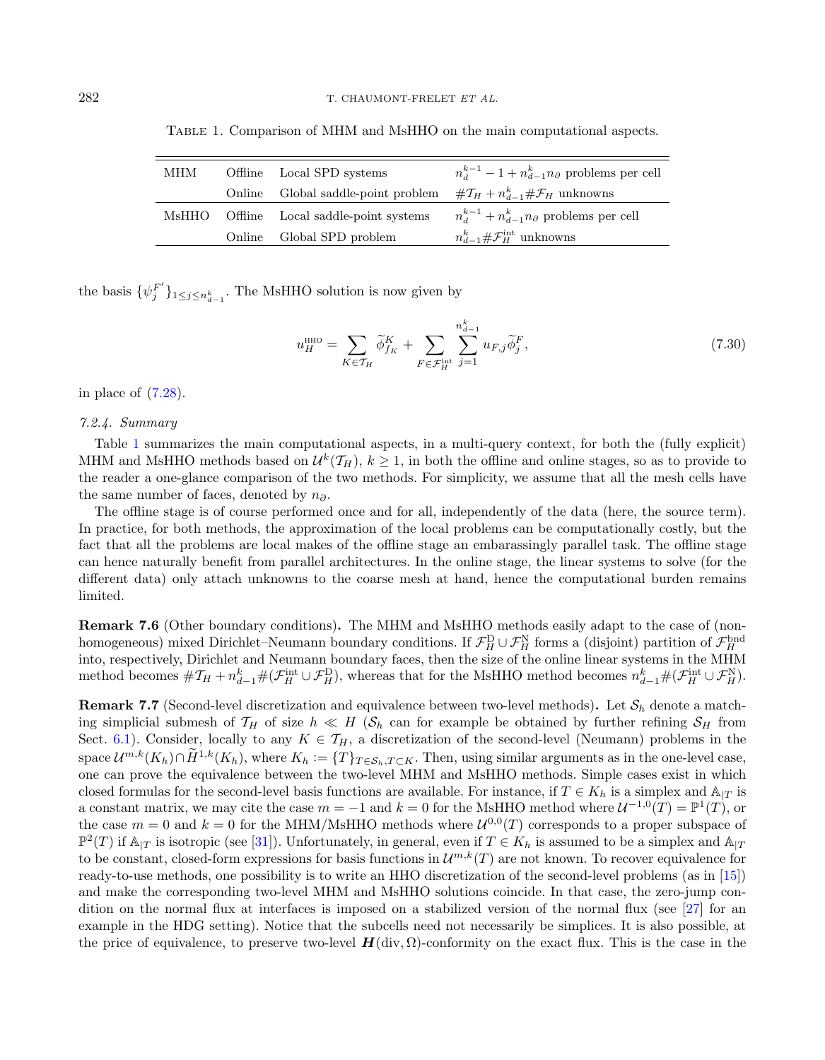Table 1. Comparison of MHM and MsHHO on the main computational aspects.

| | | | |
|---|---|---|---|
| MHM | Offline | Local SPD systems | $n_d^{k-1} - 1 + n_{d-1}^k n_\partial$ problems per cell |
| | Online | Global saddle-point problem | $\#\mathcal{T}_H + n_{d-1}^k \#\mathcal{F}_H$ unknowns |
| MsHHO | Offline | Local saddle-point systems | $n_d^{k-1} + n_{d-1}^k n_\partial$ problems per cell |
| | Online | Global SPD problem | $n_{d-1}^k \#\mathcal{F}_H^{\text{int}}$ unknowns |

the basis $\{\psi_j^{F'}\}_{1\leq j\leq n_{d-1}^k}$. The MsHHO solution is now given by

$$u_H^{\text{HHO}} = \sum_{K\in\mathcal{T}_H} \widetilde{\phi}_{f_K}^K + \sum_{F\in\mathcal{F}_H^{\text{int}}} \sum_{j=1}^{n_{d-1}^k} u_{F,j} \widetilde{\phi}_j^F, \tag{7.30}$$

in place of (7.28).

*7.2.4. Summary*

Table 1 summarizes the main computational aspects, in a multi-query context, for both the (fully explicit) MHM and MsHHO methods based on $\mathcal{U}^k(\mathcal{T}_H)$, $k \geq 1$, in both the offline and online stages, so as to provide to the reader a one-glance comparison of the two methods. For simplicity, we assume that all the mesh cells have the same number of faces, denoted by $n_\partial$.

The offline stage is of course performed once and for all, independently of the data (here, the source term). In practice, for both methods, the approximation of the local problems can be computationally costly, but the fact that all the problems are local makes of the offline stage an embarassingly parallel task. The offline stage can hence naturally benefit from parallel architectures. In the online stage, the linear systems to solve (for the different data) only attach unknowns to the coarse mesh at hand, hence the computational burden remains limited.

**Remark 7.6** (Other boundary conditions)**.** The MHM and MsHHO methods easily adapt to the case of (non-homogeneous) mixed Dirichlet–Neumann boundary conditions. If $\mathcal{F}_H^{\text{D}} \cup \mathcal{F}_H^{\text{N}}$ forms a (disjoint) partition of $\mathcal{F}_H^{\text{bnd}}$ into, respectively, Dirichlet and Neumann boundary faces, then the size of the online linear systems in the MHM method becomes $\#\mathcal{T}_H + n_{d-1}^k \#(\mathcal{F}_H^{\text{int}} \cup \mathcal{F}_H^{\text{D}})$, whereas that for the MsHHO method becomes $n_{d-1}^k \#(\mathcal{F}_H^{\text{int}} \cup \mathcal{F}_H^{\text{N}})$.

**Remark 7.7** (Second-level discretization and equivalence between two-level methods)**.** Let $\mathcal{S}_h$ denote a matching simplicial submesh of $\mathcal{T}_H$ of size $h \ll H$ ($\mathcal{S}_h$ can for example be obtained by further refining $\mathcal{S}_H$ from Sect. 6.1). Consider, locally to any $K \in \mathcal{T}_H$, a discretization of the second-level (Neumann) problems in the space $\mathcal{U}^{m,k}(K_h) \cap \widetilde{H}^{1,k}(K_h)$, where $K_h := \{T\}_{T\in\mathcal{S}_h, T\subset K}$. Then, using similar arguments as in the one-level case, one can prove the equivalence between the two-level MHM and MsHHO methods. Simple cases exist in which closed formulas for the second-level basis functions are available. For instance, if $T \in K_h$ is a simplex and $\mathbb{A}_{|T}$ is a constant matrix, we may cite the case $m = -1$ and $k = 0$ for the MsHHO method where $\mathcal{U}^{-1,0}(T) = \mathbb{P}^1(T)$, or the case $m = 0$ and $k = 0$ for the MHM/MsHHO methods where $\mathcal{U}^{0,0}(T)$ corresponds to a proper subspace of $\mathbb{P}^2(T)$ if $\mathbb{A}_{|T}$ is isotropic (see [31]). Unfortunately, in general, even if $T \in K_h$ is assumed to be a simplex and $\mathbb{A}_{|T}$ to be constant, closed-form expressions for basis functions in $\mathcal{U}^{m,k}(T)$ are not known. To recover equivalence for ready-to-use methods, one possibility is to write an HHO discretization of the second-level problems (as in [15]) and make the corresponding two-level MHM and MsHHO solutions coincide. In that case, the zero-jump condition on the normal flux at interfaces is imposed on a stabilized version of the normal flux (see [27] for an example in the HDG setting). Notice that the subcells need not necessarily be simplices. It is also possible, at the price of equivalence, to preserve two-level $\boldsymbol{H}(\text{div}, \Omega)$-conformity on the exact flux. This is the case in the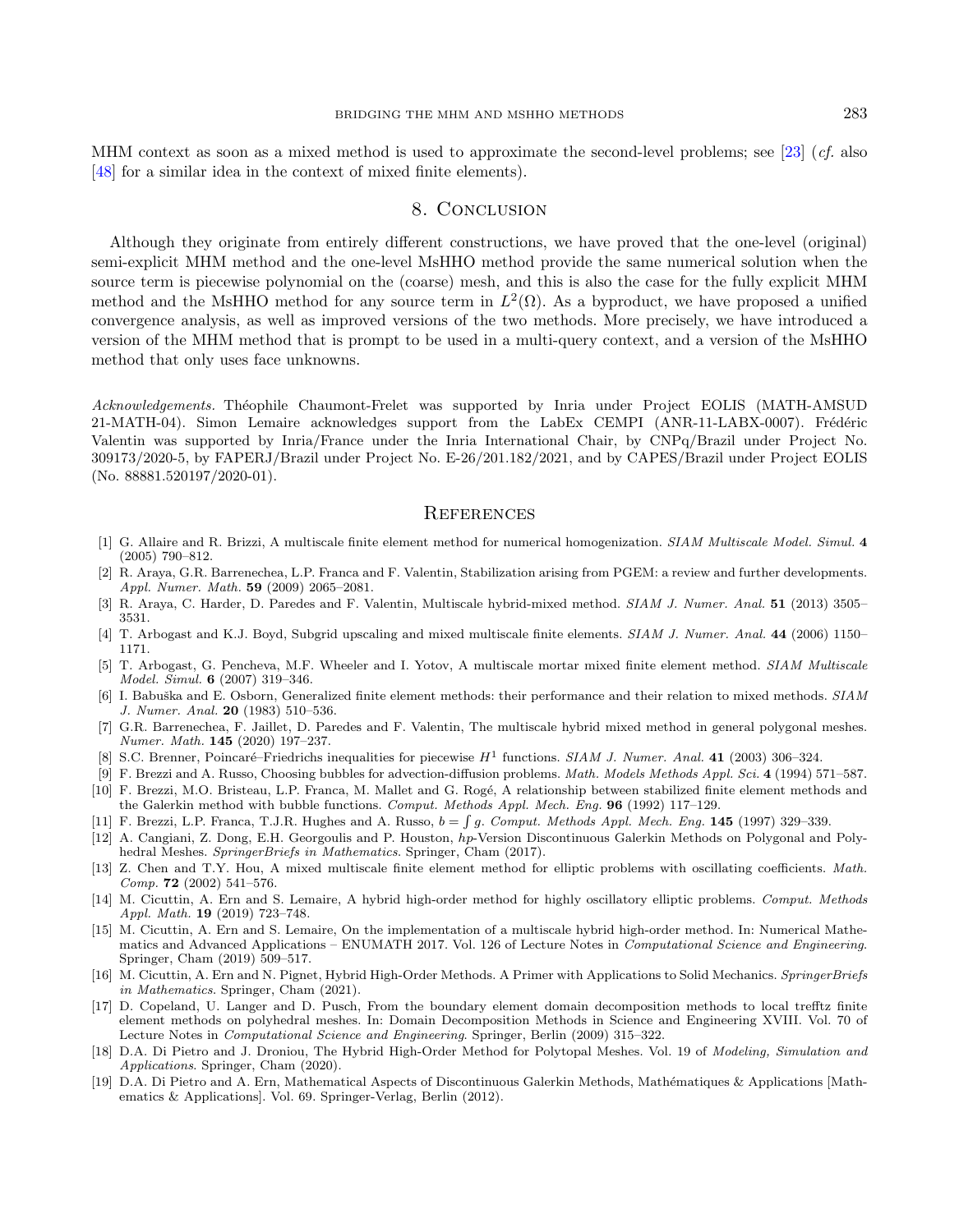MHM context as soon as a mixed method is used to approximate the second-level problems; see [23] (*cf.* also [48] for a similar idea in the context of mixed finite elements).

## 8. Conclusion

Although they originate from entirely different constructions, we have proved that the one-level (original) semi-explicit MHM method and the one-level MsHHO method provide the same numerical solution when the source term is piecewise polynomial on the (coarse) mesh, and this is also the case for the fully explicit MHM method and the MsHHO method for any source term in $L^2(\Omega)$. As a byproduct, we have proposed a unified convergence analysis, as well as improved versions of the two methods. More precisely, we have introduced a version of the MHM method that is prompt to be used in a multi-query context, and a version of the MsHHO method that only uses face unknowns.

*Acknowledgements.* Théophile Chaumont-Frelet was supported by Inria under Project EOLIS (MATH-AMSUD 21-MATH-04). Simon Lemaire acknowledges support from the LabEx CEMPI (ANR-11-LABX-0007). Frédéric Valentin was supported by Inria/France under the Inria International Chair, by CNPq/Brazil under Project No. 309173/2020-5, by FAPERJ/Brazil under Project No. E-26/201.182/2021, and by CAPES/Brazil under Project EOLIS (No. 88881.520197/2020-01).

## References

[1] G. Allaire and R. Brizzi, A multiscale finite element method for numerical homogenization. *SIAM Multiscale Model. Simul.* **4** (2005) 790–812.

[2] R. Araya, G.R. Barrenechea, L.P. Franca and F. Valentin, Stabilization arising from PGEM: a review and further developments. *Appl. Numer. Math.* **59** (2009) 2065–2081.

[3] R. Araya, C. Harder, D. Paredes and F. Valentin, Multiscale hybrid-mixed method. *SIAM J. Numer. Anal.* **51** (2013) 3505–3531.

[4] T. Arbogast and K.J. Boyd, Subgrid upscaling and mixed multiscale finite elements. *SIAM J. Numer. Anal.* **44** (2006) 1150–1171.

[5] T. Arbogast, G. Pencheva, M.F. Wheeler and I. Yotov, A multiscale mortar mixed finite element method. *SIAM Multiscale Model. Simul.* **6** (2007) 319–346.

[6] I. Babuška and E. Osborn, Generalized finite element methods: their performance and their relation to mixed methods. *SIAM J. Numer. Anal.* **20** (1983) 510–536.

[7] G.R. Barrenechea, F. Jaillet, D. Paredes and F. Valentin, The multiscale hybrid mixed method in general polygonal meshes. *Numer. Math.* **145** (2020) 197–237.

[8] S.C. Brenner, Poincaré–Friedrichs inequalities for piecewise $H^1$ functions. *SIAM J. Numer. Anal.* **41** (2003) 306–324.

[9] F. Brezzi and A. Russo, Choosing bubbles for advection-diffusion problems. *Math. Models Methods Appl. Sci.* **4** (1994) 571–587.

[10] F. Brezzi, M.O. Bristeau, L.P. Franca, M. Mallet and G. Rogé, A relationship between stabilized finite element methods and the Galerkin method with bubble functions. *Comput. Methods Appl. Mech. Eng.* **96** (1992) 117–129.

[11] F. Brezzi, L.P. Franca, T.J.R. Hughes and A. Russo, $b = \int g$. *Comput. Methods Appl. Mech. Eng.* **145** (1997) 329–339.

[12] A. Cangiani, Z. Dong, E.H. Georgoulis and P. Houston, *hp*-Version Discontinuous Galerkin Methods on Polygonal and Polyhedral Meshes. *SpringerBriefs in Mathematics*. Springer, Cham (2017).

[13] Z. Chen and T.Y. Hou, A mixed multiscale finite element method for elliptic problems with oscillating coefficients. *Math. Comp.* **72** (2002) 541–576.

[14] M. Cicuttin, A. Ern and S. Lemaire, A hybrid high-order method for highly oscillatory elliptic problems. *Comput. Methods Appl. Math.* **19** (2019) 723–748.

[15] M. Cicuttin, A. Ern and S. Lemaire, On the implementation of a multiscale hybrid high-order method. In: Numerical Mathematics and Advanced Applications – ENUMATH 2017. Vol. 126 of Lecture Notes in *Computational Science and Engineering*. Springer, Cham (2019) 509–517.

[16] M. Cicuttin, A. Ern and N. Pignet, Hybrid High-Order Methods. A Primer with Applications to Solid Mechanics. *SpringerBriefs in Mathematics*. Springer, Cham (2021).

[17] D. Copeland, U. Langer and D. Pusch, From the boundary element domain decomposition methods to local trefftz finite element methods on polyhedral meshes. In: Domain Decomposition Methods in Science and Engineering XVIII. Vol. 70 of Lecture Notes in *Computational Science and Engineering*. Springer, Berlin (2009) 315–322.

[18] D.A. Di Pietro and J. Droniou, The Hybrid High-Order Method for Polytopal Meshes. Vol. 19 of *Modeling, Simulation and Applications*. Springer, Cham (2020).

[19] D.A. Di Pietro and A. Ern, Mathematical Aspects of Discontinuous Galerkin Methods, Mathématiques & Applications [Mathematics & Applications]. Vol. 69. Springer-Verlag, Berlin (2012).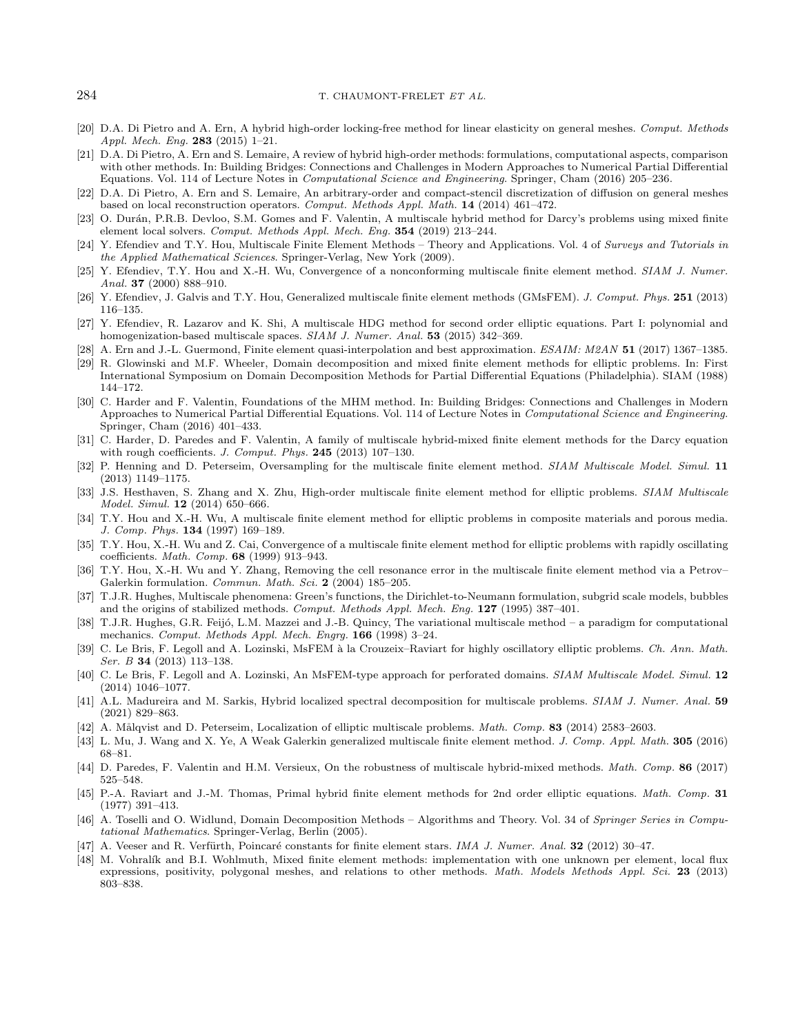[20] D.A. Di Pietro and A. Ern, A hybrid high-order locking-free method for linear elasticity on general meshes. *Comput. Methods Appl. Mech. Eng.* **283** (2015) 1–21.

[21] D.A. Di Pietro, A. Ern and S. Lemaire, A review of hybrid high-order methods: formulations, computational aspects, comparison with other methods. In: Building Bridges: Connections and Challenges in Modern Approaches to Numerical Partial Differential Equations. Vol. 114 of Lecture Notes in *Computational Science and Engineering*. Springer, Cham (2016) 205–236.

[22] D.A. Di Pietro, A. Ern and S. Lemaire, An arbitrary-order and compact-stencil discretization of diffusion on general meshes based on local reconstruction operators. *Comput. Methods Appl. Math.* **14** (2014) 461–472.

[23] O. Durán, P.R.B. Devloo, S.M. Gomes and F. Valentin, A multiscale hybrid method for Darcy's problems using mixed finite element local solvers. *Comput. Methods Appl. Mech. Eng.* **354** (2019) 213–244.

[24] Y. Efendiev and T.Y. Hou, Multiscale Finite Element Methods – Theory and Applications. Vol. 4 of *Surveys and Tutorials in the Applied Mathematical Sciences*. Springer-Verlag, New York (2009).

[25] Y. Efendiev, T.Y. Hou and X.-H. Wu, Convergence of a nonconforming multiscale finite element method. *SIAM J. Numer. Anal.* **37** (2000) 888–910.

[26] Y. Efendiev, J. Galvis and T.Y. Hou, Generalized multiscale finite element methods (GMsFEM). *J. Comput. Phys.* **251** (2013) 116–135.

[27] Y. Efendiev, R. Lazarov and K. Shi, A multiscale HDG method for second order elliptic equations. Part I: polynomial and homogenization-based multiscale spaces. *SIAM J. Numer. Anal.* **53** (2015) 342–369.

[28] A. Ern and J.-L. Guermond, Finite element quasi-interpolation and best approximation. *ESAIM: M2AN* **51** (2017) 1367–1385.

[29] R. Glowinski and M.F. Wheeler, Domain decomposition and mixed finite element methods for elliptic problems. In: First International Symposium on Domain Decomposition Methods for Partial Differential Equations (Philadelphia). SIAM (1988) 144–172.

[30] C. Harder and F. Valentin, Foundations of the MHM method. In: Building Bridges: Connections and Challenges in Modern Approaches to Numerical Partial Differential Equations. Vol. 114 of Lecture Notes in *Computational Science and Engineering*. Springer, Cham (2016) 401–433.

[31] C. Harder, D. Paredes and F. Valentin, A family of multiscale hybrid-mixed finite element methods for the Darcy equation with rough coefficients. *J. Comput. Phys.* **245** (2013) 107–130.

[32] P. Henning and D. Peterseim, Oversampling for the multiscale finite element method. *SIAM Multiscale Model. Simul.* **11** (2013) 1149–1175.

[33] J.S. Hesthaven, S. Zhang and X. Zhu, High-order multiscale finite element method for elliptic problems. *SIAM Multiscale Model. Simul.* **12** (2014) 650–666.

[34] T.Y. Hou and X.-H. Wu, A multiscale finite element method for elliptic problems in composite materials and porous media. *J. Comp. Phys.* **134** (1997) 169–189.

[35] T.Y. Hou, X.-H. Wu and Z. Cai, Convergence of a multiscale finite element method for elliptic problems with rapidly oscillating coefficients. *Math. Comp.* **68** (1999) 913–943.

[36] T.Y. Hou, X.-H. Wu and Y. Zhang, Removing the cell resonance error in the multiscale finite element method via a Petrov–Galerkin formulation. *Commun. Math. Sci.* **2** (2004) 185–205.

[37] T.J.R. Hughes, Multiscale phenomena: Green's functions, the Dirichlet-to-Neumann formulation, subgrid scale models, bubbles and the origins of stabilized methods. *Comput. Methods Appl. Mech. Eng.* **127** (1995) 387–401.

[38] T.J.R. Hughes, G.R. Feijó, L.M. Mazzei and J.-B. Quincy, The variational multiscale method – a paradigm for computational mechanics. *Comput. Methods Appl. Mech. Engrg.* **166** (1998) 3–24.

[39] C. Le Bris, F. Legoll and A. Lozinski, MsFEM à la Crouzeix–Raviart for highly oscillatory elliptic problems. *Ch. Ann. Math. Ser. B* **34** (2013) 113–138.

[40] C. Le Bris, F. Legoll and A. Lozinski, An MsFEM-type approach for perforated domains. *SIAM Multiscale Model. Simul.* **12** (2014) 1046–1077.

[41] A.L. Madureira and M. Sarkis, Hybrid localized spectral decomposition for multiscale problems. *SIAM J. Numer. Anal.* **59** (2021) 829–863.

[42] A. Målqvist and D. Peterseim, Localization of elliptic multiscale problems. *Math. Comp.* **83** (2014) 2583–2603.

[43] L. Mu, J. Wang and X. Ye, A Weak Galerkin generalized multiscale finite element method. *J. Comp. Appl. Math.* **305** (2016) 68–81.

[44] D. Paredes, F. Valentin and H.M. Versieux, On the robustness of multiscale hybrid-mixed methods. *Math. Comp.* **86** (2017) 525–548.

[45] P.-A. Raviart and J.-M. Thomas, Primal hybrid finite element methods for 2nd order elliptic equations. *Math. Comp.* **31** (1977) 391–413.

[46] A. Toselli and O. Widlund, Domain Decomposition Methods – Algorithms and Theory. Vol. 34 of *Springer Series in Computational Mathematics*. Springer-Verlag, Berlin (2005).

[47] A. Veeser and R. Verfürth, Poincaré constants for finite element stars. *IMA J. Numer. Anal.* **32** (2012) 30–47.

[48] M. Vohralík and B.I. Wohlmuth, Mixed finite element methods: implementation with one unknown per element, local flux expressions, positivity, polygonal meshes, and relations to other methods. *Math. Models Methods Appl. Sci.* **23** (2013) 803–838.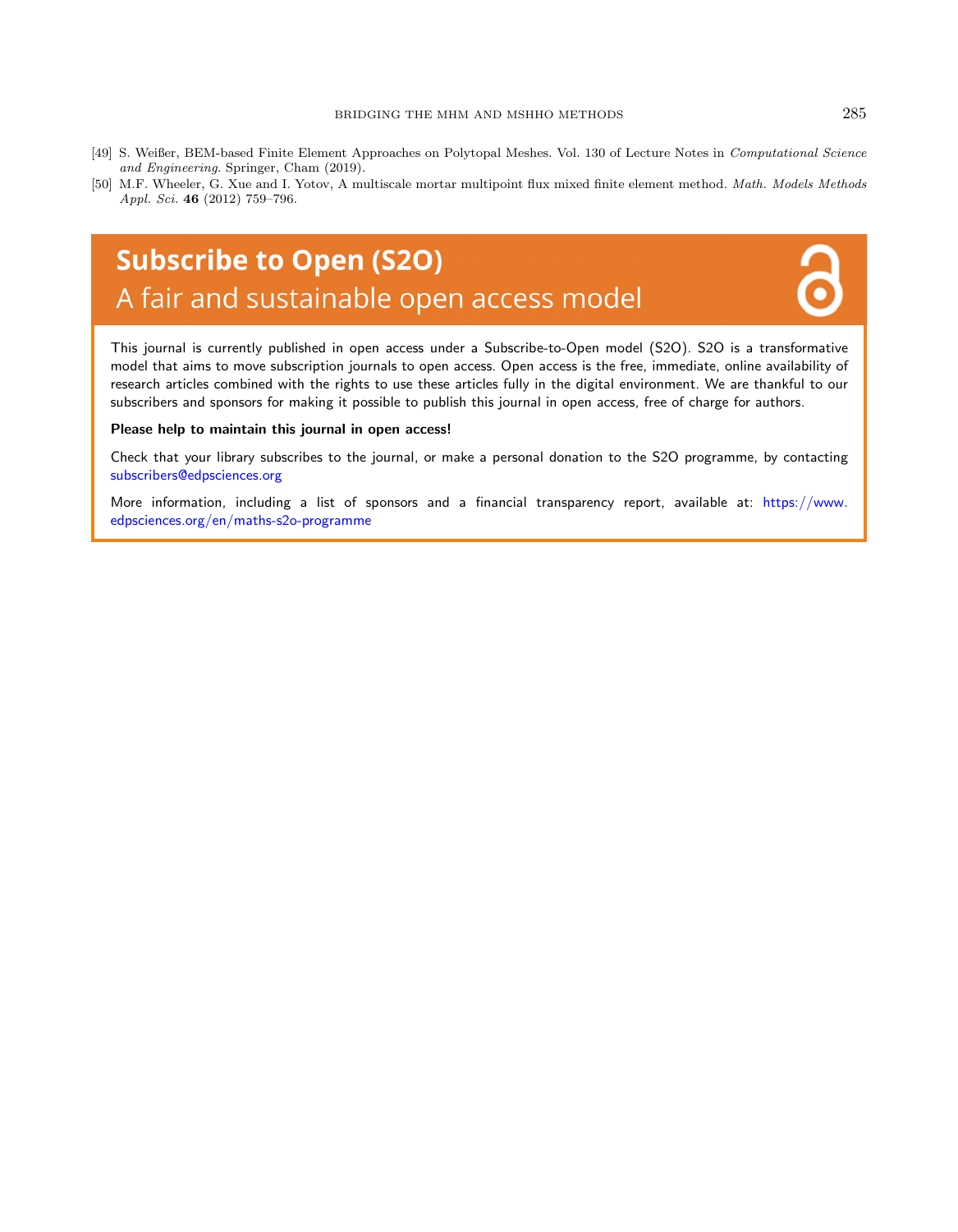[49] S. Weißer, BEM-based Finite Element Approaches on Polytopal Meshes. Vol. 130 of Lecture Notes in *Computational Science and Engineering*. Springer, Cham (2019).

[50] M.F. Wheeler, G. Xue and I. Yotov, A multiscale mortar multipoint flux mixed finite element method. *Math. Models Methods Appl. Sci.* **46** (2012) 759–796.

## Subscribe to Open (S2O)

### A fair and sustainable open access model

This journal is currently published in open access under a Subscribe-to-Open model (S2O). S2O is a transformative model that aims to move subscription journals to open access. Open access is the free, immediate, online availability of research articles combined with the rights to use these articles fully in the digital environment. We are thankful to our subscribers and sponsors for making it possible to publish this journal in open access, free of charge for authors.

**Please help to maintain this journal in open access!**

Check that your library subscribes to the journal, or make a personal donation to the S2O programme, by contacting subscribers@edpsciences.org

More information, including a list of sponsors and a financial transparency report, available at: https://www.edpsciences.org/en/maths-s2o-programme